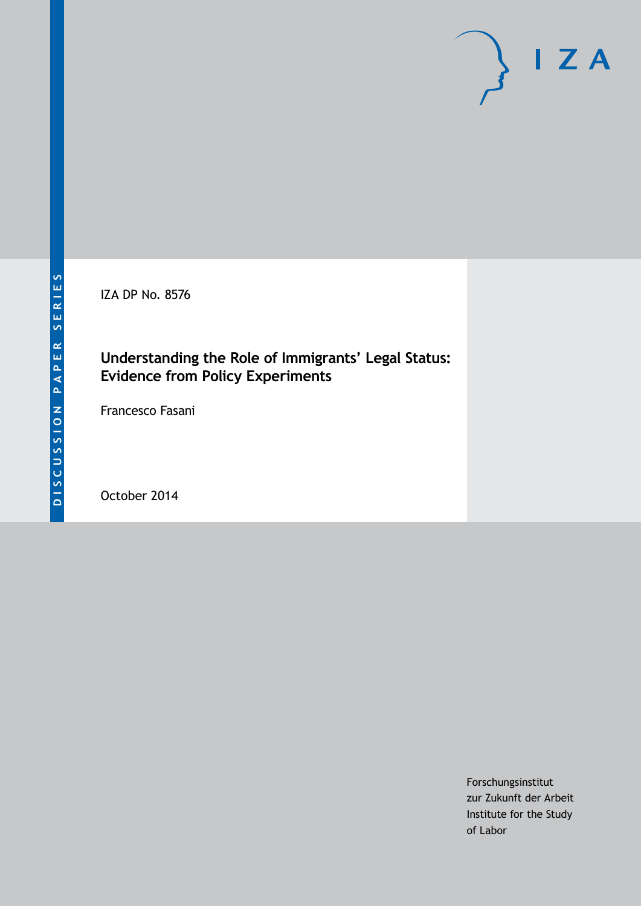DISCUSSION PAPER SERIES

IZA DP No. 8576

# Understanding the Role of Immigrants' Legal Status: Evidence from Policy Experiments

Francesco Fasani

October 2014

Forschungsinstitut
zur Zukunft der Arbeit
Institute for the Study
of Labor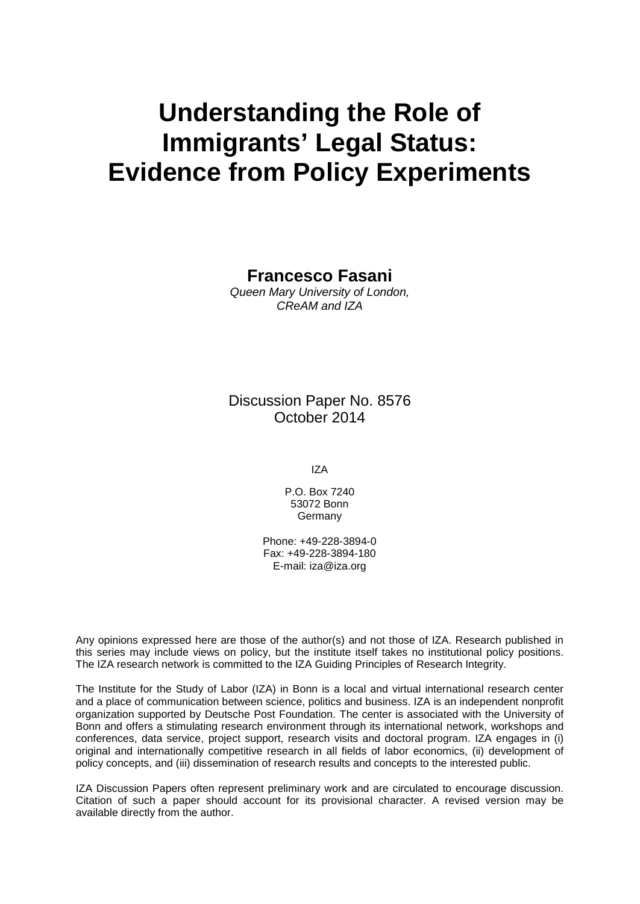# Understanding the Role of Immigrants' Legal Status: Evidence from Policy Experiments

**Francesco Fasani**

*Queen Mary University of London, CReAM and IZA*

Discussion Paper No. 8576
October 2014

IZA

P.O. Box 7240
53072 Bonn
Germany

Phone: +49-228-3894-0
Fax: +49-228-3894-180
E-mail: iza@iza.org

Any opinions expressed here are those of the author(s) and not those of IZA. Research published in this series may include views on policy, but the institute itself takes no institutional policy positions. The IZA research network is committed to the IZA Guiding Principles of Research Integrity.

The Institute for the Study of Labor (IZA) in Bonn is a local and virtual international research center and a place of communication between science, politics and business. IZA is an independent nonprofit organization supported by Deutsche Post Foundation. The center is associated with the University of Bonn and offers a stimulating research environment through its international network, workshops and conferences, data service, project support, research visits and doctoral program. IZA engages in (i) original and internationally competitive research in all fields of labor economics, (ii) development of policy concepts, and (iii) dissemination of research results and concepts to the interested public.

IZA Discussion Papers often represent preliminary work and are circulated to encourage discussion. Citation of such a paper should account for its provisional character. A revised version may be available directly from the author.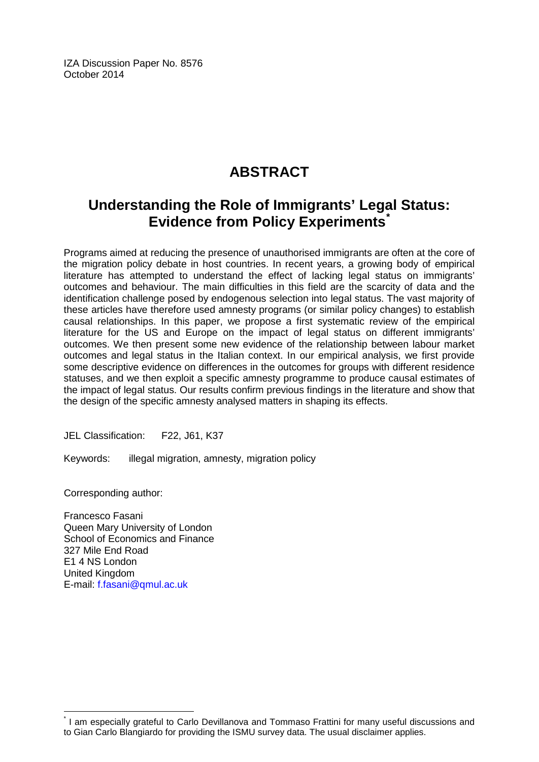IZA Discussion Paper No. 8576
October 2014

# ABSTRACT

## Understanding the Role of Immigrants' Legal Status: Evidence from Policy Experiments[*]

Programs aimed at reducing the presence of unauthorised immigrants are often at the core of the migration policy debate in host countries. In recent years, a growing body of empirical literature has attempted to understand the effect of lacking legal status on immigrants' outcomes and behaviour. The main difficulties in this field are the scarcity of data and the identification challenge posed by endogenous selection into legal status. The vast majority of these articles have therefore used amnesty programs (or similar policy changes) to establish causal relationships. In this paper, we propose a first systematic review of the empirical literature for the US and Europe on the impact of legal status on different immigrants' outcomes. We then present some new evidence of the relationship between labour market outcomes and legal status in the Italian context. In our empirical analysis, we first provide some descriptive evidence on differences in the outcomes for groups with different residence statuses, and we then exploit a specific amnesty programme to produce causal estimates of the impact of legal status. Our results confirm previous findings in the literature and show that the design of the specific amnesty analysed matters in shaping its effects.

JEL Classification: F22, J61, K37

Keywords: illegal migration, amnesty, migration policy

Corresponding author:

Francesco Fasani
Queen Mary University of London
School of Economics and Finance
327 Mile End Road
E1 4 NS London
United Kingdom
E-mail: f.fasani@qmul.ac.uk

[*] I am especially grateful to Carlo Devillanova and Tommaso Frattini for many useful discussions and to Gian Carlo Blangiardo for providing the ISMU survey data. The usual disclaimer applies.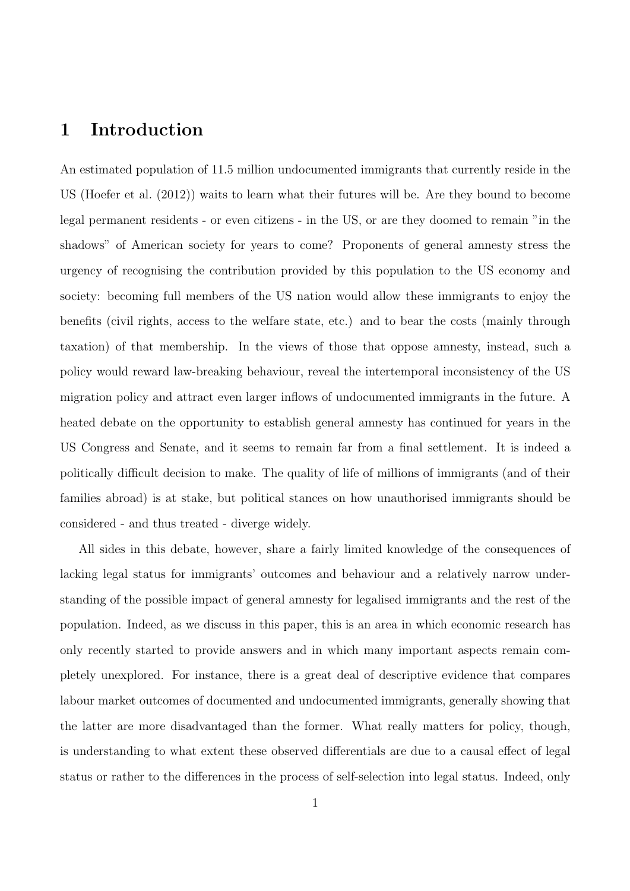# 1 Introduction

An estimated population of 11.5 million undocumented immigrants that currently reside in the US (Hoefer et al. (2012)) waits to learn what their futures will be. Are they bound to become legal permanent residents - or even citizens - in the US, or are they doomed to remain "in the shadows" of American society for years to come? Proponents of general amnesty stress the urgency of recognising the contribution provided by this population to the US economy and society: becoming full members of the US nation would allow these immigrants to enjoy the benefits (civil rights, access to the welfare state, etc.) and to bear the costs (mainly through taxation) of that membership. In the views of those that oppose amnesty, instead, such a policy would reward law-breaking behaviour, reveal the intertemporal inconsistency of the US migration policy and attract even larger inflows of undocumented immigrants in the future. A heated debate on the opportunity to establish general amnesty has continued for years in the US Congress and Senate, and it seems to remain far from a final settlement. It is indeed a politically difficult decision to make. The quality of life of millions of immigrants (and of their families abroad) is at stake, but political stances on how unauthorised immigrants should be considered - and thus treated - diverge widely.

All sides in this debate, however, share a fairly limited knowledge of the consequences of lacking legal status for immigrants' outcomes and behaviour and a relatively narrow understanding of the possible impact of general amnesty for legalised immigrants and the rest of the population. Indeed, as we discuss in this paper, this is an area in which economic research has only recently started to provide answers and in which many important aspects remain completely unexplored. For instance, there is a great deal of descriptive evidence that compares labour market outcomes of documented and undocumented immigrants, generally showing that the latter are more disadvantaged than the former. What really matters for policy, though, is understanding to what extent these observed differentials are due to a causal effect of legal status or rather to the differences in the process of self-selection into legal status. Indeed, only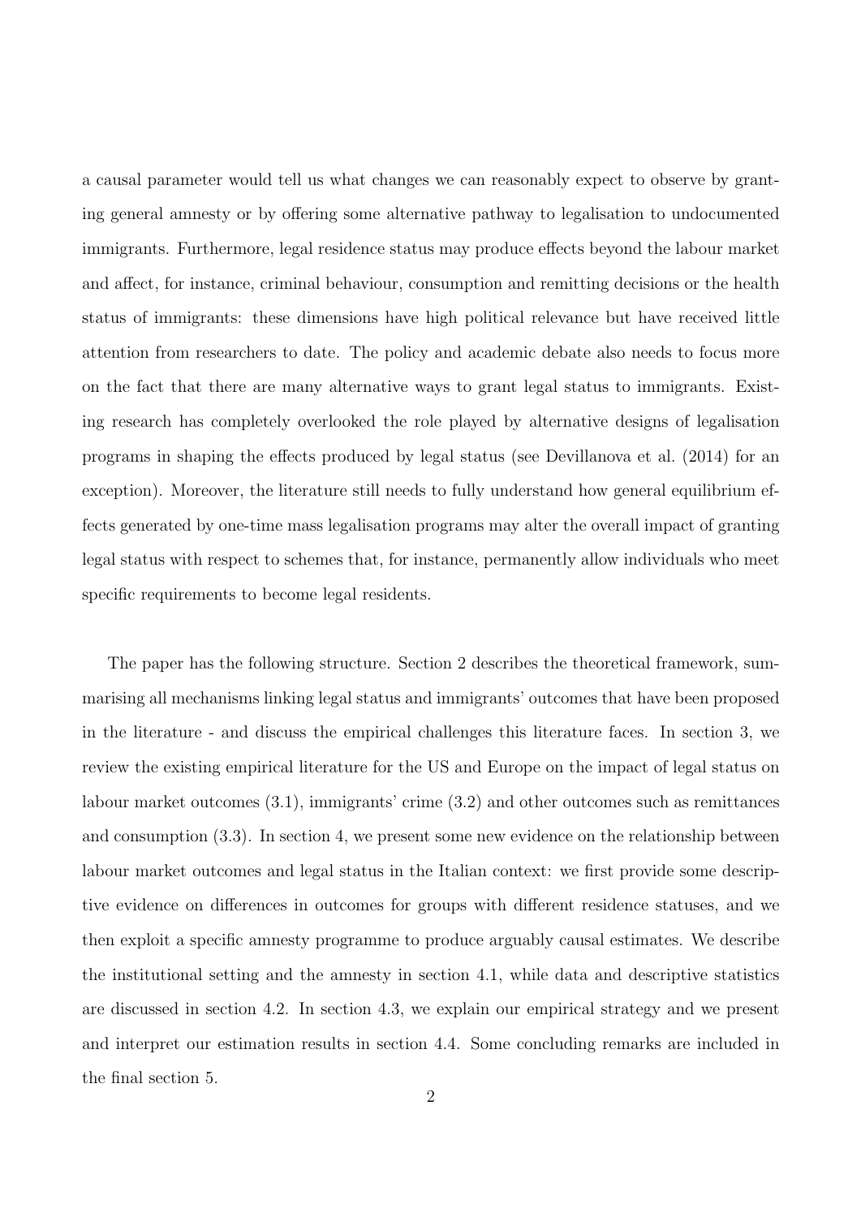a causal parameter would tell us what changes we can reasonably expect to observe by granting general amnesty or by offering some alternative pathway to legalisation to undocumented immigrants. Furthermore, legal residence status may produce effects beyond the labour market and affect, for instance, criminal behaviour, consumption and remitting decisions or the health status of immigrants: these dimensions have high political relevance but have received little attention from researchers to date. The policy and academic debate also needs to focus more on the fact that there are many alternative ways to grant legal status to immigrants. Existing research has completely overlooked the role played by alternative designs of legalisation programs in shaping the effects produced by legal status (see Devillanova et al. (2014) for an exception). Moreover, the literature still needs to fully understand how general equilibrium effects generated by one-time mass legalisation programs may alter the overall impact of granting legal status with respect to schemes that, for instance, permanently allow individuals who meet specific requirements to become legal residents.

The paper has the following structure. Section 2 describes the theoretical framework, summarising all mechanisms linking legal status and immigrants' outcomes that have been proposed in the literature - and discuss the empirical challenges this literature faces. In section 3, we review the existing empirical literature for the US and Europe on the impact of legal status on labour market outcomes (3.1), immigrants' crime (3.2) and other outcomes such as remittances and consumption (3.3). In section 4, we present some new evidence on the relationship between labour market outcomes and legal status in the Italian context: we first provide some descriptive evidence on differences in outcomes for groups with different residence statuses, and we then exploit a specific amnesty programme to produce arguably causal estimates. We describe the institutional setting and the amnesty in section 4.1, while data and descriptive statistics are discussed in section 4.2. In section 4.3, we explain our empirical strategy and we present and interpret our estimation results in section 4.4. Some concluding remarks are included in the final section 5.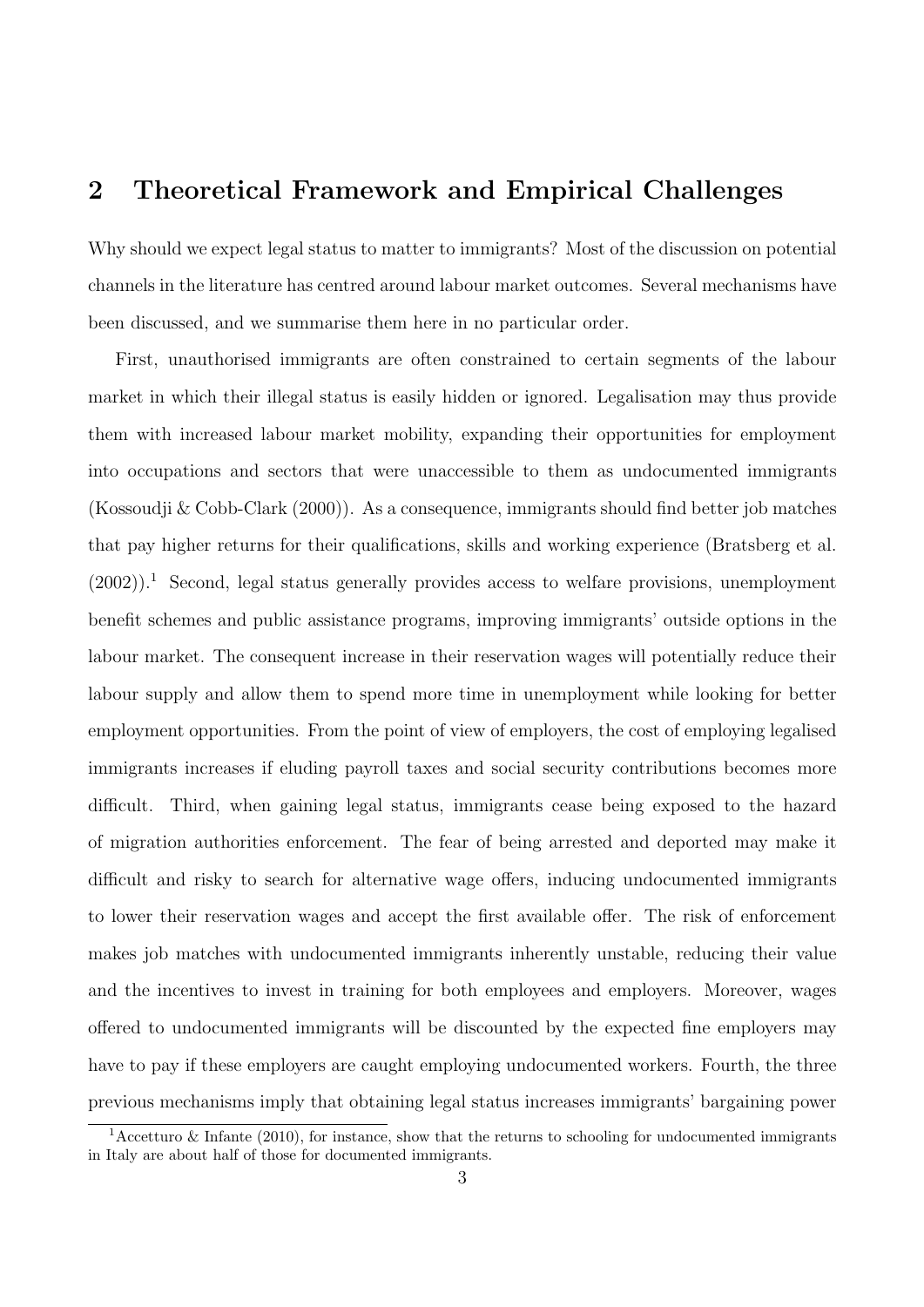## 2 Theoretical Framework and Empirical Challenges

Why should we expect legal status to matter to immigrants? Most of the discussion on potential channels in the literature has centred around labour market outcomes. Several mechanisms have been discussed, and we summarise them here in no particular order.

First, unauthorised immigrants are often constrained to certain segments of the labour market in which their illegal status is easily hidden or ignored. Legalisation may thus provide them with increased labour market mobility, expanding their opportunities for employment into occupations and sectors that were unaccessible to them as undocumented immigrants (Kossoudji & Cobb-Clark (2000)). As a consequence, immigrants should find better job matches that pay higher returns for their qualifications, skills and working experience (Bratsberg et al. (2002)).[1] Second, legal status generally provides access to welfare provisions, unemployment benefit schemes and public assistance programs, improving immigrants' outside options in the labour market. The consequent increase in their reservation wages will potentially reduce their labour supply and allow them to spend more time in unemployment while looking for better employment opportunities. From the point of view of employers, the cost of employing legalised immigrants increases if eluding payroll taxes and social security contributions becomes more difficult. Third, when gaining legal status, immigrants cease being exposed to the hazard of migration authorities enforcement. The fear of being arrested and deported may make it difficult and risky to search for alternative wage offers, inducing undocumented immigrants to lower their reservation wages and accept the first available offer. The risk of enforcement makes job matches with undocumented immigrants inherently unstable, reducing their value and the incentives to invest in training for both employees and employers. Moreover, wages offered to undocumented immigrants will be discounted by the expected fine employers may have to pay if these employers are caught employing undocumented workers. Fourth, the three previous mechanisms imply that obtaining legal status increases immigrants' bargaining power

[1] Accetturo & Infante (2010), for instance, show that the returns to schooling for undocumented immigrants in Italy are about half of those for documented immigrants.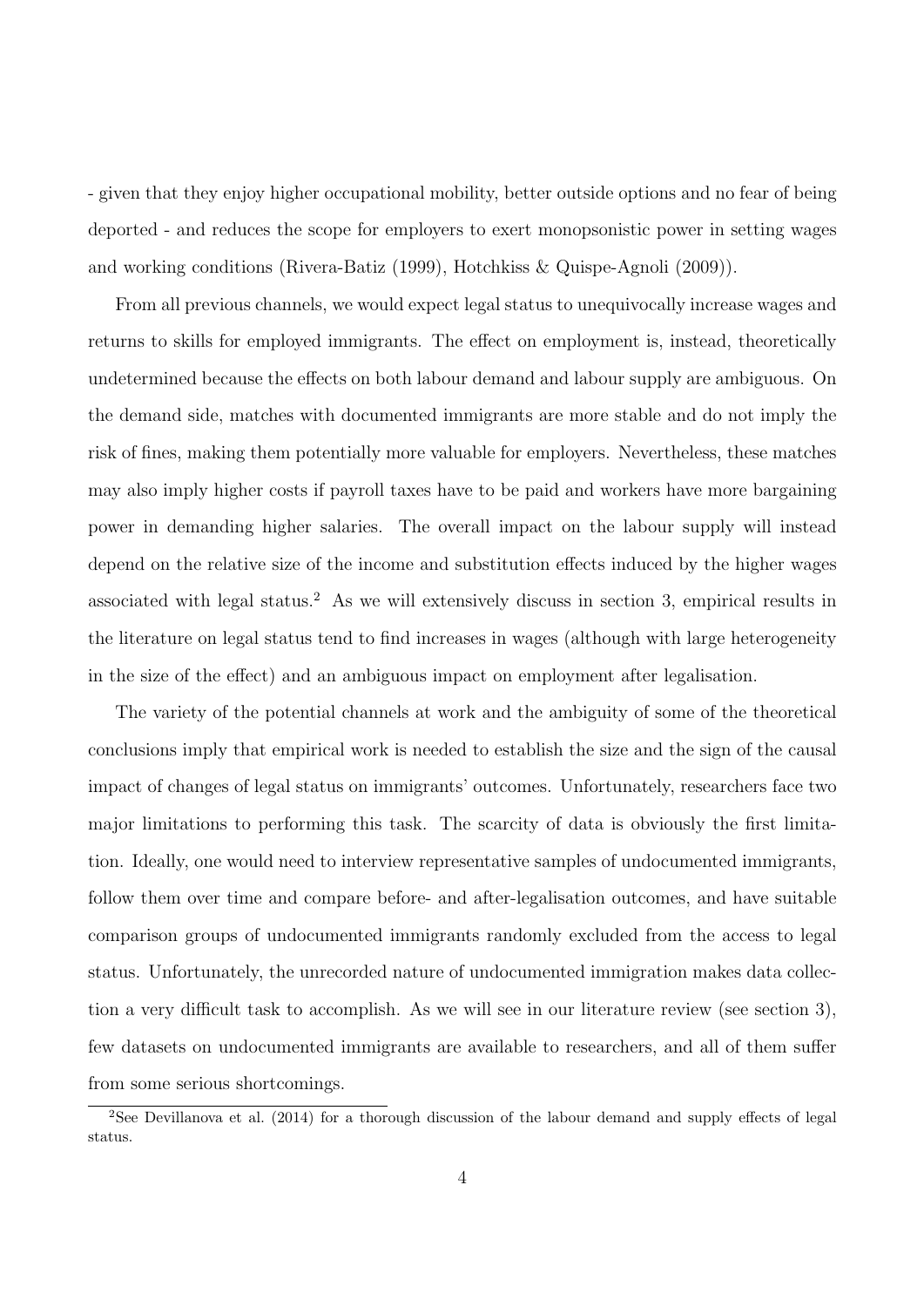- given that they enjoy higher occupational mobility, better outside options and no fear of being deported - and reduces the scope for employers to exert monopsonistic power in setting wages and working conditions (Rivera-Batiz (1999), Hotchkiss & Quispe-Agnoli (2009)).

From all previous channels, we would expect legal status to unequivocally increase wages and returns to skills for employed immigrants. The effect on employment is, instead, theoretically undetermined because the effects on both labour demand and labour supply are ambiguous. On the demand side, matches with documented immigrants are more stable and do not imply the risk of fines, making them potentially more valuable for employers. Nevertheless, these matches may also imply higher costs if payroll taxes have to be paid and workers have more bargaining power in demanding higher salaries. The overall impact on the labour supply will instead depend on the relative size of the income and substitution effects induced by the higher wages associated with legal status.[2] As we will extensively discuss in section 3, empirical results in the literature on legal status tend to find increases in wages (although with large heterogeneity in the size of the effect) and an ambiguous impact on employment after legalisation.

The variety of the potential channels at work and the ambiguity of some of the theoretical conclusions imply that empirical work is needed to establish the size and the sign of the causal impact of changes of legal status on immigrants' outcomes. Unfortunately, researchers face two major limitations to performing this task. The scarcity of data is obviously the first limitation. Ideally, one would need to interview representative samples of undocumented immigrants, follow them over time and compare before- and after-legalisation outcomes, and have suitable comparison groups of undocumented immigrants randomly excluded from the access to legal status. Unfortunately, the unrecorded nature of undocumented immigration makes data collection a very difficult task to accomplish. As we will see in our literature review (see section 3), few datasets on undocumented immigrants are available to researchers, and all of them suffer from some serious shortcomings.

[2] See Devillanova et al. (2014) for a thorough discussion of the labour demand and supply effects of legal status.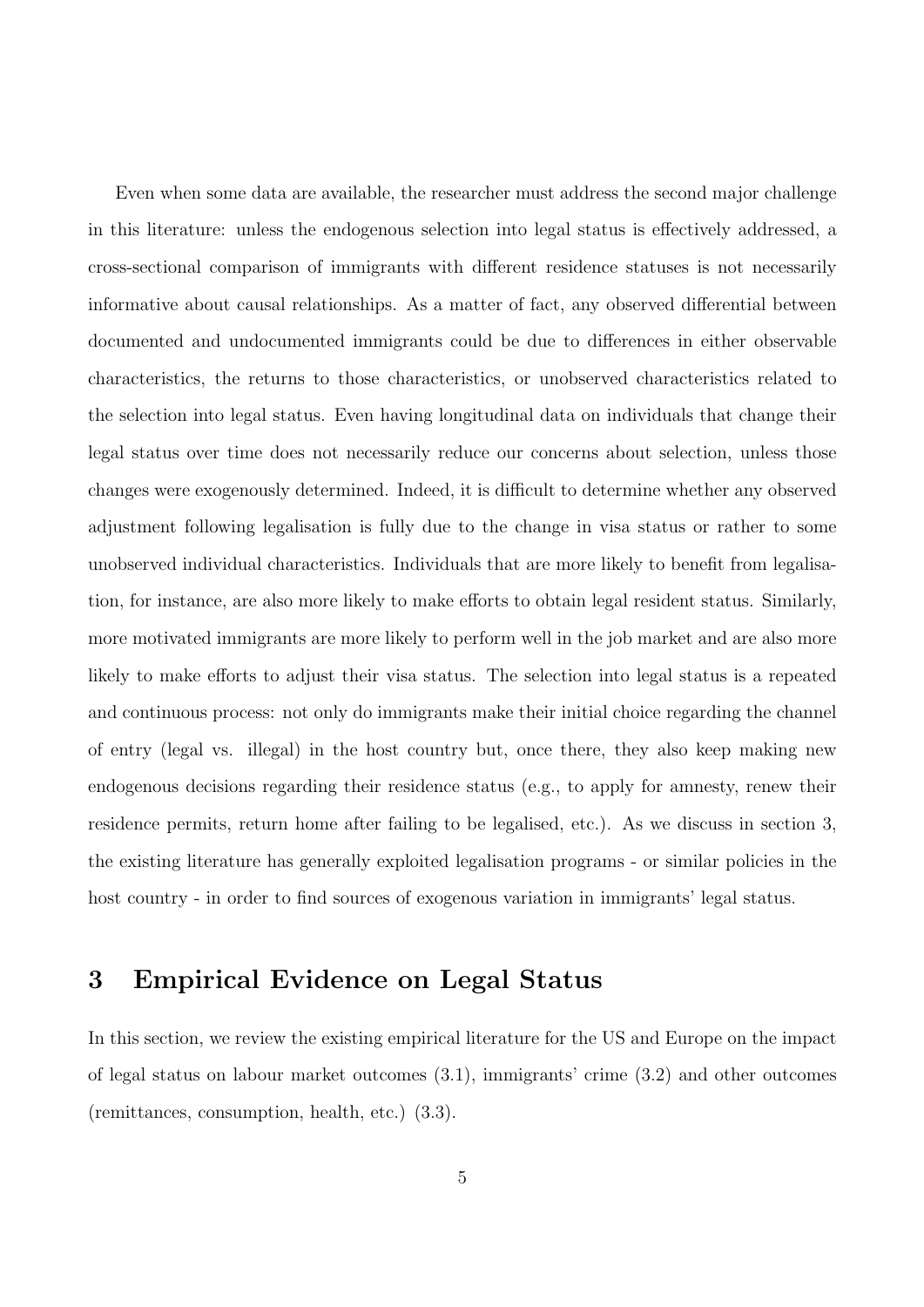Even when some data are available, the researcher must address the second major challenge in this literature: unless the endogenous selection into legal status is effectively addressed, a cross-sectional comparison of immigrants with different residence statuses is not necessarily informative about causal relationships. As a matter of fact, any observed differential between documented and undocumented immigrants could be due to differences in either observable characteristics, the returns to those characteristics, or unobserved characteristics related to the selection into legal status. Even having longitudinal data on individuals that change their legal status over time does not necessarily reduce our concerns about selection, unless those changes were exogenously determined. Indeed, it is difficult to determine whether any observed adjustment following legalisation is fully due to the change in visa status or rather to some unobserved individual characteristics. Individuals that are more likely to benefit from legalisation, for instance, are also more likely to make efforts to obtain legal resident status. Similarly, more motivated immigrants are more likely to perform well in the job market and are also more likely to make efforts to adjust their visa status. The selection into legal status is a repeated and continuous process: not only do immigrants make their initial choice regarding the channel of entry (legal vs. illegal) in the host country but, once there, they also keep making new endogenous decisions regarding their residence status (e.g., to apply for amnesty, renew their residence permits, return home after failing to be legalised, etc.). As we discuss in section 3, the existing literature has generally exploited legalisation programs - or similar policies in the host country - in order to find sources of exogenous variation in immigrants' legal status.

## 3 Empirical Evidence on Legal Status

In this section, we review the existing empirical literature for the US and Europe on the impact of legal status on labour market outcomes (3.1), immigrants' crime (3.2) and other outcomes (remittances, consumption, health, etc.) (3.3).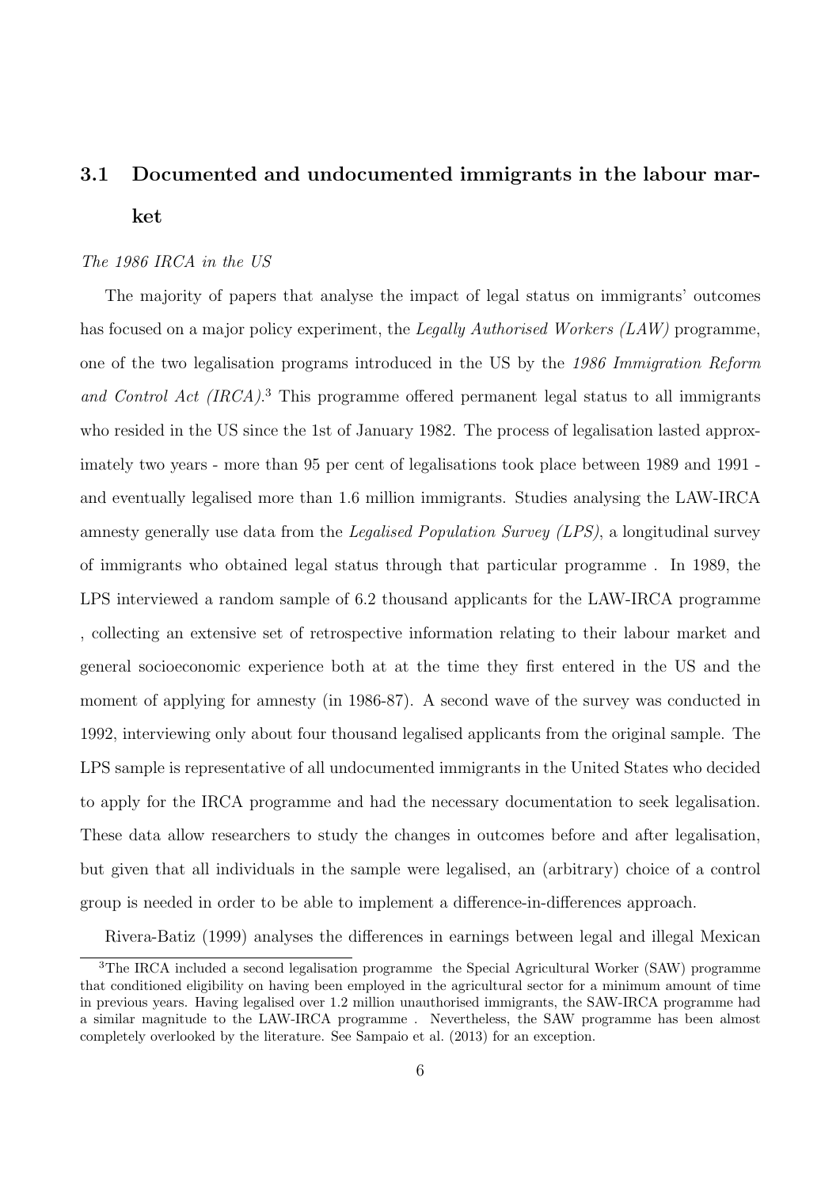### 3.1 Documented and undocumented immigrants in the labour market

*The 1986 IRCA in the US*

The majority of papers that analyse the impact of legal status on immigrants' outcomes has focused on a major policy experiment, the *Legally Authorised Workers (LAW)* programme, one of the two legalisation programs introduced in the US by the *1986 Immigration Reform and Control Act (IRCA)*.[3] This programme offered permanent legal status to all immigrants who resided in the US since the 1st of January 1982. The process of legalisation lasted approximately two years - more than 95 per cent of legalisations took place between 1989 and 1991 - and eventually legalised more than 1.6 million immigrants. Studies analysing the LAW-IRCA amnesty generally use data from the *Legalised Population Survey (LPS)*, a longitudinal survey of immigrants who obtained legal status through that particular programme . In 1989, the LPS interviewed a random sample of 6.2 thousand applicants for the LAW-IRCA programme , collecting an extensive set of retrospective information relating to their labour market and general socioeconomic experience both at at the time they first entered in the US and the moment of applying for amnesty (in 1986-87). A second wave of the survey was conducted in 1992, interviewing only about four thousand legalised applicants from the original sample. The LPS sample is representative of all undocumented immigrants in the United States who decided to apply for the IRCA programme and had the necessary documentation to seek legalisation. These data allow researchers to study the changes in outcomes before and after legalisation, but given that all individuals in the sample were legalised, an (arbitrary) choice of a control group is needed in order to be able to implement a difference-in-differences approach.

Rivera-Batiz (1999) analyses the differences in earnings between legal and illegal Mexican

[3] The IRCA included a second legalisation programme the Special Agricultural Worker (SAW) programme that conditioned eligibility on having been employed in the agricultural sector for a minimum amount of time in previous years. Having legalised over 1.2 million unauthorised immigrants, the SAW-IRCA programme had a similar magnitude to the LAW-IRCA programme . Nevertheless, the SAW programme has been almost completely overlooked by the literature. See Sampaio et al. (2013) for an exception.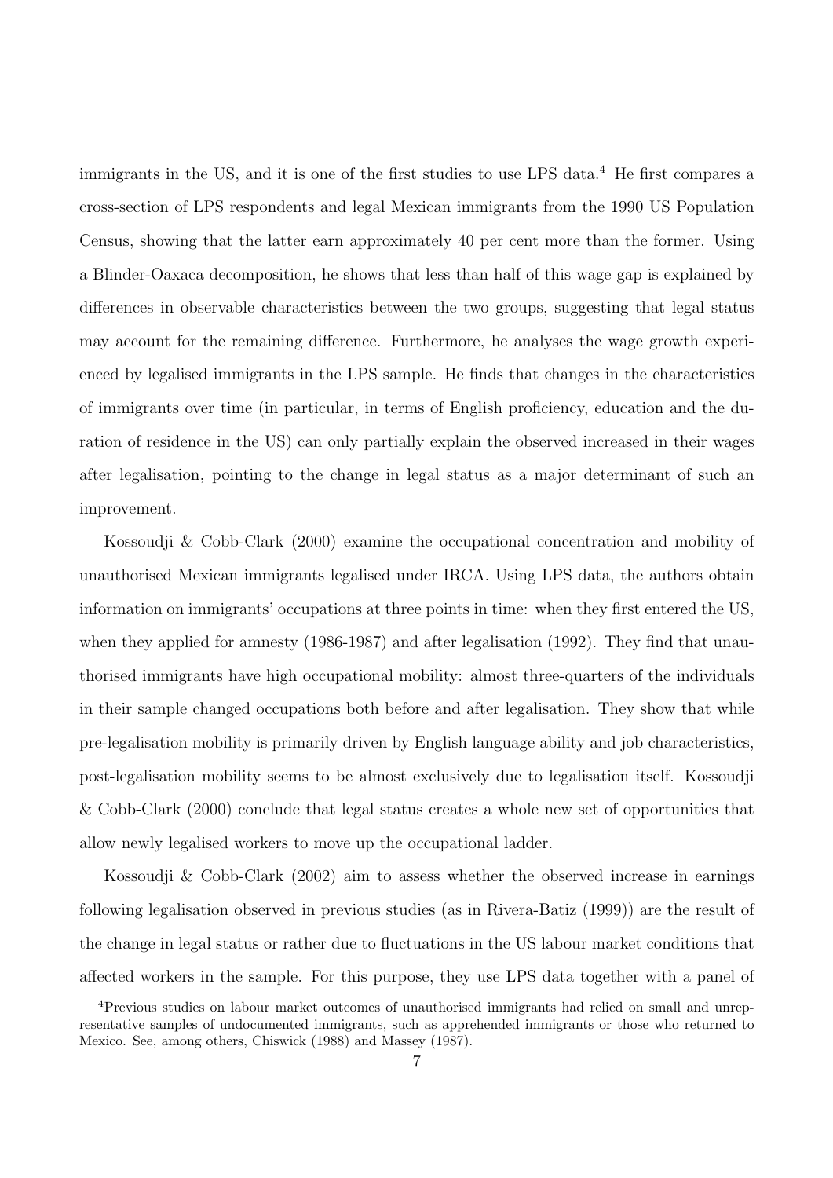immigrants in the US, and it is one of the first studies to use LPS data.[4] He first compares a cross-section of LPS respondents and legal Mexican immigrants from the 1990 US Population Census, showing that the latter earn approximately 40 per cent more than the former. Using a Blinder-Oaxaca decomposition, he shows that less than half of this wage gap is explained by differences in observable characteristics between the two groups, suggesting that legal status may account for the remaining difference. Furthermore, he analyses the wage growth experienced by legalised immigrants in the LPS sample. He finds that changes in the characteristics of immigrants over time (in particular, in terms of English proficiency, education and the duration of residence in the US) can only partially explain the observed increased in their wages after legalisation, pointing to the change in legal status as a major determinant of such an improvement.

Kossoudji & Cobb-Clark (2000) examine the occupational concentration and mobility of unauthorised Mexican immigrants legalised under IRCA. Using LPS data, the authors obtain information on immigrants' occupations at three points in time: when they first entered the US, when they applied for amnesty (1986-1987) and after legalisation (1992). They find that unauthorised immigrants have high occupational mobility: almost three-quarters of the individuals in their sample changed occupations both before and after legalisation. They show that while pre-legalisation mobility is primarily driven by English language ability and job characteristics, post-legalisation mobility seems to be almost exclusively due to legalisation itself. Kossoudji & Cobb-Clark (2000) conclude that legal status creates a whole new set of opportunities that allow newly legalised workers to move up the occupational ladder.

Kossoudji & Cobb-Clark (2002) aim to assess whether the observed increase in earnings following legalisation observed in previous studies (as in Rivera-Batiz (1999)) are the result of the change in legal status or rather due to fluctuations in the US labour market conditions that affected workers in the sample. For this purpose, they use LPS data together with a panel of

[4] Previous studies on labour market outcomes of unauthorised immigrants had relied on small and unrepresentative samples of undocumented immigrants, such as apprehended immigrants or those who returned to Mexico. See, among others, Chiswick (1988) and Massey (1987).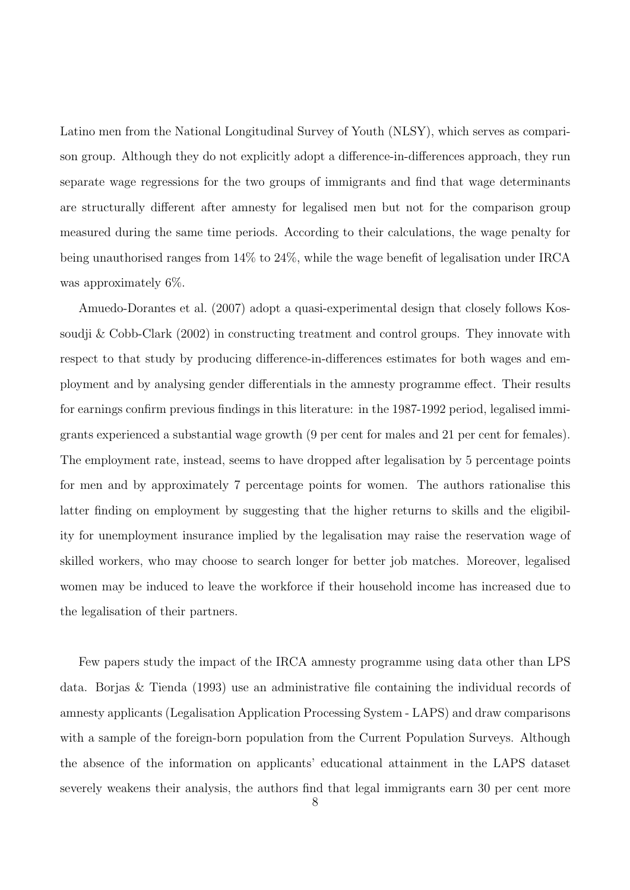Latino men from the National Longitudinal Survey of Youth (NLSY), which serves as comparison group. Although they do not explicitly adopt a difference-in-differences approach, they run separate wage regressions for the two groups of immigrants and find that wage determinants are structurally different after amnesty for legalised men but not for the comparison group measured during the same time periods. According to their calculations, the wage penalty for being unauthorised ranges from 14% to 24%, while the wage benefit of legalisation under IRCA was approximately 6%.

Amuedo-Dorantes et al. (2007) adopt a quasi-experimental design that closely follows Kossoudji & Cobb-Clark (2002) in constructing treatment and control groups. They innovate with respect to that study by producing difference-in-differences estimates for both wages and employment and by analysing gender differentials in the amnesty programme effect. Their results for earnings confirm previous findings in this literature: in the 1987-1992 period, legalised immigrants experienced a substantial wage growth (9 per cent for males and 21 per cent for females). The employment rate, instead, seems to have dropped after legalisation by 5 percentage points for men and by approximately 7 percentage points for women. The authors rationalise this latter finding on employment by suggesting that the higher returns to skills and the eligibility for unemployment insurance implied by the legalisation may raise the reservation wage of skilled workers, who may choose to search longer for better job matches. Moreover, legalised women may be induced to leave the workforce if their household income has increased due to the legalisation of their partners.

Few papers study the impact of the IRCA amnesty programme using data other than LPS data. Borjas & Tienda (1993) use an administrative file containing the individual records of amnesty applicants (Legalisation Application Processing System - LAPS) and draw comparisons with a sample of the foreign-born population from the Current Population Surveys. Although the absence of the information on applicants' educational attainment in the LAPS dataset severely weakens their analysis, the authors find that legal immigrants earn 30 per cent more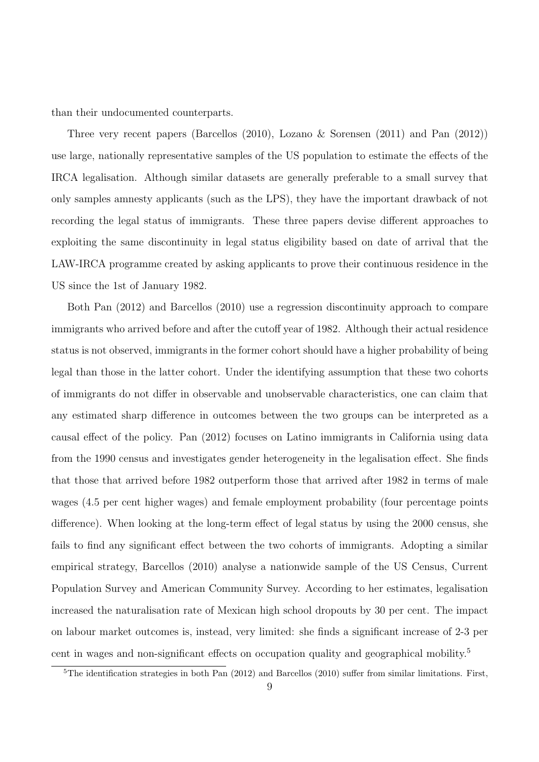than their undocumented counterparts.

Three very recent papers (Barcellos (2010), Lozano & Sorensen (2011) and Pan (2012)) use large, nationally representative samples of the US population to estimate the effects of the IRCA legalisation. Although similar datasets are generally preferable to a small survey that only samples amnesty applicants (such as the LPS), they have the important drawback of not recording the legal status of immigrants. These three papers devise different approaches to exploiting the same discontinuity in legal status eligibility based on date of arrival that the LAW-IRCA programme created by asking applicants to prove their continuous residence in the US since the 1st of January 1982.

Both Pan (2012) and Barcellos (2010) use a regression discontinuity approach to compare immigrants who arrived before and after the cutoff year of 1982. Although their actual residence status is not observed, immigrants in the former cohort should have a higher probability of being legal than those in the latter cohort. Under the identifying assumption that these two cohorts of immigrants do not differ in observable and unobservable characteristics, one can claim that any estimated sharp difference in outcomes between the two groups can be interpreted as a causal effect of the policy. Pan (2012) focuses on Latino immigrants in California using data from the 1990 census and investigates gender heterogeneity in the legalisation effect. She finds that those that arrived before 1982 outperform those that arrived after 1982 in terms of male wages (4.5 per cent higher wages) and female employment probability (four percentage points difference). When looking at the long-term effect of legal status by using the 2000 census, she fails to find any significant effect between the two cohorts of immigrants. Adopting a similar empirical strategy, Barcellos (2010) analyse a nationwide sample of the US Census, Current Population Survey and American Community Survey. According to her estimates, legalisation increased the naturalisation rate of Mexican high school dropouts by 30 per cent. The impact on labour market outcomes is, instead, very limited: she finds a significant increase of 2-3 per cent in wages and non-significant effects on occupation quality and geographical mobility.[5]

[5]The identification strategies in both Pan (2012) and Barcellos (2010) suffer from similar limitations. First,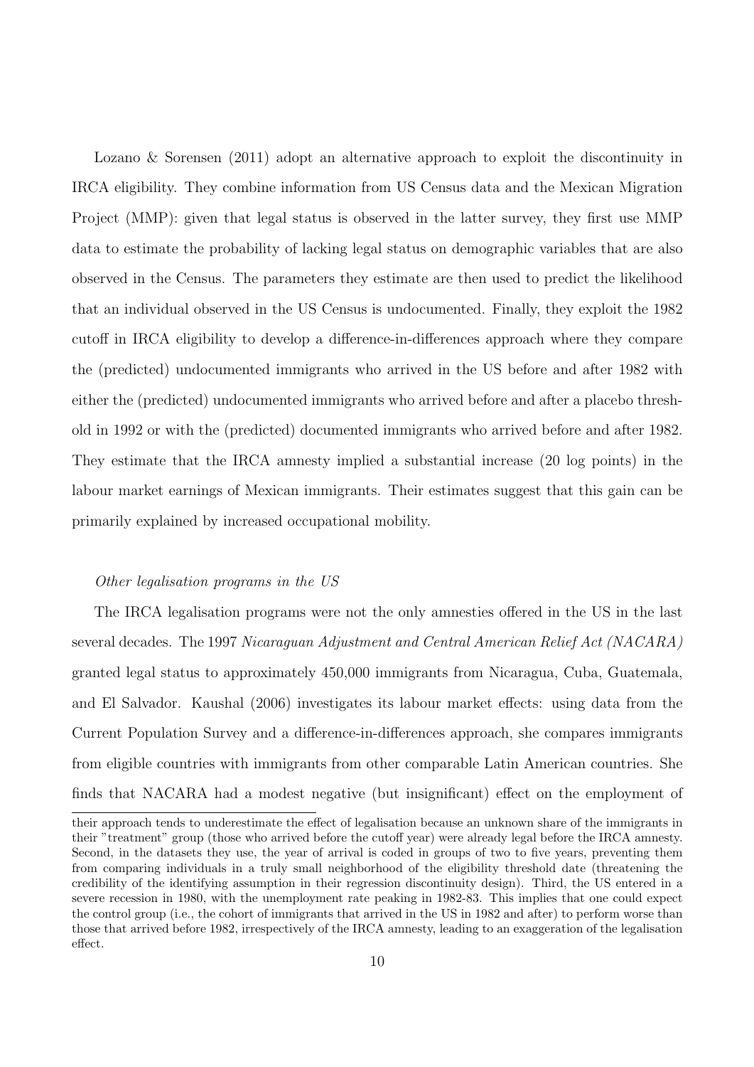Lozano & Sorensen (2011) adopt an alternative approach to exploit the discontinuity in IRCA eligibility. They combine information from US Census data and the Mexican Migration Project (MMP): given that legal status is observed in the latter survey, they first use MMP data to estimate the probability of lacking legal status on demographic variables that are also observed in the Census. The parameters they estimate are then used to predict the likelihood that an individual observed in the US Census is undocumented. Finally, they exploit the 1982 cutoff in IRCA eligibility to develop a difference-in-differences approach where they compare the (predicted) undocumented immigrants who arrived in the US before and after 1982 with either the (predicted) undocumented immigrants who arrived before and after a placebo threshold in 1992 or with the (predicted) documented immigrants who arrived before and after 1982. They estimate that the IRCA amnesty implied a substantial increase (20 log points) in the labour market earnings of Mexican immigrants. Their estimates suggest that this gain can be primarily explained by increased occupational mobility.

*Other legalisation programs in the US*

The IRCA legalisation programs were not the only amnesties offered in the US in the last several decades. The 1997 *Nicaraguan Adjustment and Central American Relief Act (NACARA)* granted legal status to approximately 450,000 immigrants from Nicaragua, Cuba, Guatemala, and El Salvador. Kaushal (2006) investigates its labour market effects: using data from the Current Population Survey and a difference-in-differences approach, she compares immigrants from eligible countries with immigrants from other comparable Latin American countries. She finds that NACARA had a modest negative (but insignificant) effect on the employment of

their approach tends to underestimate the effect of legalisation because an unknown share of the immigrants in their "treatment" group (those who arrived before the cutoff year) were already legal before the IRCA amnesty. Second, in the datasets they use, the year of arrival is coded in groups of two to five years, preventing them from comparing individuals in a truly small neighborhood of the eligibility threshold date (threatening the credibility of the identifying assumption in their regression discontinuity design). Third, the US entered in a severe recession in 1980, with the unemployment rate peaking in 1982-83. This implies that one could expect the control group (i.e., the cohort of immigrants that arrived in the US in 1982 and after) to perform worse than those that arrived before 1982, irrespectively of the IRCA amnesty, leading to an exaggeration of the legalisation effect.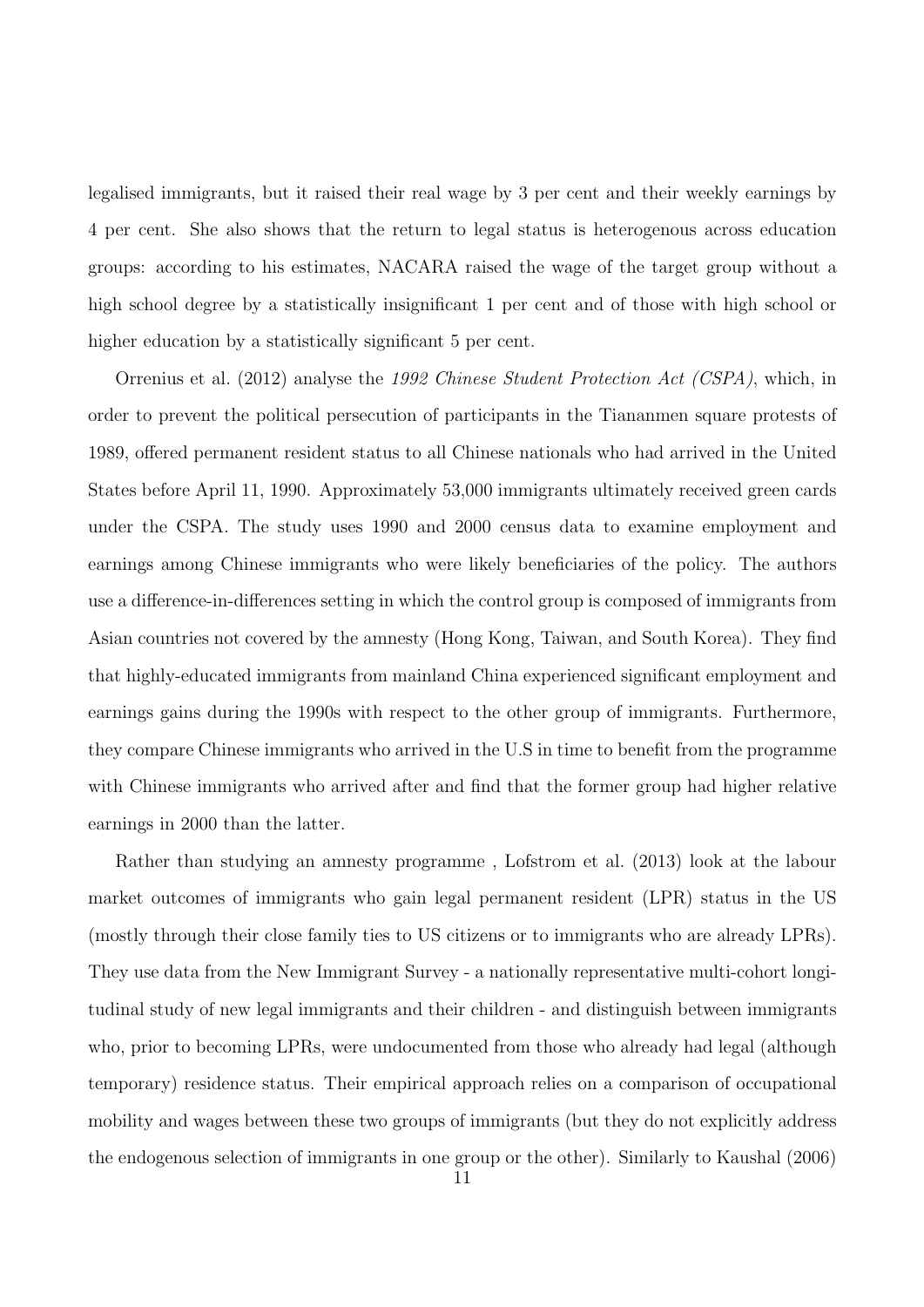legalised immigrants, but it raised their real wage by 3 per cent and their weekly earnings by 4 per cent. She also shows that the return to legal status is heterogenous across education groups: according to his estimates, NACARA raised the wage of the target group without a high school degree by a statistically insignificant 1 per cent and of those with high school or higher education by a statistically significant 5 per cent.

Orrenius et al. (2012) analyse the *1992 Chinese Student Protection Act (CSPA)*, which, in order to prevent the political persecution of participants in the Tiananmen square protests of 1989, offered permanent resident status to all Chinese nationals who had arrived in the United States before April 11, 1990. Approximately 53,000 immigrants ultimately received green cards under the CSPA. The study uses 1990 and 2000 census data to examine employment and earnings among Chinese immigrants who were likely beneficiaries of the policy. The authors use a difference-in-differences setting in which the control group is composed of immigrants from Asian countries not covered by the amnesty (Hong Kong, Taiwan, and South Korea). They find that highly-educated immigrants from mainland China experienced significant employment and earnings gains during the 1990s with respect to the other group of immigrants. Furthermore, they compare Chinese immigrants who arrived in the U.S in time to benefit from the programme with Chinese immigrants who arrived after and find that the former group had higher relative earnings in 2000 than the latter.

Rather than studying an amnesty programme , Lofstrom et al. (2013) look at the labour market outcomes of immigrants who gain legal permanent resident (LPR) status in the US (mostly through their close family ties to US citizens or to immigrants who are already LPRs). They use data from the New Immigrant Survey - a nationally representative multi-cohort longitudinal study of new legal immigrants and their children - and distinguish between immigrants who, prior to becoming LPRs, were undocumented from those who already had legal (although temporary) residence status. Their empirical approach relies on a comparison of occupational mobility and wages between these two groups of immigrants (but they do not explicitly address the endogenous selection of immigrants in one group or the other). Similarly to Kaushal (2006)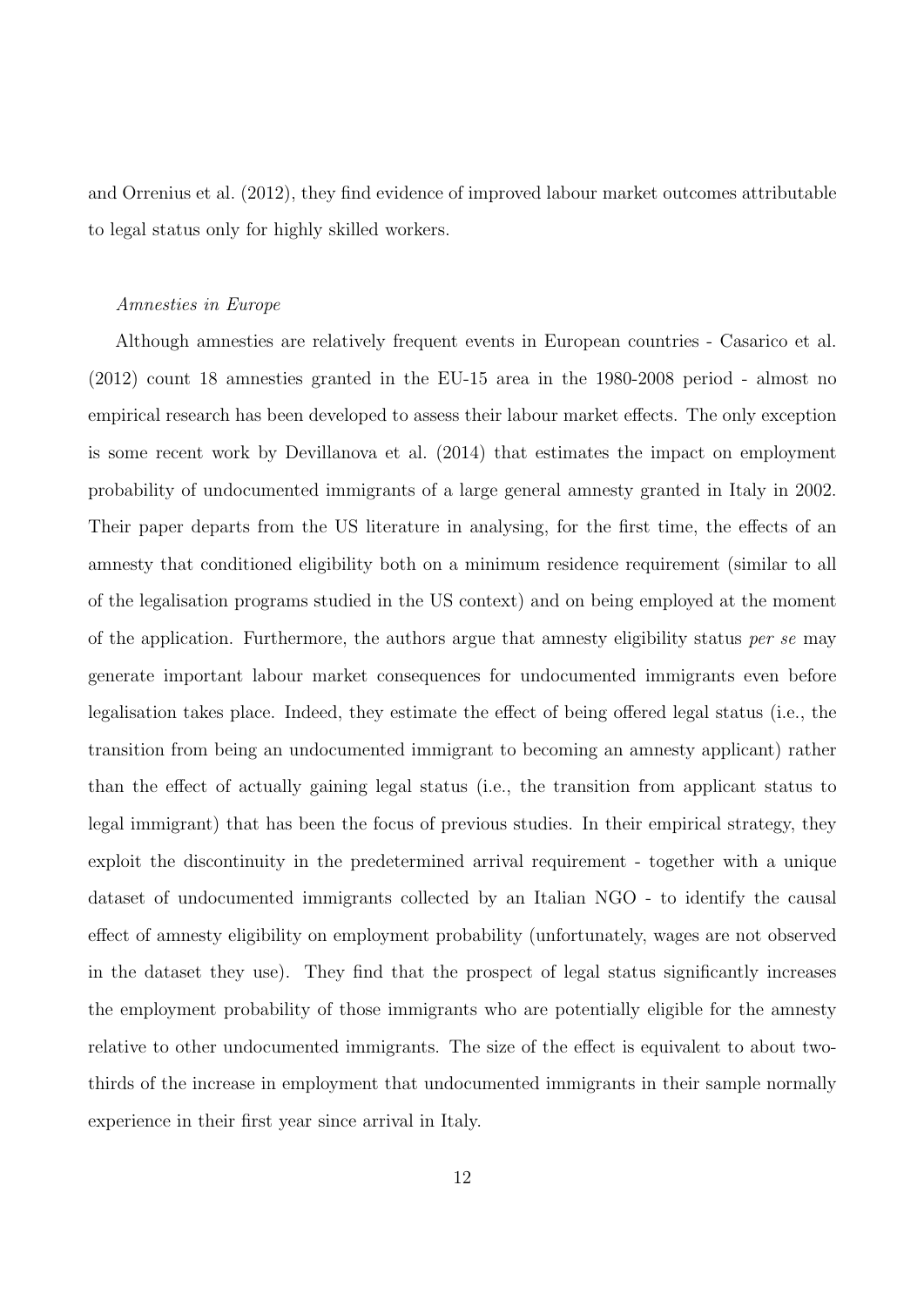and Orrenius et al. (2012), they find evidence of improved labour market outcomes attributable to legal status only for highly skilled workers.

*Amnesties in Europe*

Although amnesties are relatively frequent events in European countries - Casarico et al. (2012) count 18 amnesties granted in the EU-15 area in the 1980-2008 period - almost no empirical research has been developed to assess their labour market effects. The only exception is some recent work by Devillanova et al. (2014) that estimates the impact on employment probability of undocumented immigrants of a large general amnesty granted in Italy in 2002. Their paper departs from the US literature in analysing, for the first time, the effects of an amnesty that conditioned eligibility both on a minimum residence requirement (similar to all of the legalisation programs studied in the US context) and on being employed at the moment of the application. Furthermore, the authors argue that amnesty eligibility status *per se* may generate important labour market consequences for undocumented immigrants even before legalisation takes place. Indeed, they estimate the effect of being offered legal status (i.e., the transition from being an undocumented immigrant to becoming an amnesty applicant) rather than the effect of actually gaining legal status (i.e., the transition from applicant status to legal immigrant) that has been the focus of previous studies. In their empirical strategy, they exploit the discontinuity in the predetermined arrival requirement - together with a unique dataset of undocumented immigrants collected by an Italian NGO - to identify the causal effect of amnesty eligibility on employment probability (unfortunately, wages are not observed in the dataset they use). They find that the prospect of legal status significantly increases the employment probability of those immigrants who are potentially eligible for the amnesty relative to other undocumented immigrants. The size of the effect is equivalent to about two-thirds of the increase in employment that undocumented immigrants in their sample normally experience in their first year since arrival in Italy.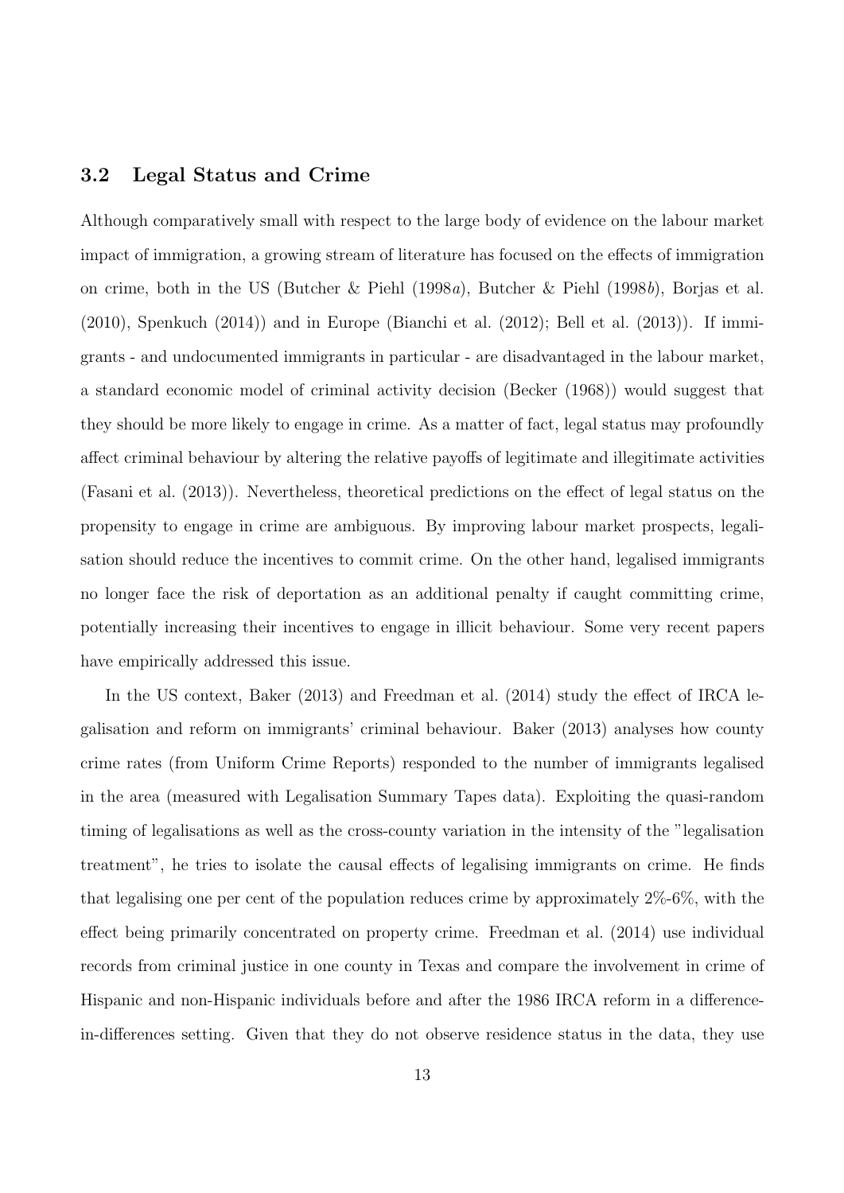### 3.2 Legal Status and Crime

Although comparatively small with respect to the large body of evidence on the labour market impact of immigration, a growing stream of literature has focused on the effects of immigration on crime, both in the US (Butcher & Piehl (1998*a*), Butcher & Piehl (1998*b*), Borjas et al. (2010), Spenkuch (2014)) and in Europe (Bianchi et al. (2012); Bell et al. (2013)). If immigrants - and undocumented immigrants in particular - are disadvantaged in the labour market, a standard economic model of criminal activity decision (Becker (1968)) would suggest that they should be more likely to engage in crime. As a matter of fact, legal status may profoundly affect criminal behaviour by altering the relative payoffs of legitimate and illegitimate activities (Fasani et al. (2013)). Nevertheless, theoretical predictions on the effect of legal status on the propensity to engage in crime are ambiguous. By improving labour market prospects, legalisation should reduce the incentives to commit crime. On the other hand, legalised immigrants no longer face the risk of deportation as an additional penalty if caught committing crime, potentially increasing their incentives to engage in illicit behaviour. Some very recent papers have empirically addressed this issue.

In the US context, Baker (2013) and Freedman et al. (2014) study the effect of IRCA legalisation and reform on immigrants' criminal behaviour. Baker (2013) analyses how county crime rates (from Uniform Crime Reports) responded to the number of immigrants legalised in the area (measured with Legalisation Summary Tapes data). Exploiting the quasi-random timing of legalisations as well as the cross-county variation in the intensity of the "legalisation treatment", he tries to isolate the causal effects of legalising immigrants on crime. He finds that legalising one per cent of the population reduces crime by approximately 2%-6%, with the effect being primarily concentrated on property crime. Freedman et al. (2014) use individual records from criminal justice in one county in Texas and compare the involvement in crime of Hispanic and non-Hispanic individuals before and after the 1986 IRCA reform in a difference-in-differences setting. Given that they do not observe residence status in the data, they use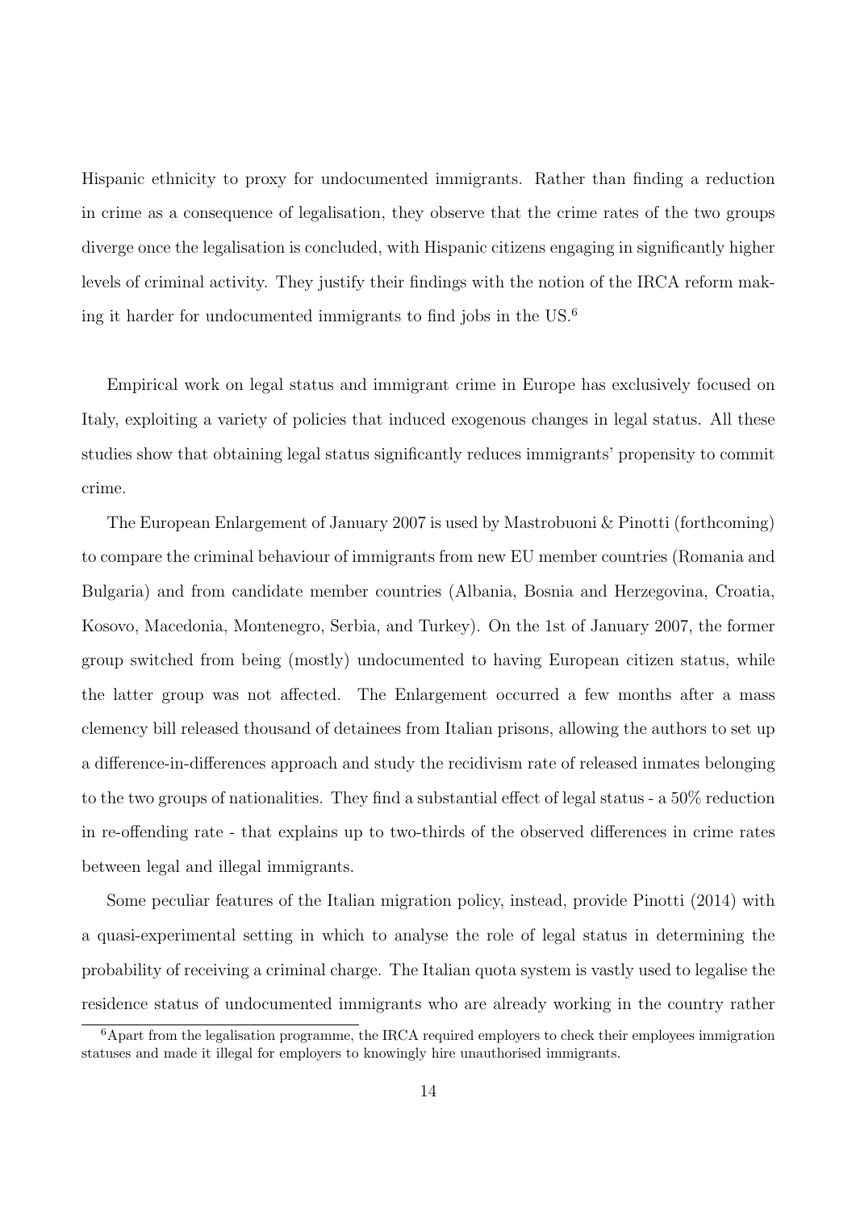Hispanic ethnicity to proxy for undocumented immigrants. Rather than finding a reduction in crime as a consequence of legalisation, they observe that the crime rates of the two groups diverge once the legalisation is concluded, with Hispanic citizens engaging in significantly higher levels of criminal activity. They justify their findings with the notion of the IRCA reform making it harder for undocumented immigrants to find jobs in the US.[6]

Empirical work on legal status and immigrant crime in Europe has exclusively focused on Italy, exploiting a variety of policies that induced exogenous changes in legal status. All these studies show that obtaining legal status significantly reduces immigrants' propensity to commit crime.

The European Enlargement of January 2007 is used by Mastrobuoni & Pinotti (forthcoming) to compare the criminal behaviour of immigrants from new EU member countries (Romania and Bulgaria) and from candidate member countries (Albania, Bosnia and Herzegovina, Croatia, Kosovo, Macedonia, Montenegro, Serbia, and Turkey). On the 1st of January 2007, the former group switched from being (mostly) undocumented to having European citizen status, while the latter group was not affected. The Enlargement occurred a few months after a mass clemency bill released thousand of detainees from Italian prisons, allowing the authors to set up a difference-in-differences approach and study the recidivism rate of released inmates belonging to the two groups of nationalities. They find a substantial effect of legal status - a 50% reduction in re-offending rate - that explains up to two-thirds of the observed differences in crime rates between legal and illegal immigrants.

Some peculiar features of the Italian migration policy, instead, provide Pinotti (2014) with a quasi-experimental setting in which to analyse the role of legal status in determining the probability of receiving a criminal charge. The Italian quota system is vastly used to legalise the residence status of undocumented immigrants who are already working in the country rather

[6] Apart from the legalisation programme, the IRCA required employers to check their employees immigration statuses and made it illegal for employers to knowingly hire unauthorised immigrants.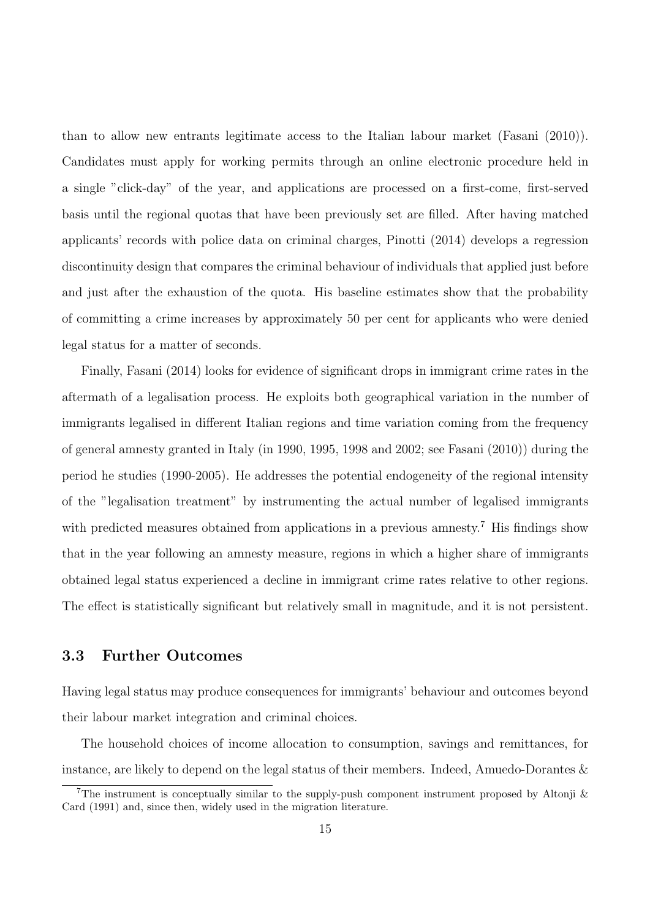than to allow new entrants legitimate access to the Italian labour market (Fasani (2010)). Candidates must apply for working permits through an online electronic procedure held in a single "click-day" of the year, and applications are processed on a first-come, first-served basis until the regional quotas that have been previously set are filled. After having matched applicants' records with police data on criminal charges, Pinotti (2014) develops a regression discontinuity design that compares the criminal behaviour of individuals that applied just before and just after the exhaustion of the quota. His baseline estimates show that the probability of committing a crime increases by approximately 50 per cent for applicants who were denied legal status for a matter of seconds.

Finally, Fasani (2014) looks for evidence of significant drops in immigrant crime rates in the aftermath of a legalisation process. He exploits both geographical variation in the number of immigrants legalised in different Italian regions and time variation coming from the frequency of general amnesty granted in Italy (in 1990, 1995, 1998 and 2002; see Fasani (2010)) during the period he studies (1990-2005). He addresses the potential endogeneity of the regional intensity of the "legalisation treatment" by instrumenting the actual number of legalised immigrants with predicted measures obtained from applications in a previous amnesty.[7] His findings show that in the year following an amnesty measure, regions in which a higher share of immigrants obtained legal status experienced a decline in immigrant crime rates relative to other regions. The effect is statistically significant but relatively small in magnitude, and it is not persistent.

### 3.3 Further Outcomes

Having legal status may produce consequences for immigrants' behaviour and outcomes beyond their labour market integration and criminal choices.

The household choices of income allocation to consumption, savings and remittances, for instance, are likely to depend on the legal status of their members. Indeed, Amuedo-Dorantes &

[7] The instrument is conceptually similar to the supply-push component instrument proposed by Altonji & Card (1991) and, since then, widely used in the migration literature.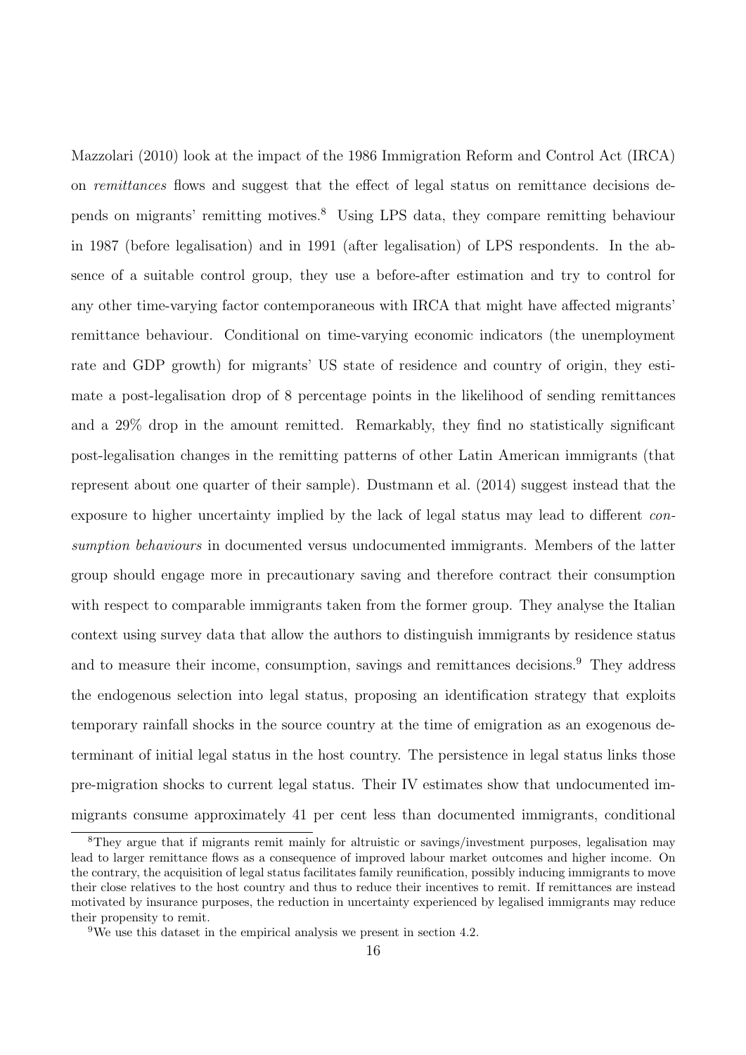Mazzolari (2010) look at the impact of the 1986 Immigration Reform and Control Act (IRCA) on *remittances* flows and suggest that the effect of legal status on remittance decisions depends on migrants' remitting motives.[8] Using LPS data, they compare remitting behaviour in 1987 (before legalisation) and in 1991 (after legalisation) of LPS respondents. In the absence of a suitable control group, they use a before-after estimation and try to control for any other time-varying factor contemporaneous with IRCA that might have affected migrants' remittance behaviour. Conditional on time-varying economic indicators (the unemployment rate and GDP growth) for migrants' US state of residence and country of origin, they estimate a post-legalisation drop of 8 percentage points in the likelihood of sending remittances and a 29% drop in the amount remitted. Remarkably, they find no statistically significant post-legalisation changes in the remitting patterns of other Latin American immigrants (that represent about one quarter of their sample). Dustmann et al. (2014) suggest instead that the exposure to higher uncertainty implied by the lack of legal status may lead to different *consumption behaviours* in documented versus undocumented immigrants. Members of the latter group should engage more in precautionary saving and therefore contract their consumption with respect to comparable immigrants taken from the former group. They analyse the Italian context using survey data that allow the authors to distinguish immigrants by residence status and to measure their income, consumption, savings and remittances decisions.[9] They address the endogenous selection into legal status, proposing an identification strategy that exploits temporary rainfall shocks in the source country at the time of emigration as an exogenous determinant of initial legal status in the host country. The persistence in legal status links those pre-migration shocks to current legal status. Their IV estimates show that undocumented immigrants consume approximately 41 per cent less than documented immigrants, conditional

[8] They argue that if migrants remit mainly for altruistic or savings/investment purposes, legalisation may lead to larger remittance flows as a consequence of improved labour market outcomes and higher income. On the contrary, the acquisition of legal status facilitates family reunification, possibly inducing immigrants to move their close relatives to the host country and thus to reduce their incentives to remit. If remittances are instead motivated by insurance purposes, the reduction in uncertainty experienced by legalised immigrants may reduce their propensity to remit.

[9] We use this dataset in the empirical analysis we present in section 4.2.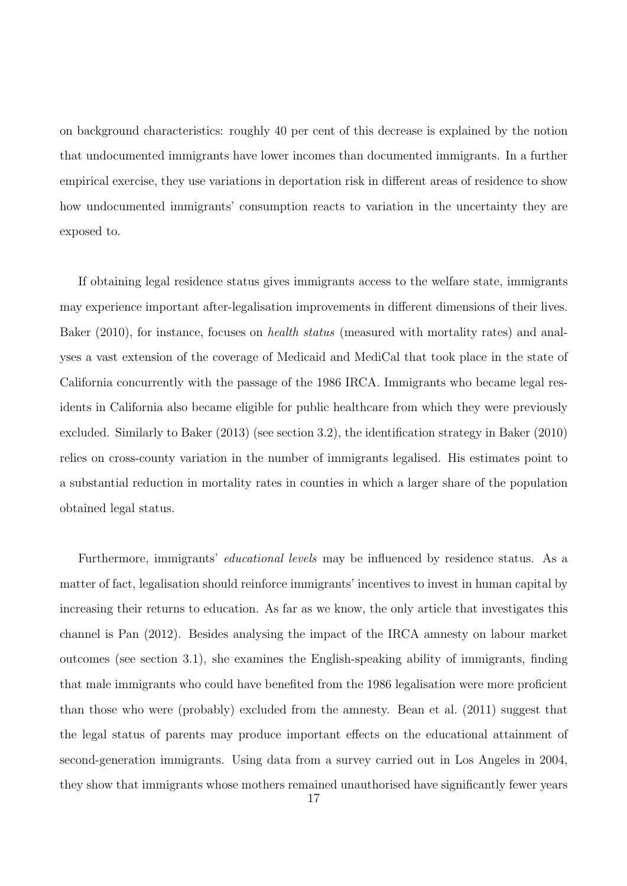on background characteristics: roughly 40 per cent of this decrease is explained by the notion that undocumented immigrants have lower incomes than documented immigrants. In a further empirical exercise, they use variations in deportation risk in different areas of residence to show how undocumented immigrants' consumption reacts to variation in the uncertainty they are exposed to.

If obtaining legal residence status gives immigrants access to the welfare state, immigrants may experience important after-legalisation improvements in different dimensions of their lives. Baker (2010), for instance, focuses on *health status* (measured with mortality rates) and analyses a vast extension of the coverage of Medicaid and MediCal that took place in the state of California concurrently with the passage of the 1986 IRCA. Immigrants who became legal residents in California also became eligible for public healthcare from which they were previously excluded. Similarly to Baker (2013) (see section 3.2), the identification strategy in Baker (2010) relies on cross-county variation in the number of immigrants legalised. His estimates point to a substantial reduction in mortality rates in counties in which a larger share of the population obtained legal status.

Furthermore, immigrants' *educational levels* may be influenced by residence status. As a matter of fact, legalisation should reinforce immigrants' incentives to invest in human capital by increasing their returns to education. As far as we know, the only article that investigates this channel is Pan (2012). Besides analysing the impact of the IRCA amnesty on labour market outcomes (see section 3.1), she examines the English-speaking ability of immigrants, finding that male immigrants who could have benefited from the 1986 legalisation were more proficient than those who were (probably) excluded from the amnesty. Bean et al. (2011) suggest that the legal status of parents may produce important effects on the educational attainment of second-generation immigrants. Using data from a survey carried out in Los Angeles in 2004, they show that immigrants whose mothers remained unauthorised have significantly fewer years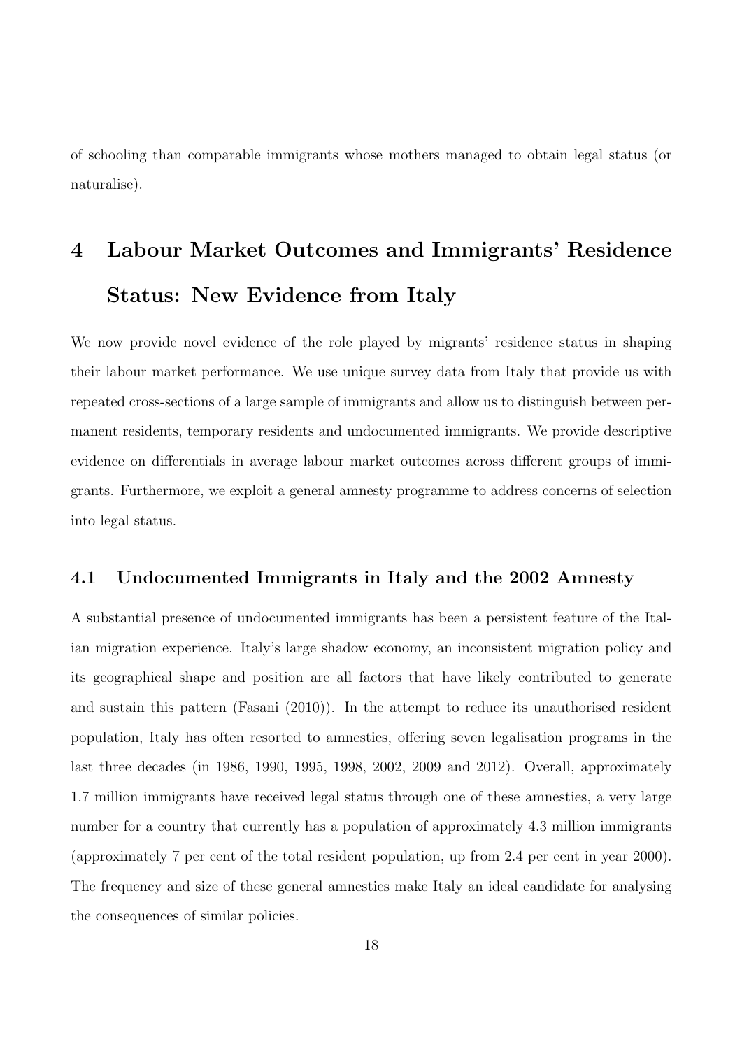of schooling than comparable immigrants whose mothers managed to obtain legal status (or naturalise).

# 4 Labour Market Outcomes and Immigrants' Residence Status: New Evidence from Italy

We now provide novel evidence of the role played by migrants' residence status in shaping their labour market performance. We use unique survey data from Italy that provide us with repeated cross-sections of a large sample of immigrants and allow us to distinguish between permanent residents, temporary residents and undocumented immigrants. We provide descriptive evidence on differentials in average labour market outcomes across different groups of immigrants. Furthermore, we exploit a general amnesty programme to address concerns of selection into legal status.

## 4.1 Undocumented Immigrants in Italy and the 2002 Amnesty

A substantial presence of undocumented immigrants has been a persistent feature of the Italian migration experience. Italy's large shadow economy, an inconsistent migration policy and its geographical shape and position are all factors that have likely contributed to generate and sustain this pattern (Fasani (2010)). In the attempt to reduce its unauthorised resident population, Italy has often resorted to amnesties, offering seven legalisation programs in the last three decades (in 1986, 1990, 1995, 1998, 2002, 2009 and 2012). Overall, approximately 1.7 million immigrants have received legal status through one of these amnesties, a very large number for a country that currently has a population of approximately 4.3 million immigrants (approximately 7 per cent of the total resident population, up from 2.4 per cent in year 2000). The frequency and size of these general amnesties make Italy an ideal candidate for analysing the consequences of similar policies.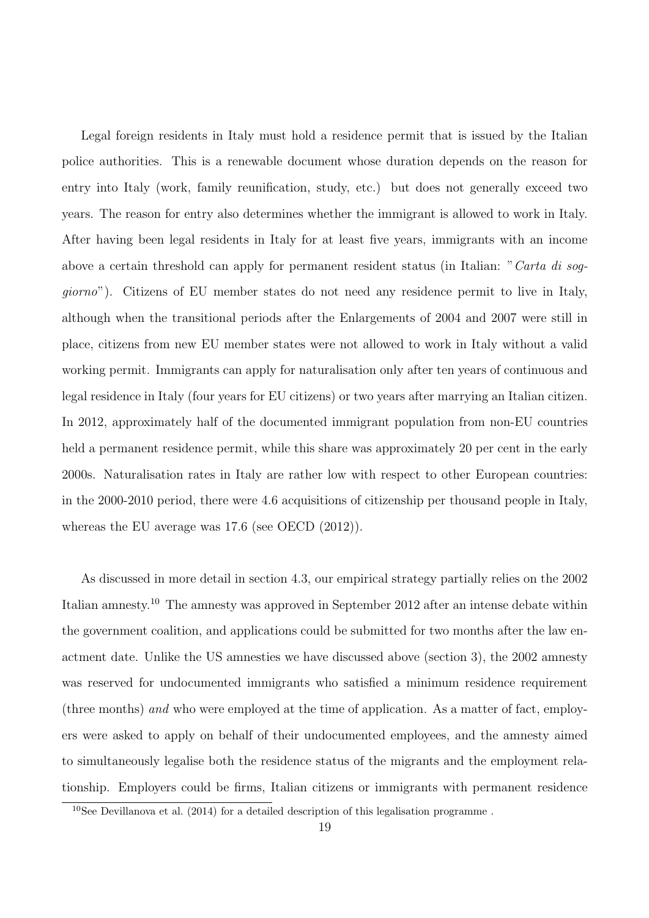Legal foreign residents in Italy must hold a residence permit that is issued by the Italian police authorities. This is a renewable document whose duration depends on the reason for entry into Italy (work, family reunification, study, etc.) but does not generally exceed two years. The reason for entry also determines whether the immigrant is allowed to work in Italy. After having been legal residents in Italy for at least five years, immigrants with an income above a certain threshold can apply for permanent resident status (in Italian: "*Carta di soggiorno*"). Citizens of EU member states do not need any residence permit to live in Italy, although when the transitional periods after the Enlargements of 2004 and 2007 were still in place, citizens from new EU member states were not allowed to work in Italy without a valid working permit. Immigrants can apply for naturalisation only after ten years of continuous and legal residence in Italy (four years for EU citizens) or two years after marrying an Italian citizen. In 2012, approximately half of the documented immigrant population from non-EU countries held a permanent residence permit, while this share was approximately 20 per cent in the early 2000s. Naturalisation rates in Italy are rather low with respect to other European countries: in the 2000-2010 period, there were 4.6 acquisitions of citizenship per thousand people in Italy, whereas the EU average was 17.6 (see OECD (2012)).

As discussed in more detail in section 4.3, our empirical strategy partially relies on the 2002 Italian amnesty.[10] The amnesty was approved in September 2012 after an intense debate within the government coalition, and applications could be submitted for two months after the law enactment date. Unlike the US amnesties we have discussed above (section 3), the 2002 amnesty was reserved for undocumented immigrants who satisfied a minimum residence requirement (three months) *and* who were employed at the time of application. As a matter of fact, employers were asked to apply on behalf of their undocumented employees, and the amnesty aimed to simultaneously legalise both the residence status of the migrants and the employment relationship. Employers could be firms, Italian citizens or immigrants with permanent residence

[10] See Devillanova et al. (2014) for a detailed description of this legalisation programme .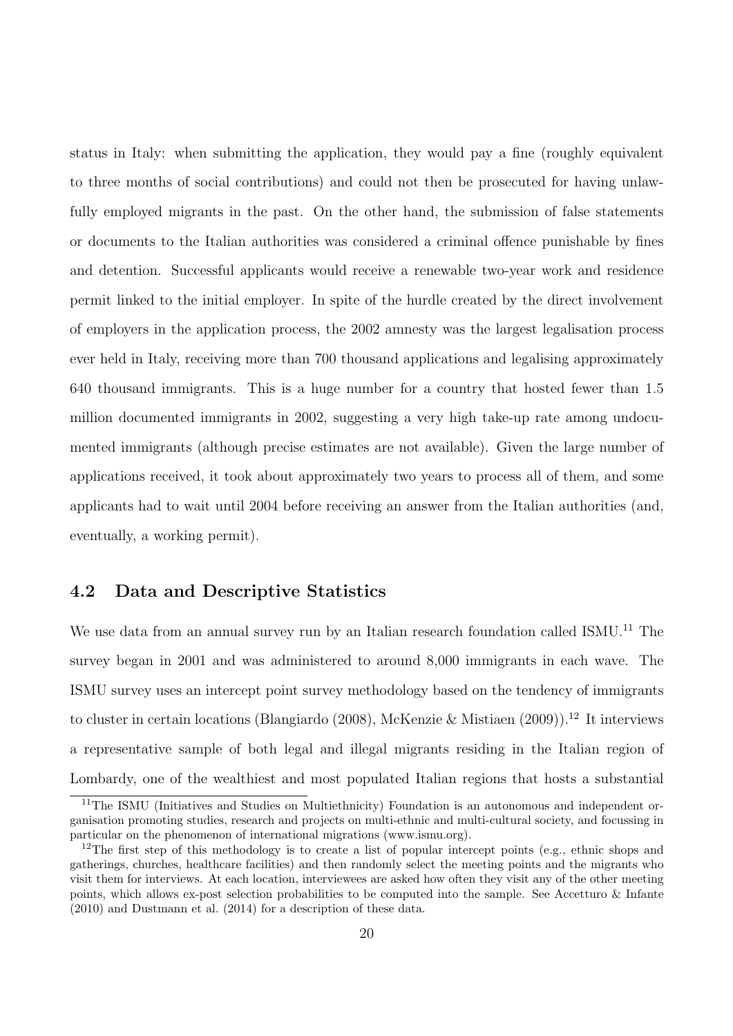status in Italy: when submitting the application, they would pay a fine (roughly equivalent to three months of social contributions) and could not then be prosecuted for having unlawfully employed migrants in the past. On the other hand, the submission of false statements or documents to the Italian authorities was considered a criminal offence punishable by fines and detention. Successful applicants would receive a renewable two-year work and residence permit linked to the initial employer. In spite of the hurdle created by the direct involvement of employers in the application process, the 2002 amnesty was the largest legalisation process ever held in Italy, receiving more than 700 thousand applications and legalising approximately 640 thousand immigrants. This is a huge number for a country that hosted fewer than 1.5 million documented immigrants in 2002, suggesting a very high take-up rate among undocumented immigrants (although precise estimates are not available). Given the large number of applications received, it took about approximately two years to process all of them, and some applicants had to wait until 2004 before receiving an answer from the Italian authorities (and, eventually, a working permit).

## 4.2 Data and Descriptive Statistics

We use data from an annual survey run by an Italian research foundation called ISMU.[11] The survey began in 2001 and was administered to around 8,000 immigrants in each wave. The ISMU survey uses an intercept point survey methodology based on the tendency of immigrants to cluster in certain locations (Blangiardo (2008), McKenzie & Mistiaen (2009)).[12] It interviews a representative sample of both legal and illegal migrants residing in the Italian region of Lombardy, one of the wealthiest and most populated Italian regions that hosts a substantial

[11] The ISMU (Initiatives and Studies on Multiethnicity) Foundation is an autonomous and independent organisation promoting studies, research and projects on multi-ethnic and multi-cultural society, and focussing in particular on the phenomenon of international migrations (www.ismu.org).

[12] The first step of this methodology is to create a list of popular intercept points (e.g., ethnic shops and gatherings, churches, healthcare facilities) and then randomly select the meeting points and the migrants who visit them for interviews. At each location, interviewees are asked how often they visit any of the other meeting points, which allows ex-post selection probabilities to be computed into the sample. See Accetturo & Infante (2010) and Dustmann et al. (2014) for a description of these data.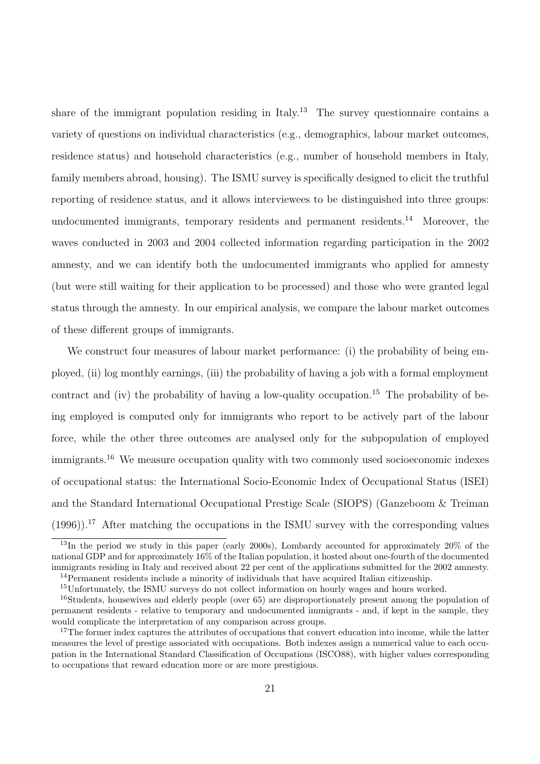share of the immigrant population residing in Italy.[13] The survey questionnaire contains a variety of questions on individual characteristics (e.g., demographics, labour market outcomes, residence status) and household characteristics (e.g., number of household members in Italy, family members abroad, housing). The ISMU survey is specifically designed to elicit the truthful reporting of residence status, and it allows interviewees to be distinguished into three groups: undocumented immigrants, temporary residents and permanent residents.[14] Moreover, the waves conducted in 2003 and 2004 collected information regarding participation in the 2002 amnesty, and we can identify both the undocumented immigrants who applied for amnesty (but were still waiting for their application to be processed) and those who were granted legal status through the amnesty. In our empirical analysis, we compare the labour market outcomes of these different groups of immigrants.

We construct four measures of labour market performance: (i) the probability of being employed, (ii) log monthly earnings, (iii) the probability of having a job with a formal employment contract and (iv) the probability of having a low-quality occupation.[15] The probability of being employed is computed only for immigrants who report to be actively part of the labour force, while the other three outcomes are analysed only for the subpopulation of employed immigrants.[16] We measure occupation quality with two commonly used socioeconomic indexes of occupational status: the International Socio-Economic Index of Occupational Status (ISEI) and the Standard International Occupational Prestige Scale (SIOPS) (Ganzeboom & Treiman (1996)).[17] After matching the occupations in the ISMU survey with the corresponding values

[13]In the period we study in this paper (early 2000s), Lombardy accounted for approximately 20% of the national GDP and for approximately 16% of the Italian population, it hosted about one-fourth of the documented immigrants residing in Italy and received about 22 per cent of the applications submitted for the 2002 amnesty.

[14]Permanent residents include a minority of individuals that have acquired Italian citizenship.

[15]Unfortunately, the ISMU surveys do not collect information on hourly wages and hours worked.

[16]Students, housewives and elderly people (over 65) are disproportionately present among the population of permanent residents - relative to temporary and undocumented immigrants - and, if kept in the sample, they would complicate the interpretation of any comparison across groups.

[17]The former index captures the attributes of occupations that convert education into income, while the latter measures the level of prestige associated with occupations. Both indexes assign a numerical value to each occupation in the International Standard Classification of Occupations (ISCO88), with higher values corresponding to occupations that reward education more or are more prestigious.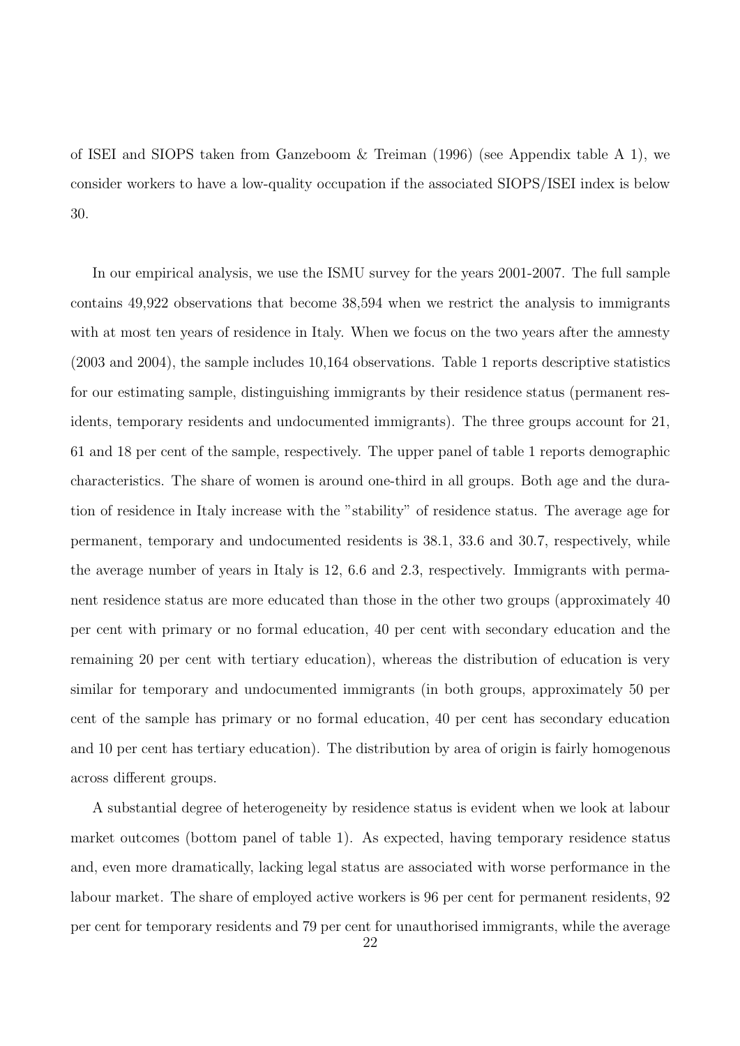of ISEI and SIOPS taken from Ganzeboom & Treiman (1996) (see Appendix table A 1), we consider workers to have a low-quality occupation if the associated SIOPS/ISEI index is below 30.

In our empirical analysis, we use the ISMU survey for the years 2001-2007. The full sample contains 49,922 observations that become 38,594 when we restrict the analysis to immigrants with at most ten years of residence in Italy. When we focus on the two years after the amnesty (2003 and 2004), the sample includes 10,164 observations. Table 1 reports descriptive statistics for our estimating sample, distinguishing immigrants by their residence status (permanent residents, temporary residents and undocumented immigrants). The three groups account for 21, 61 and 18 per cent of the sample, respectively. The upper panel of table 1 reports demographic characteristics. The share of women is around one-third in all groups. Both age and the duration of residence in Italy increase with the "stability" of residence status. The average age for permanent, temporary and undocumented residents is 38.1, 33.6 and 30.7, respectively, while the average number of years in Italy is 12, 6.6 and 2.3, respectively. Immigrants with permanent residence status are more educated than those in the other two groups (approximately 40 per cent with primary or no formal education, 40 per cent with secondary education and the remaining 20 per cent with tertiary education), whereas the distribution of education is very similar for temporary and undocumented immigrants (in both groups, approximately 50 per cent of the sample has primary or no formal education, 40 per cent has secondary education and 10 per cent has tertiary education). The distribution by area of origin is fairly homogenous across different groups.

A substantial degree of heterogeneity by residence status is evident when we look at labour market outcomes (bottom panel of table 1). As expected, having temporary residence status and, even more dramatically, lacking legal status are associated with worse performance in the labour market. The share of employed active workers is 96 per cent for permanent residents, 92 per cent for temporary residents and 79 per cent for unauthorised immigrants, while the average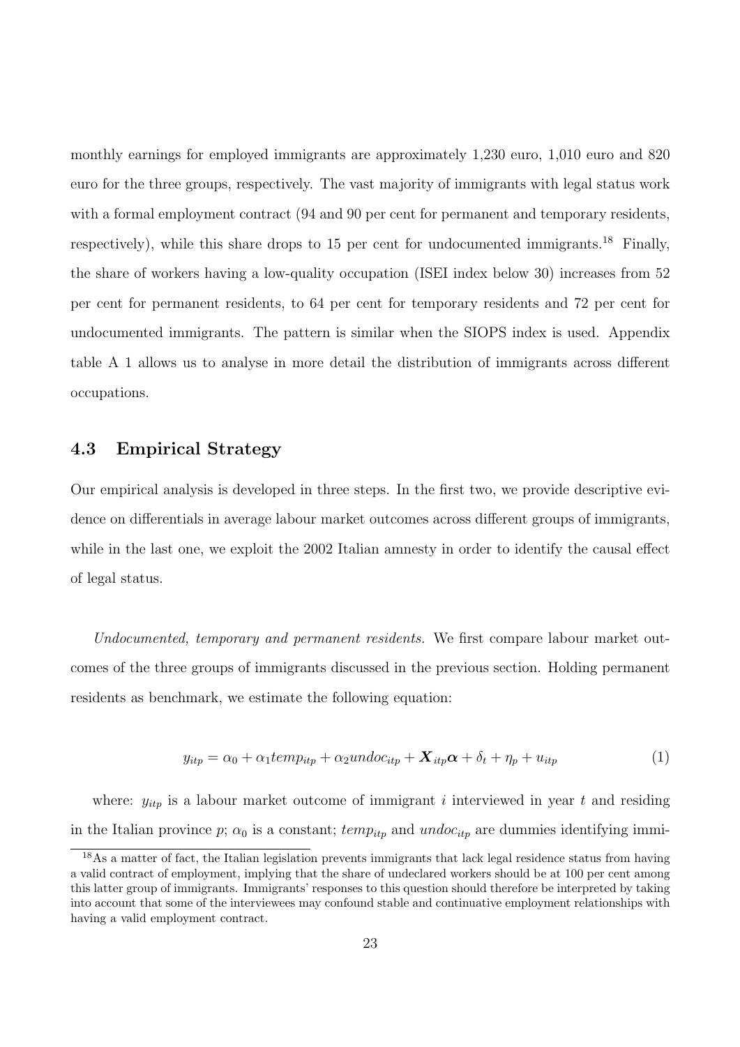monthly earnings for employed immigrants are approximately 1,230 euro, 1,010 euro and 820 euro for the three groups, respectively. The vast majority of immigrants with legal status work with a formal employment contract (94 and 90 per cent for permanent and temporary residents, respectively), while this share drops to 15 per cent for undocumented immigrants.[18] Finally, the share of workers having a low-quality occupation (ISEI index below 30) increases from 52 per cent for permanent residents, to 64 per cent for temporary residents and 72 per cent for undocumented immigrants. The pattern is similar when the SIOPS index is used. Appendix table A 1 allows us to analyse in more detail the distribution of immigrants across different occupations.

### 4.3 Empirical Strategy

Our empirical analysis is developed in three steps. In the first two, we provide descriptive evidence on differentials in average labour market outcomes across different groups of immigrants, while in the last one, we exploit the 2002 Italian amnesty in order to identify the causal effect of legal status.

*Undocumented, temporary and permanent residents.* We first compare labour market outcomes of the three groups of immigrants discussed in the previous section. Holding permanent residents as benchmark, we estimate the following equation:

$$y_{itp} = \alpha_0 + \alpha_1 temp_{itp} + \alpha_2 undoc_{itp} + \boldsymbol{X}_{itp}\boldsymbol{\alpha} + \delta_t + \eta_p + u_{itp} \tag{1}$$

where: $y_{itp}$ is a labour market outcome of immigrant $i$ interviewed in year $t$ and residing in the Italian province $p$; $\alpha_0$ is a constant; $temp_{itp}$ and $undoc_{itp}$ are dummies identifying immi-

[18] As a matter of fact, the Italian legislation prevents immigrants that lack legal residence status from having a valid contract of employment, implying that the share of undeclared workers should be at 100 per cent among this latter group of immigrants. Immigrants' responses to this question should therefore be interpreted by taking into account that some of the interviewees may confound stable and continuative employment relationships with having a valid employment contract.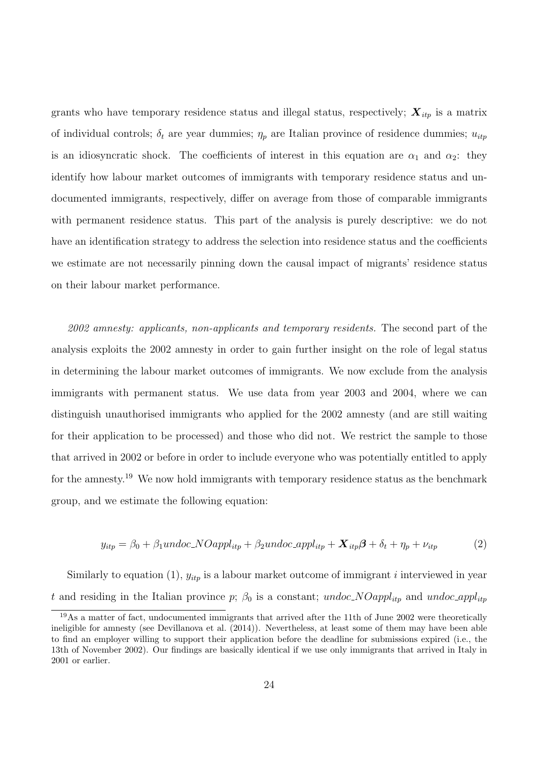grants who have temporary residence status and illegal status, respectively; $\boldsymbol{X}_{itp}$ is a matrix of individual controls; $\delta_t$ are year dummies; $\eta_p$ are Italian province of residence dummies; $u_{itp}$ is an idiosyncratic shock. The coefficients of interest in this equation are $\alpha_1$ and $\alpha_2$: they identify how labour market outcomes of immigrants with temporary residence status and undocumented immigrants, respectively, differ on average from those of comparable immigrants with permanent residence status. This part of the analysis is purely descriptive: we do not have an identification strategy to address the selection into residence status and the coefficients we estimate are not necessarily pinning down the causal impact of migrants' residence status on their labour market performance.

*2002 amnesty: applicants, non-applicants and temporary residents.* The second part of the analysis exploits the 2002 amnesty in order to gain further insight on the role of legal status in determining the labour market outcomes of immigrants. We now exclude from the analysis immigrants with permanent status. We use data from year 2003 and 2004, where we can distinguish unauthorised immigrants who applied for the 2002 amnesty (and are still waiting for their application to be processed) and those who did not. We restrict the sample to those that arrived in 2002 or before in order to include everyone who was potentially entitled to apply for the amnesty.[19] We now hold immigrants with temporary residence status as the benchmark group, and we estimate the following equation:

$$y_{itp} = \beta_0 + \beta_1 undoc\_NOappl_{itp} + \beta_2 undoc\_appl_{itp} + \boldsymbol{X}_{itp}\boldsymbol{\beta} + \delta_t + \eta_p + \nu_{itp} \tag{2}$$

Similarly to equation (1), $y_{itp}$ is a labour market outcome of immigrant $i$ interviewed in year $t$ and residing in the Italian province $p$; $\beta_0$ is a constant; $undoc\_NOappl_{itp}$ and $undoc\_appl_{itp}$

[19] As a matter of fact, undocumented immigrants that arrived after the 11th of June 2002 were theoretically ineligible for amnesty (see Devillanova et al. (2014)). Nevertheless, at least some of them may have been able to find an employer willing to support their application before the deadline for submissions expired (i.e., the 13th of November 2002). Our findings are basically identical if we use only immigrants that arrived in Italy in 2001 or earlier.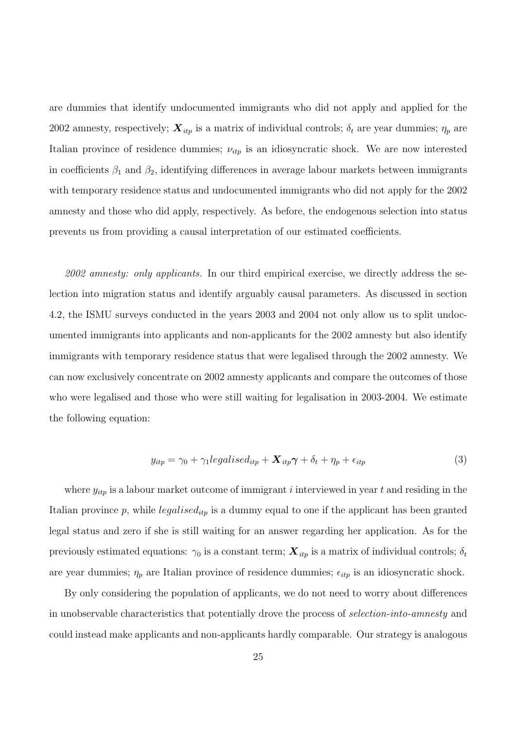are dummies that identify undocumented immigrants who did not apply and applied for the 2002 amnesty, respectively; $\boldsymbol{X}_{itp}$ is a matrix of individual controls; $\delta_t$ are year dummies; $\eta_p$ are Italian province of residence dummies; $\nu_{itp}$ is an idiosyncratic shock. We are now interested in coefficients $\beta_1$ and $\beta_2$, identifying differences in average labour markets between immigrants with temporary residence status and undocumented immigrants who did not apply for the 2002 amnesty and those who did apply, respectively. As before, the endogenous selection into status prevents us from providing a causal interpretation of our estimated coefficients.

*2002 amnesty: only applicants.* In our third empirical exercise, we directly address the selection into migration status and identify arguably causal parameters. As discussed in section 4.2, the ISMU surveys conducted in the years 2003 and 2004 not only allow us to split undocumented immigrants into applicants and non-applicants for the 2002 amnesty but also identify immigrants with temporary residence status that were legalised through the 2002 amnesty. We can now exclusively concentrate on 2002 amnesty applicants and compare the outcomes of those who were legalised and those who were still waiting for legalisation in 2003-2004. We estimate the following equation:

$$y_{itp} = \gamma_0 + \gamma_1 legalised_{itp} + \boldsymbol{X}_{itp}\boldsymbol{\gamma} + \delta_t + \eta_p + \epsilon_{itp} \tag{3}$$

where $y_{itp}$ is a labour market outcome of immigrant $i$ interviewed in year $t$ and residing in the Italian province $p$, while $legalised_{itp}$ is a dummy equal to one if the applicant has been granted legal status and zero if she is still waiting for an answer regarding her application. As for the previously estimated equations: $\gamma_0$ is a constant term; $\boldsymbol{X}_{itp}$ is a matrix of individual controls; $\delta_t$ are year dummies; $\eta_p$ are Italian province of residence dummies; $\epsilon_{itp}$ is an idiosyncratic shock.

By only considering the population of applicants, we do not need to worry about differences in unobservable characteristics that potentially drove the process of *selection-into-amnesty* and could instead make applicants and non-applicants hardly comparable. Our strategy is analogous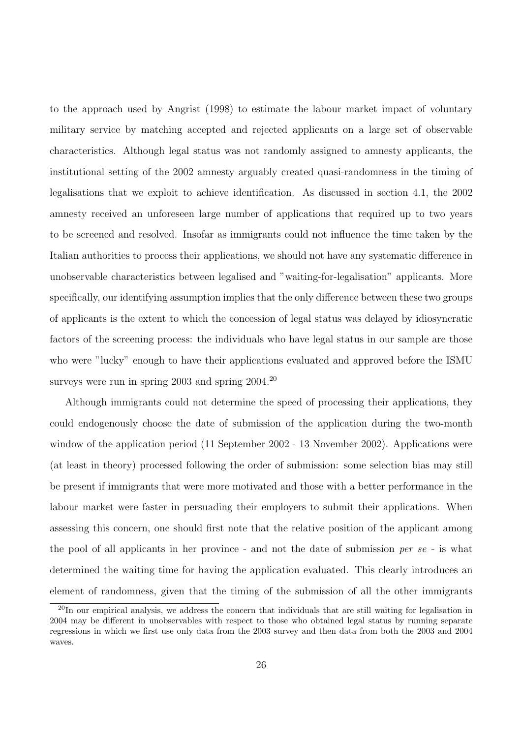to the approach used by Angrist (1998) to estimate the labour market impact of voluntary military service by matching accepted and rejected applicants on a large set of observable characteristics. Although legal status was not randomly assigned to amnesty applicants, the institutional setting of the 2002 amnesty arguably created quasi-randomness in the timing of legalisations that we exploit to achieve identification. As discussed in section 4.1, the 2002 amnesty received an unforeseen large number of applications that required up to two years to be screened and resolved. Insofar as immigrants could not influence the time taken by the Italian authorities to process their applications, we should not have any systematic difference in unobservable characteristics between legalised and "waiting-for-legalisation" applicants. More specifically, our identifying assumption implies that the only difference between these two groups of applicants is the extent to which the concession of legal status was delayed by idiosyncratic factors of the screening process: the individuals who have legal status in our sample are those who were "lucky" enough to have their applications evaluated and approved before the ISMU surveys were run in spring 2003 and spring 2004.[20]

Although immigrants could not determine the speed of processing their applications, they could endogenously choose the date of submission of the application during the two-month window of the application period (11 September 2002 - 13 November 2002). Applications were (at least in theory) processed following the order of submission: some selection bias may still be present if immigrants that were more motivated and those with a better performance in the labour market were faster in persuading their employers to submit their applications. When assessing this concern, one should first note that the relative position of the applicant among the pool of all applicants in her province - and not the date of submission *per se* - is what determined the waiting time for having the application evaluated. This clearly introduces an element of randomness, given that the timing of the submission of all the other immigrants

[20] In our empirical analysis, we address the concern that individuals that are still waiting for legalisation in 2004 may be different in unobservables with respect to those who obtained legal status by running separate regressions in which we first use only data from the 2003 survey and then data from both the 2003 and 2004 waves.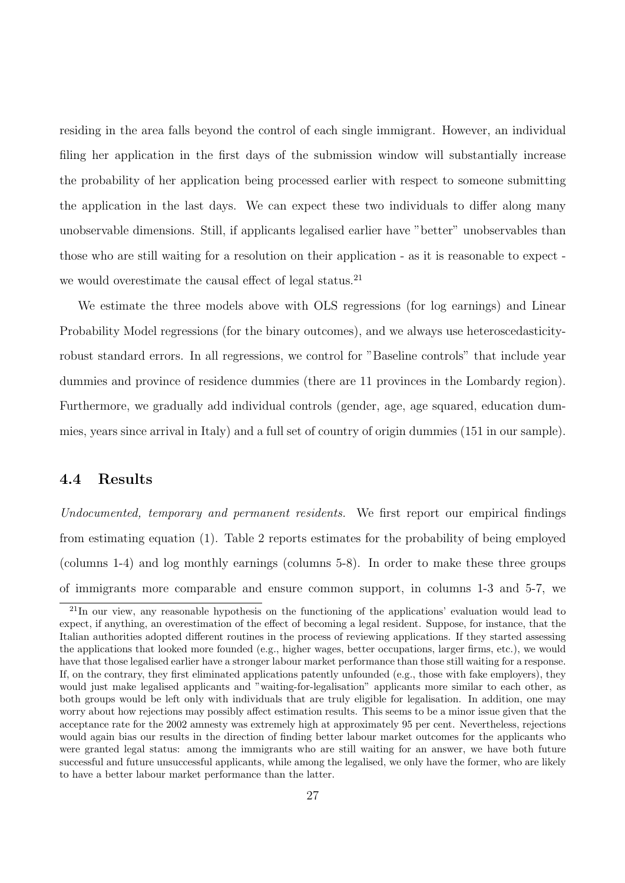residing in the area falls beyond the control of each single immigrant. However, an individual filing her application in the first days of the submission window will substantially increase the probability of her application being processed earlier with respect to someone submitting the application in the last days. We can expect these two individuals to differ along many unobservable dimensions. Still, if applicants legalised earlier have "better" unobservables than those who are still waiting for a resolution on their application - as it is reasonable to expect - we would overestimate the causal effect of legal status.[21]

We estimate the three models above with OLS regressions (for log earnings) and Linear Probability Model regressions (for the binary outcomes), and we always use heteroscedasticity-robust standard errors. In all regressions, we control for "Baseline controls" that include year dummies and province of residence dummies (there are 11 provinces in the Lombardy region). Furthermore, we gradually add individual controls (gender, age, age squared, education dummies, years since arrival in Italy) and a full set of country of origin dummies (151 in our sample).

## 4.4 Results

*Undocumented, temporary and permanent residents.* We first report our empirical findings from estimating equation (1). Table 2 reports estimates for the probability of being employed (columns 1-4) and log monthly earnings (columns 5-8). In order to make these three groups of immigrants more comparable and ensure common support, in columns 1-3 and 5-7, we

[21] In our view, any reasonable hypothesis on the functioning of the applications' evaluation would lead to expect, if anything, an overestimation of the effect of becoming a legal resident. Suppose, for instance, that the Italian authorities adopted different routines in the process of reviewing applications. If they started assessing the applications that looked more founded (e.g., higher wages, better occupations, larger firms, etc.), we would have that those legalised earlier have a stronger labour market performance than those still waiting for a response. If, on the contrary, they first eliminated applications patently unfounded (e.g., those with fake employers), they would just make legalised applicants and "waiting-for-legalisation" applicants more similar to each other, as both groups would be left only with individuals that are truly eligible for legalisation. In addition, one may worry about how rejections may possibly affect estimation results. This seems to be a minor issue given that the acceptance rate for the 2002 amnesty was extremely high at approximately 95 per cent. Nevertheless, rejections would again bias our results in the direction of finding better labour market outcomes for the applicants who were granted legal status: among the immigrants who are still waiting for an answer, we have both future successful and future unsuccessful applicants, while among the legalised, we only have the former, who are likely to have a better labour market performance than the latter.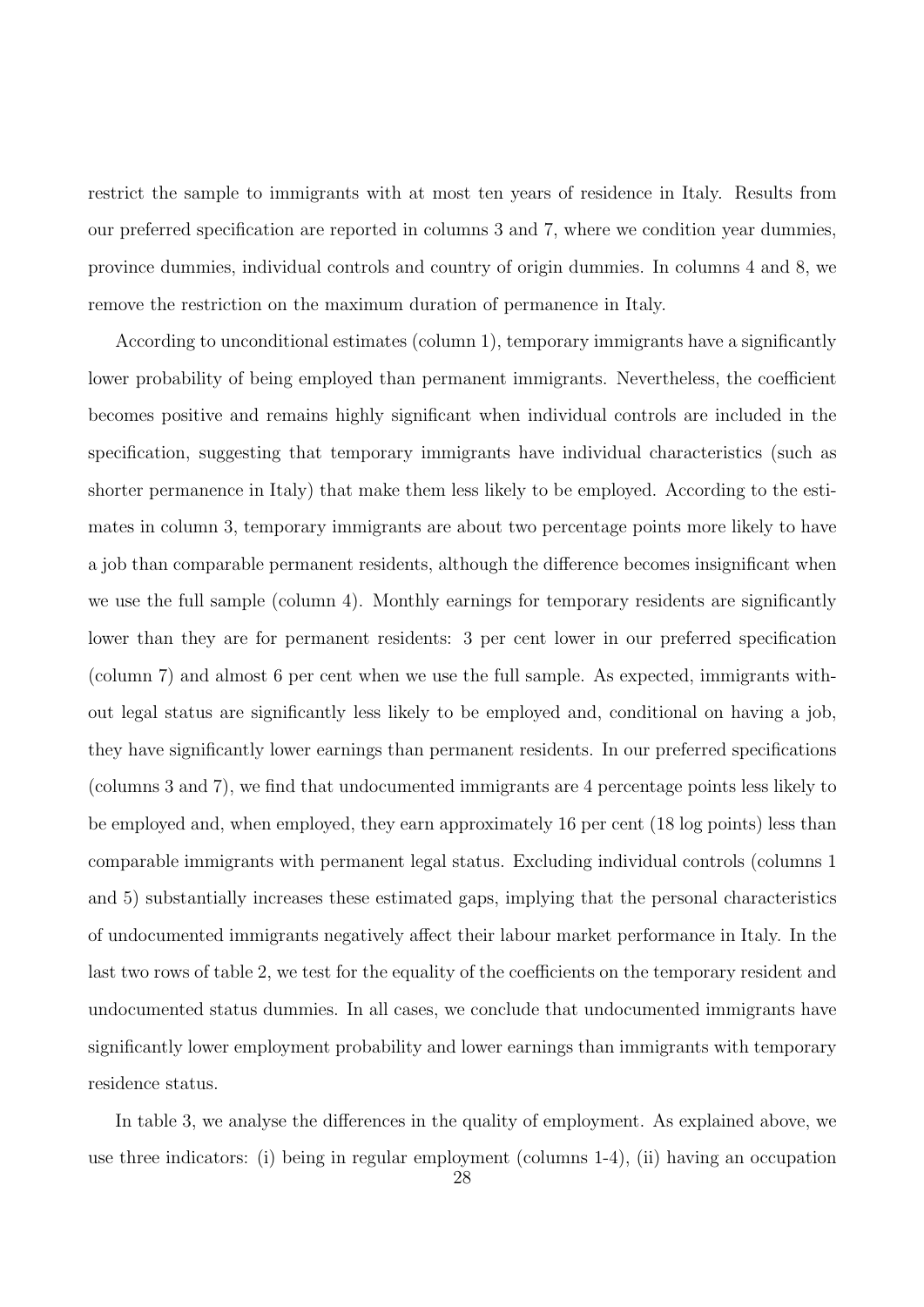restrict the sample to immigrants with at most ten years of residence in Italy. Results from our preferred specification are reported in columns 3 and 7, where we condition year dummies, province dummies, individual controls and country of origin dummies. In columns 4 and 8, we remove the restriction on the maximum duration of permanence in Italy.

According to unconditional estimates (column 1), temporary immigrants have a significantly lower probability of being employed than permanent immigrants. Nevertheless, the coefficient becomes positive and remains highly significant when individual controls are included in the specification, suggesting that temporary immigrants have individual characteristics (such as shorter permanence in Italy) that make them less likely to be employed. According to the estimates in column 3, temporary immigrants are about two percentage points more likely to have a job than comparable permanent residents, although the difference becomes insignificant when we use the full sample (column 4). Monthly earnings for temporary residents are significantly lower than they are for permanent residents: 3 per cent lower in our preferred specification (column 7) and almost 6 per cent when we use the full sample. As expected, immigrants without legal status are significantly less likely to be employed and, conditional on having a job, they have significantly lower earnings than permanent residents. In our preferred specifications (columns 3 and 7), we find that undocumented immigrants are 4 percentage points less likely to be employed and, when employed, they earn approximately 16 per cent (18 log points) less than comparable immigrants with permanent legal status. Excluding individual controls (columns 1 and 5) substantially increases these estimated gaps, implying that the personal characteristics of undocumented immigrants negatively affect their labour market performance in Italy. In the last two rows of table 2, we test for the equality of the coefficients on the temporary resident and undocumented status dummies. In all cases, we conclude that undocumented immigrants have significantly lower employment probability and lower earnings than immigrants with temporary residence status.

In table 3, we analyse the differences in the quality of employment. As explained above, we use three indicators: (i) being in regular employment (columns 1-4), (ii) having an occupation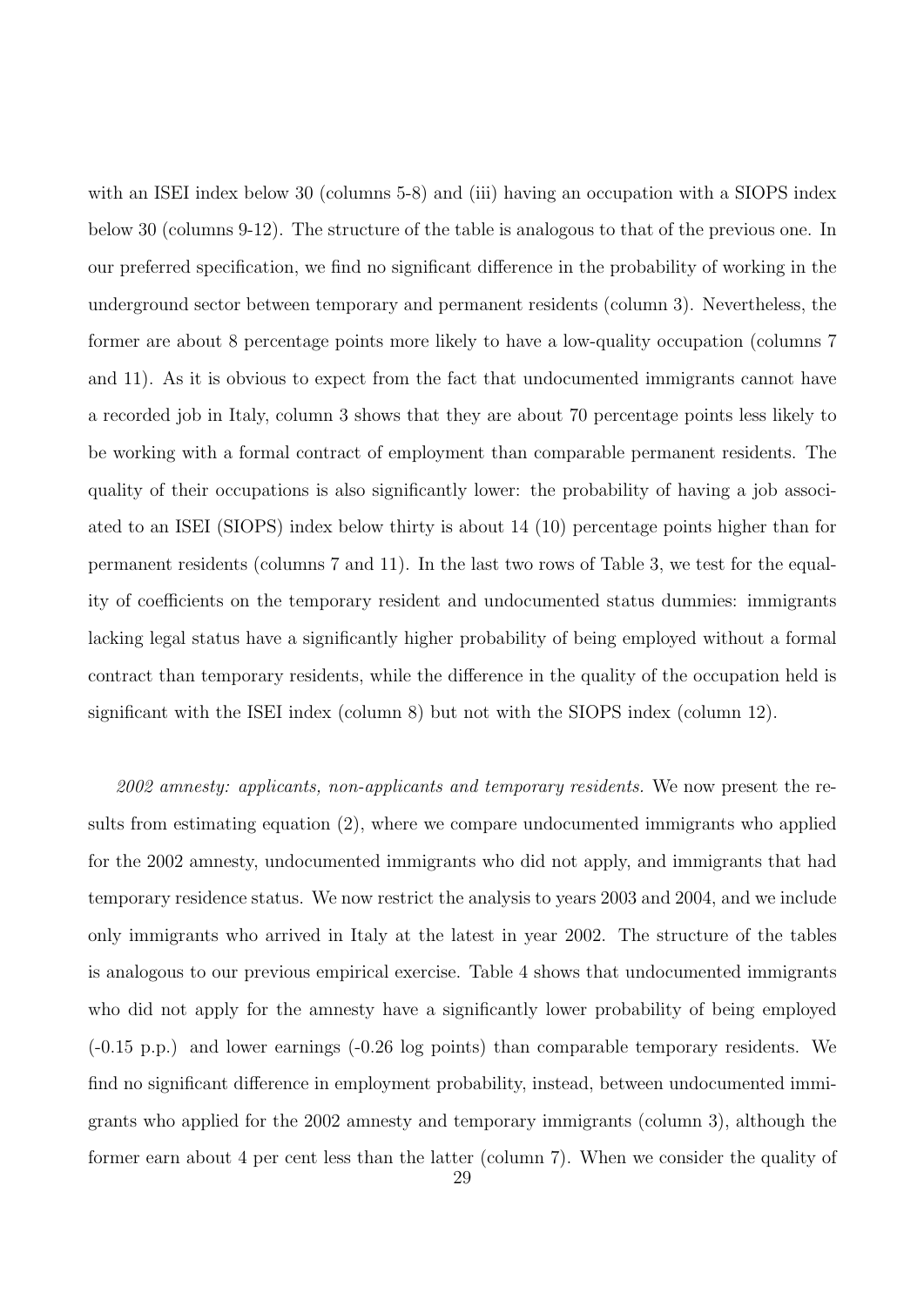with an ISEI index below 30 (columns 5-8) and (iii) having an occupation with a SIOPS index below 30 (columns 9-12). The structure of the table is analogous to that of the previous one. In our preferred specification, we find no significant difference in the probability of working in the underground sector between temporary and permanent residents (column 3). Nevertheless, the former are about 8 percentage points more likely to have a low-quality occupation (columns 7 and 11). As it is obvious to expect from the fact that undocumented immigrants cannot have a recorded job in Italy, column 3 shows that they are about 70 percentage points less likely to be working with a formal contract of employment than comparable permanent residents. The quality of their occupations is also significantly lower: the probability of having a job associated to an ISEI (SIOPS) index below thirty is about 14 (10) percentage points higher than for permanent residents (columns 7 and 11). In the last two rows of Table 3, we test for the equality of coefficients on the temporary resident and undocumented status dummies: immigrants lacking legal status have a significantly higher probability of being employed without a formal contract than temporary residents, while the difference in the quality of the occupation held is significant with the ISEI index (column 8) but not with the SIOPS index (column 12).

*2002 amnesty: applicants, non-applicants and temporary residents.* We now present the results from estimating equation (2), where we compare undocumented immigrants who applied for the 2002 amnesty, undocumented immigrants who did not apply, and immigrants that had temporary residence status. We now restrict the analysis to years 2003 and 2004, and we include only immigrants who arrived in Italy at the latest in year 2002. The structure of the tables is analogous to our previous empirical exercise. Table 4 shows that undocumented immigrants who did not apply for the amnesty have a significantly lower probability of being employed (-0.15 p.p.) and lower earnings (-0.26 log points) than comparable temporary residents. We find no significant difference in employment probability, instead, between undocumented immigrants who applied for the 2002 amnesty and temporary immigrants (column 3), although the former earn about 4 per cent less than the latter (column 7). When we consider the quality of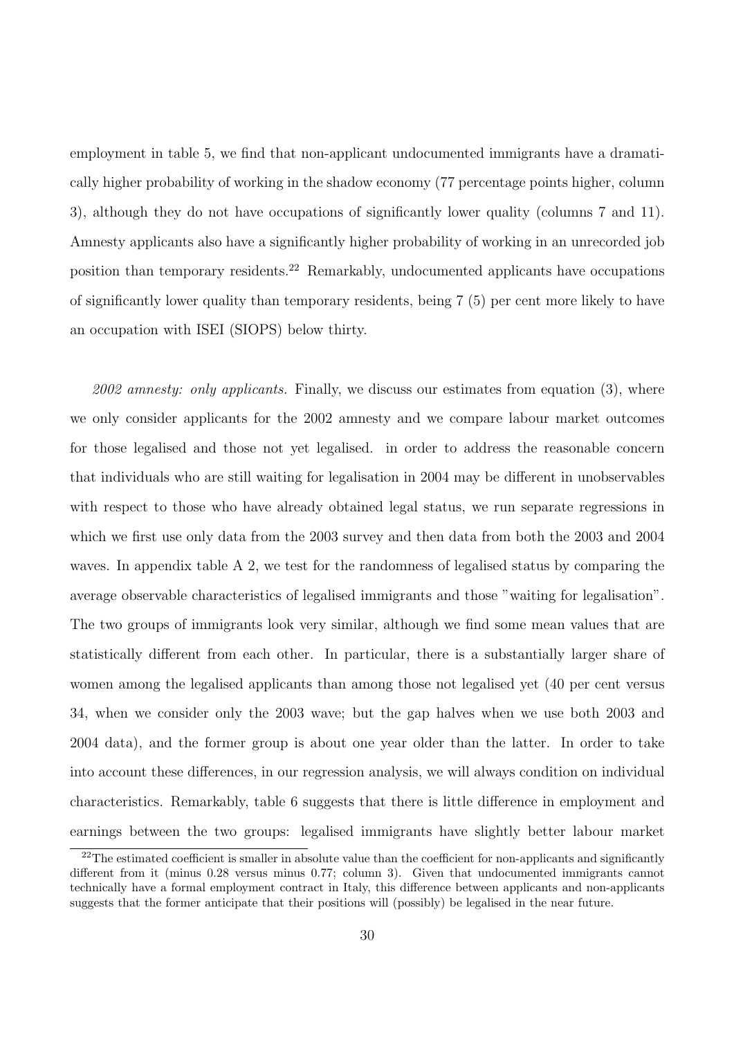employment in table 5, we find that non-applicant undocumented immigrants have a dramatically higher probability of working in the shadow economy (77 percentage points higher, column 3), although they do not have occupations of significantly lower quality (columns 7 and 11). Amnesty applicants also have a significantly higher probability of working in an unrecorded job position than temporary residents.[22] Remarkably, undocumented applicants have occupations of significantly lower quality than temporary residents, being 7 (5) per cent more likely to have an occupation with ISEI (SIOPS) below thirty.

*2002 amnesty: only applicants.* Finally, we discuss our estimates from equation (3), where we only consider applicants for the 2002 amnesty and we compare labour market outcomes for those legalised and those not yet legalised. in order to address the reasonable concern that individuals who are still waiting for legalisation in 2004 may be different in unobservables with respect to those who have already obtained legal status, we run separate regressions in which we first use only data from the 2003 survey and then data from both the 2003 and 2004 waves. In appendix table A 2, we test for the randomness of legalised status by comparing the average observable characteristics of legalised immigrants and those "waiting for legalisation". The two groups of immigrants look very similar, although we find some mean values that are statistically different from each other. In particular, there is a substantially larger share of women among the legalised applicants than among those not legalised yet (40 per cent versus 34, when we consider only the 2003 wave; but the gap halves when we use both 2003 and 2004 data), and the former group is about one year older than the latter. In order to take into account these differences, in our regression analysis, we will always condition on individual characteristics. Remarkably, table 6 suggests that there is little difference in employment and earnings between the two groups: legalised immigrants have slightly better labour market

[22] The estimated coefficient is smaller in absolute value than the coefficient for non-applicants and significantly different from it (minus 0.28 versus minus 0.77; column 3). Given that undocumented immigrants cannot technically have a formal employment contract in Italy, this difference between applicants and non-applicants suggests that the former anticipate that their positions will (possibly) be legalised in the near future.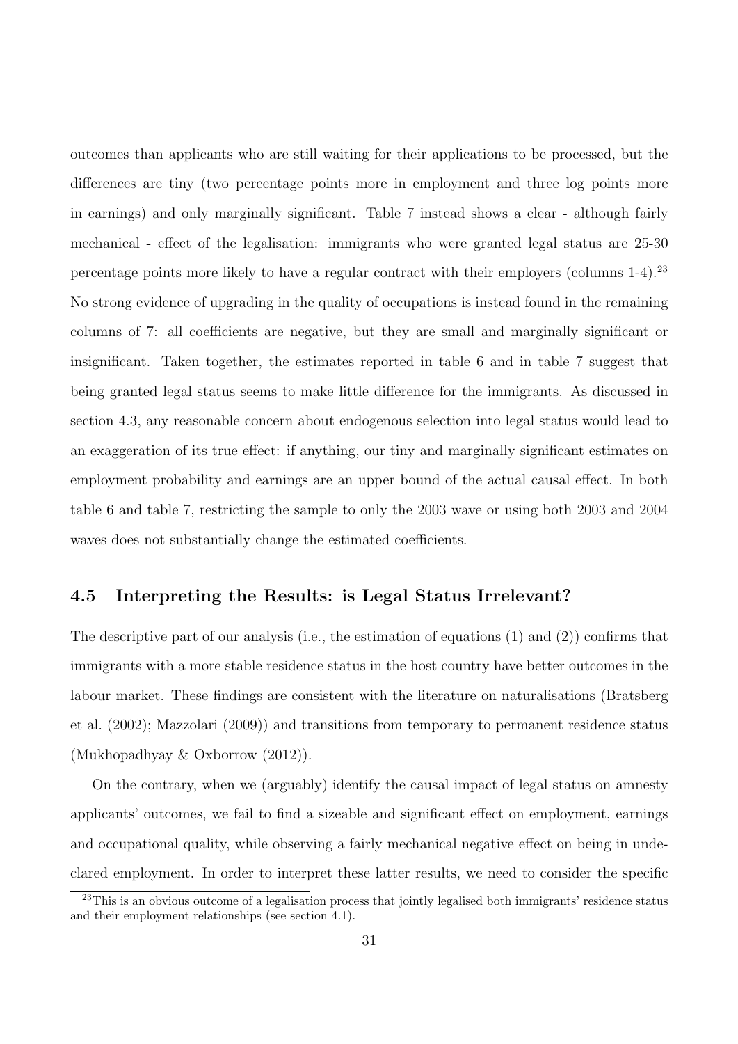outcomes than applicants who are still waiting for their applications to be processed, but the differences are tiny (two percentage points more in employment and three log points more in earnings) and only marginally significant. Table 7 instead shows a clear - although fairly mechanical - effect of the legalisation: immigrants who were granted legal status are 25-30 percentage points more likely to have a regular contract with their employers (columns 1-4).[23] No strong evidence of upgrading in the quality of occupations is instead found in the remaining columns of 7: all coefficients are negative, but they are small and marginally significant or insignificant. Taken together, the estimates reported in table 6 and in table 7 suggest that being granted legal status seems to make little difference for the immigrants. As discussed in section 4.3, any reasonable concern about endogenous selection into legal status would lead to an exaggeration of its true effect: if anything, our tiny and marginally significant estimates on employment probability and earnings are an upper bound of the actual causal effect. In both table 6 and table 7, restricting the sample to only the 2003 wave or using both 2003 and 2004 waves does not substantially change the estimated coefficients.

## 4.5 Interpreting the Results: is Legal Status Irrelevant?

The descriptive part of our analysis (i.e., the estimation of equations (1) and (2)) confirms that immigrants with a more stable residence status in the host country have better outcomes in the labour market. These findings are consistent with the literature on naturalisations (Bratsberg et al. (2002); Mazzolari (2009)) and transitions from temporary to permanent residence status (Mukhopadhyay & Oxborrow (2012)).

On the contrary, when we (arguably) identify the causal impact of legal status on amnesty applicants' outcomes, we fail to find a sizeable and significant effect on employment, earnings and occupational quality, while observing a fairly mechanical negative effect on being in undeclared employment. In order to interpret these latter results, we need to consider the specific

[23] This is an obvious outcome of a legalisation process that jointly legalised both immigrants' residence status and their employment relationships (see section 4.1).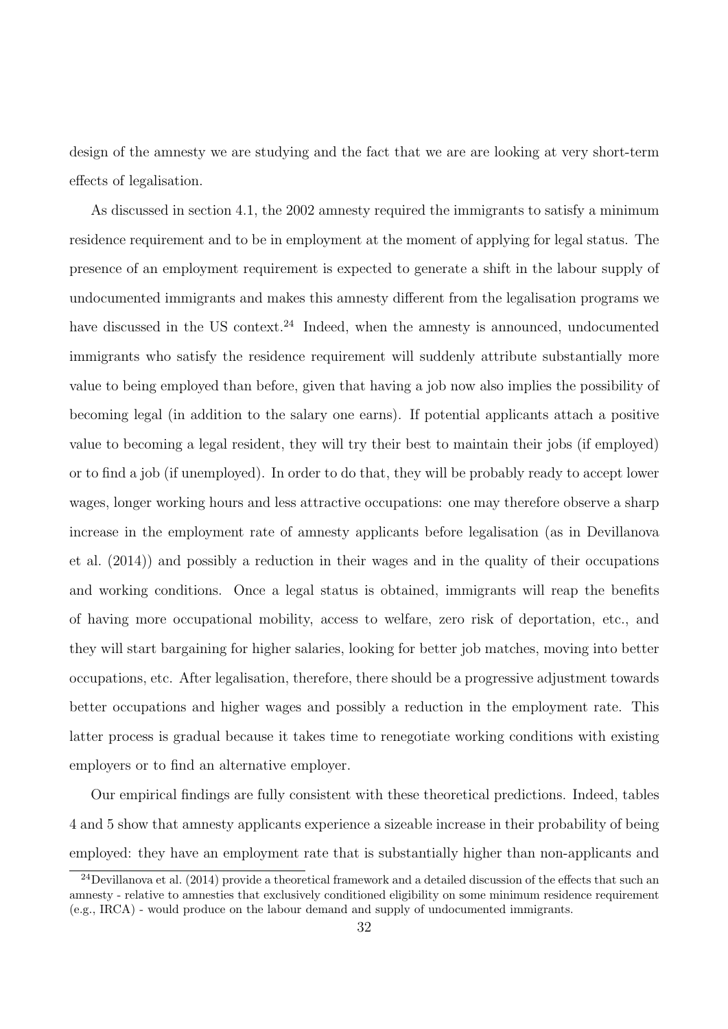design of the amnesty we are studying and the fact that we are are looking at very short-term effects of legalisation.

As discussed in section 4.1, the 2002 amnesty required the immigrants to satisfy a minimum residence requirement and to be in employment at the moment of applying for legal status. The presence of an employment requirement is expected to generate a shift in the labour supply of undocumented immigrants and makes this amnesty different from the legalisation programs we have discussed in the US context.[24] Indeed, when the amnesty is announced, undocumented immigrants who satisfy the residence requirement will suddenly attribute substantially more value to being employed than before, given that having a job now also implies the possibility of becoming legal (in addition to the salary one earns). If potential applicants attach a positive value to becoming a legal resident, they will try their best to maintain their jobs (if employed) or to find a job (if unemployed). In order to do that, they will be probably ready to accept lower wages, longer working hours and less attractive occupations: one may therefore observe a sharp increase in the employment rate of amnesty applicants before legalisation (as in Devillanova et al. (2014)) and possibly a reduction in their wages and in the quality of their occupations and working conditions. Once a legal status is obtained, immigrants will reap the benefits of having more occupational mobility, access to welfare, zero risk of deportation, etc., and they will start bargaining for higher salaries, looking for better job matches, moving into better occupations, etc. After legalisation, therefore, there should be a progressive adjustment towards better occupations and higher wages and possibly a reduction in the employment rate. This latter process is gradual because it takes time to renegotiate working conditions with existing employers or to find an alternative employer.

Our empirical findings are fully consistent with these theoretical predictions. Indeed, tables 4 and 5 show that amnesty applicants experience a sizeable increase in their probability of being employed: they have an employment rate that is substantially higher than non-applicants and

[24] Devillanova et al. (2014) provide a theoretical framework and a detailed discussion of the effects that such an amnesty - relative to amnesties that exclusively conditioned eligibility on some minimum residence requirement (e.g., IRCA) - would produce on the labour demand and supply of undocumented immigrants.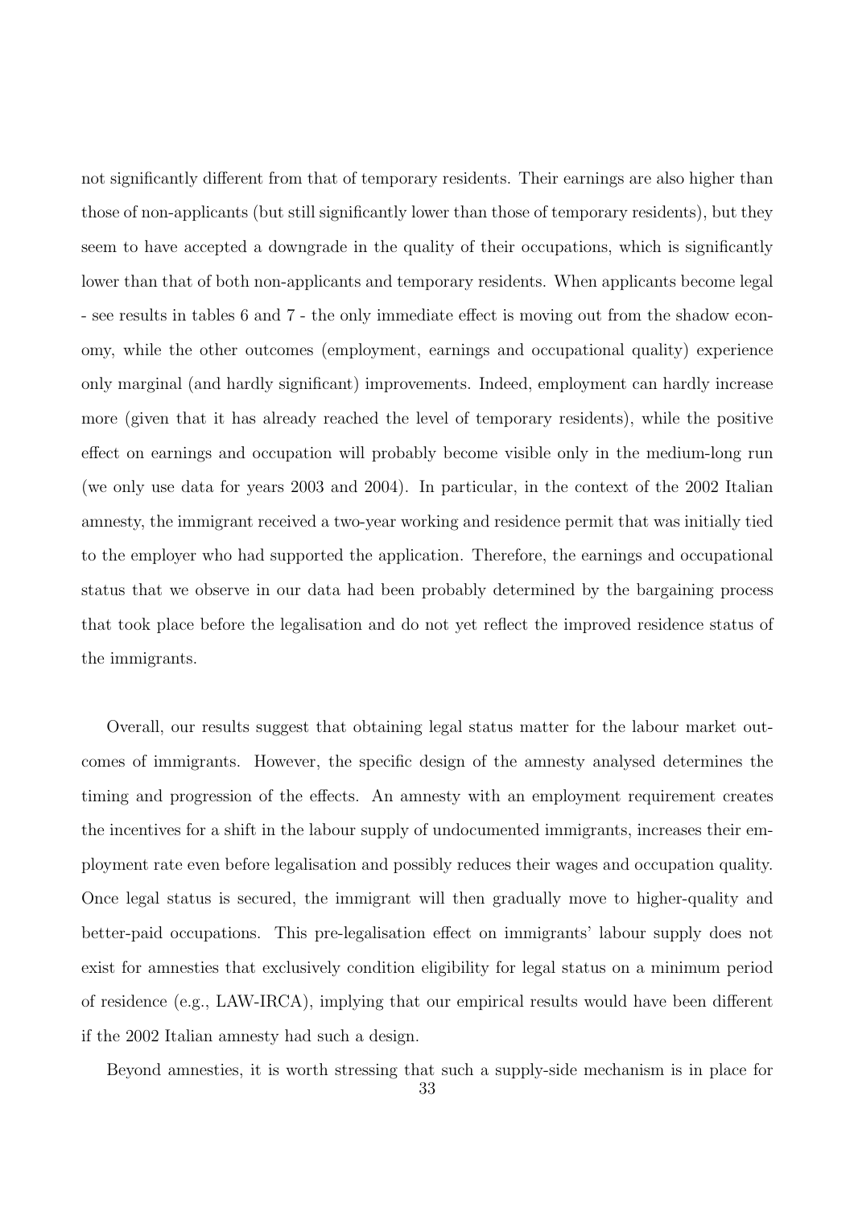not significantly different from that of temporary residents. Their earnings are also higher than those of non-applicants (but still significantly lower than those of temporary residents), but they seem to have accepted a downgrade in the quality of their occupations, which is significantly lower than that of both non-applicants and temporary residents. When applicants become legal - see results in tables 6 and 7 - the only immediate effect is moving out from the shadow economy, while the other outcomes (employment, earnings and occupational quality) experience only marginal (and hardly significant) improvements. Indeed, employment can hardly increase more (given that it has already reached the level of temporary residents), while the positive effect on earnings and occupation will probably become visible only in the medium-long run (we only use data for years 2003 and 2004). In particular, in the context of the 2002 Italian amnesty, the immigrant received a two-year working and residence permit that was initially tied to the employer who had supported the application. Therefore, the earnings and occupational status that we observe in our data had been probably determined by the bargaining process that took place before the legalisation and do not yet reflect the improved residence status of the immigrants.

Overall, our results suggest that obtaining legal status matter for the labour market outcomes of immigrants. However, the specific design of the amnesty analysed determines the timing and progression of the effects. An amnesty with an employment requirement creates the incentives for a shift in the labour supply of undocumented immigrants, increases their employment rate even before legalisation and possibly reduces their wages and occupation quality. Once legal status is secured, the immigrant will then gradually move to higher-quality and better-paid occupations. This pre-legalisation effect on immigrants' labour supply does not exist for amnesties that exclusively condition eligibility for legal status on a minimum period of residence (e.g., LAW-IRCA), implying that our empirical results would have been different if the 2002 Italian amnesty had such a design.

Beyond amnesties, it is worth stressing that such a supply-side mechanism is in place for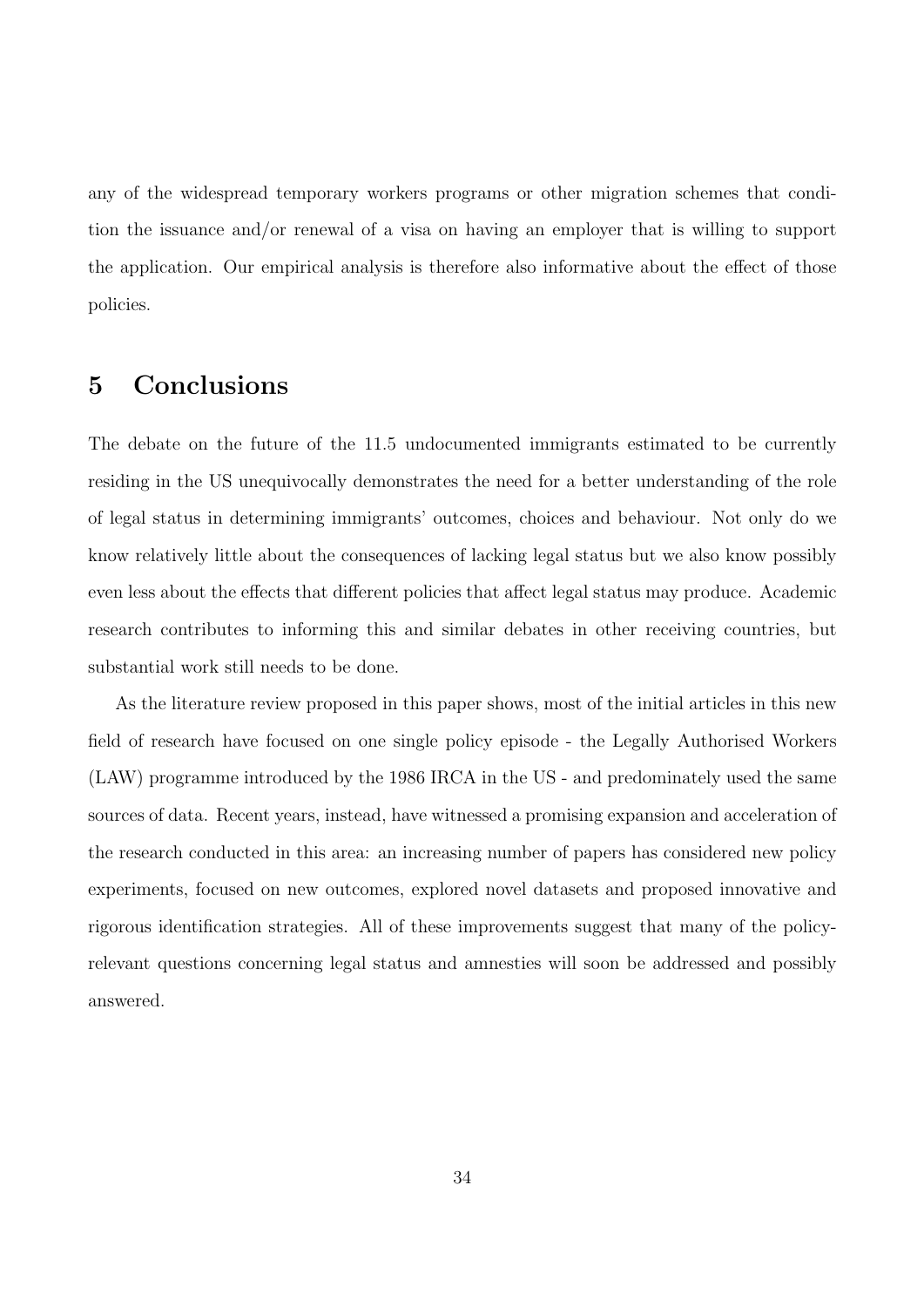any of the widespread temporary workers programs or other migration schemes that condition the issuance and/or renewal of a visa on having an employer that is willing to support the application. Our empirical analysis is therefore also informative about the effect of those policies.

## 5 Conclusions

The debate on the future of the 11.5 undocumented immigrants estimated to be currently residing in the US unequivocally demonstrates the need for a better understanding of the role of legal status in determining immigrants' outcomes, choices and behaviour. Not only do we know relatively little about the consequences of lacking legal status but we also know possibly even less about the effects that different policies that affect legal status may produce. Academic research contributes to informing this and similar debates in other receiving countries, but substantial work still needs to be done.

As the literature review proposed in this paper shows, most of the initial articles in this new field of research have focused on one single policy episode - the Legally Authorised Workers (LAW) programme introduced by the 1986 IRCA in the US - and predominately used the same sources of data. Recent years, instead, have witnessed a promising expansion and acceleration of the research conducted in this area: an increasing number of papers has considered new policy experiments, focused on new outcomes, explored novel datasets and proposed innovative and rigorous identification strategies. All of these improvements suggest that many of the policy-relevant questions concerning legal status and amnesties will soon be addressed and possibly answered.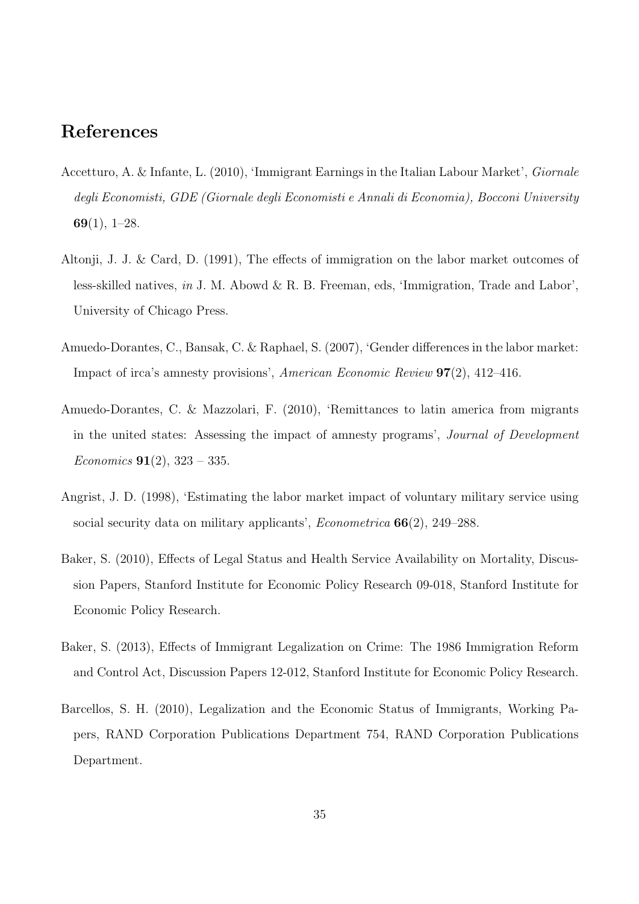# References

Accetturo, A. & Infante, L. (2010), 'Immigrant Earnings in the Italian Labour Market', *Giornale degli Economisti, GDE (Giornale degli Economisti e Annali di Economia), Bocconi University* **69**(1), 1–28.

Altonji, J. J. & Card, D. (1991), The effects of immigration on the labor market outcomes of less-skilled natives, *in* J. M. Abowd & R. B. Freeman, eds, 'Immigration, Trade and Labor', University of Chicago Press.

Amuedo-Dorantes, C., Bansak, C. & Raphael, S. (2007), 'Gender differences in the labor market: Impact of irca's amnesty provisions', *American Economic Review* **97**(2), 412–416.

Amuedo-Dorantes, C. & Mazzolari, F. (2010), 'Remittances to latin america from migrants in the united states: Assessing the impact of amnesty programs', *Journal of Development Economics* **91**(2), 323 – 335.

Angrist, J. D. (1998), 'Estimating the labor market impact of voluntary military service using social security data on military applicants', *Econometrica* **66**(2), 249–288.

Baker, S. (2010), Effects of Legal Status and Health Service Availability on Mortality, Discussion Papers, Stanford Institute for Economic Policy Research 09-018, Stanford Institute for Economic Policy Research.

Baker, S. (2013), Effects of Immigrant Legalization on Crime: The 1986 Immigration Reform and Control Act, Discussion Papers 12-012, Stanford Institute for Economic Policy Research.

Barcellos, S. H. (2010), Legalization and the Economic Status of Immigrants, Working Papers, RAND Corporation Publications Department 754, RAND Corporation Publications Department.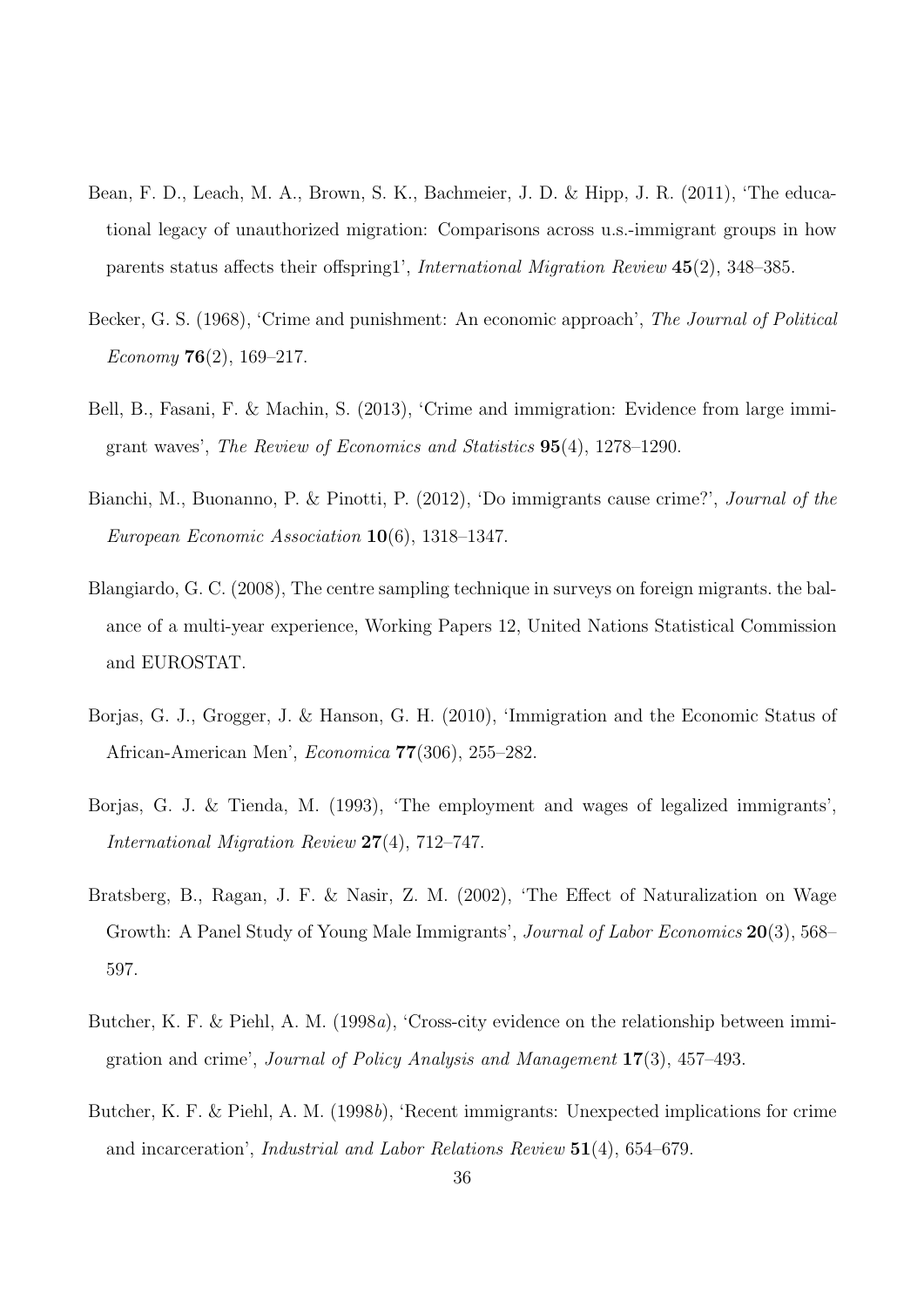Bean, F. D., Leach, M. A., Brown, S. K., Bachmeier, J. D. & Hipp, J. R. (2011), 'The educational legacy of unauthorized migration: Comparisons across u.s.-immigrant groups in how parents status affects their offspring1', *International Migration Review* **45**(2), 348–385.

Becker, G. S. (1968), 'Crime and punishment: An economic approach', *The Journal of Political Economy* **76**(2), 169–217.

Bell, B., Fasani, F. & Machin, S. (2013), 'Crime and immigration: Evidence from large immigrant waves', *The Review of Economics and Statistics* **95**(4), 1278–1290.

Bianchi, M., Buonanno, P. & Pinotti, P. (2012), 'Do immigrants cause crime?', *Journal of the European Economic Association* **10**(6), 1318–1347.

Blangiardo, G. C. (2008), The centre sampling technique in surveys on foreign migrants. the balance of a multi-year experience, Working Papers 12, United Nations Statistical Commission and EUROSTAT.

Borjas, G. J., Grogger, J. & Hanson, G. H. (2010), 'Immigration and the Economic Status of African-American Men', *Economica* **77**(306), 255–282.

Borjas, G. J. & Tienda, M. (1993), 'The employment and wages of legalized immigrants', *International Migration Review* **27**(4), 712–747.

Bratsberg, B., Ragan, J. F. & Nasir, Z. M. (2002), 'The Effect of Naturalization on Wage Growth: A Panel Study of Young Male Immigrants', *Journal of Labor Economics* **20**(3), 568–597.

Butcher, K. F. & Piehl, A. M. (1998*a*), 'Cross-city evidence on the relationship between immigration and crime', *Journal of Policy Analysis and Management* **17**(3), 457–493.

Butcher, K. F. & Piehl, A. M. (1998*b*), 'Recent immigrants: Unexpected implications for crime and incarceration', *Industrial and Labor Relations Review* **51**(4), 654–679.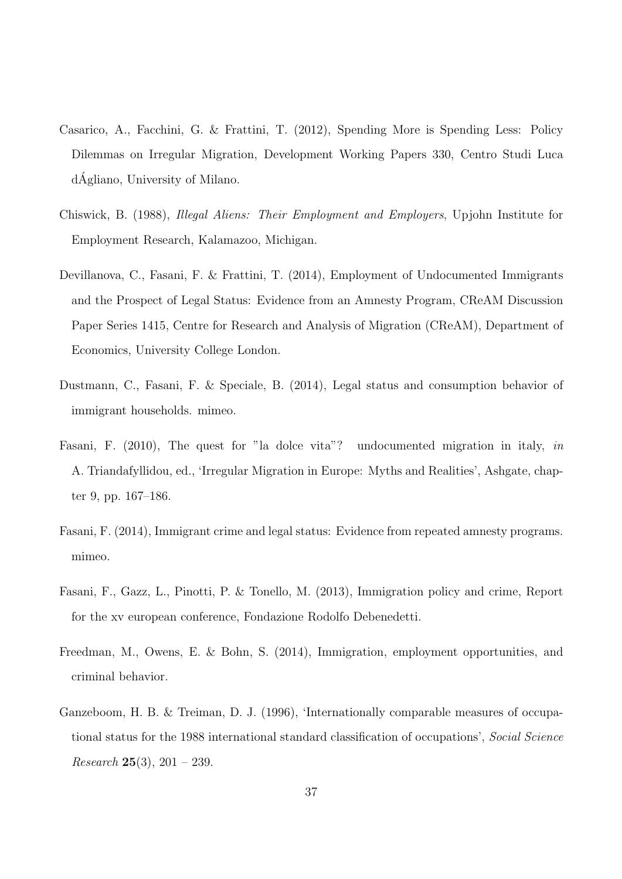Casarico, A., Facchini, G. & Frattini, T. (2012), Spending More is Spending Less: Policy Dilemmas on Irregular Migration, Development Working Papers 330, Centro Studi Luca dÁgliano, University of Milano.

Chiswick, B. (1988), *Illegal Aliens: Their Employment and Employers*, Upjohn Institute for Employment Research, Kalamazoo, Michigan.

Devillanova, C., Fasani, F. & Frattini, T. (2014), Employment of Undocumented Immigrants and the Prospect of Legal Status: Evidence from an Amnesty Program, CReAM Discussion Paper Series 1415, Centre for Research and Analysis of Migration (CReAM), Department of Economics, University College London.

Dustmann, C., Fasani, F. & Speciale, B. (2014), Legal status and consumption behavior of immigrant households. mimeo.

Fasani, F. (2010), The quest for "la dolce vita"? undocumented migration in italy, *in* A. Triandafyllidou, ed., 'Irregular Migration in Europe: Myths and Realities', Ashgate, chapter 9, pp. 167–186.

Fasani, F. (2014), Immigrant crime and legal status: Evidence from repeated amnesty programs. mimeo.

Fasani, F., Gazz, L., Pinotti, P. & Tonello, M. (2013), Immigration policy and crime, Report for the xv european conference, Fondazione Rodolfo Debenedetti.

Freedman, M., Owens, E. & Bohn, S. (2014), Immigration, employment opportunities, and criminal behavior.

Ganzeboom, H. B. & Treiman, D. J. (1996), 'Internationally comparable measures of occupational status for the 1988 international standard classification of occupations', *Social Science Research* **25**(3), 201 – 239.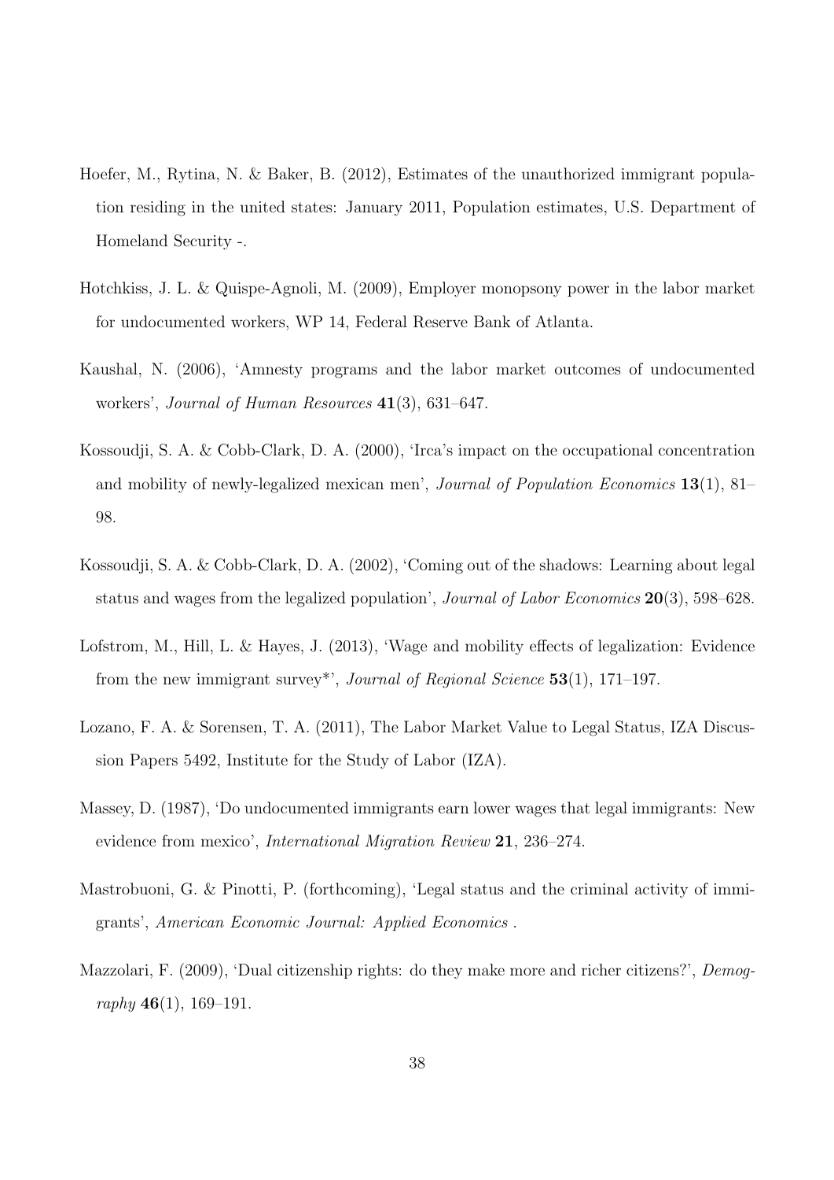Hoefer, M., Rytina, N. & Baker, B. (2012), Estimates of the unauthorized immigrant population residing in the united states: January 2011, Population estimates, U.S. Department of Homeland Security -.

Hotchkiss, J. L. & Quispe-Agnoli, M. (2009), Employer monopsony power in the labor market for undocumented workers, WP 14, Federal Reserve Bank of Atlanta.

Kaushal, N. (2006), 'Amnesty programs and the labor market outcomes of undocumented workers', *Journal of Human Resources* **41**(3), 631–647.

Kossoudji, S. A. & Cobb-Clark, D. A. (2000), 'Irca's impact on the occupational concentration and mobility of newly-legalized mexican men', *Journal of Population Economics* **13**(1), 81–98.

Kossoudji, S. A. & Cobb-Clark, D. A. (2002), 'Coming out of the shadows: Learning about legal status and wages from the legalized population', *Journal of Labor Economics* **20**(3), 598–628.

Lofstrom, M., Hill, L. & Hayes, J. (2013), 'Wage and mobility effects of legalization: Evidence from the new immigrant survey*', *Journal of Regional Science* **53**(1), 171–197.

Lozano, F. A. & Sorensen, T. A. (2011), The Labor Market Value to Legal Status, IZA Discussion Papers 5492, Institute for the Study of Labor (IZA).

Massey, D. (1987), 'Do undocumented immigrants earn lower wages that legal immigrants: New evidence from mexico', *International Migration Review* **21**, 236–274.

Mastrobuoni, G. & Pinotti, P. (forthcoming), 'Legal status and the criminal activity of immigrants', *American Economic Journal: Applied Economics* .

Mazzolari, F. (2009), 'Dual citizenship rights: do they make more and richer citizens?', *Demography* **46**(1), 169–191.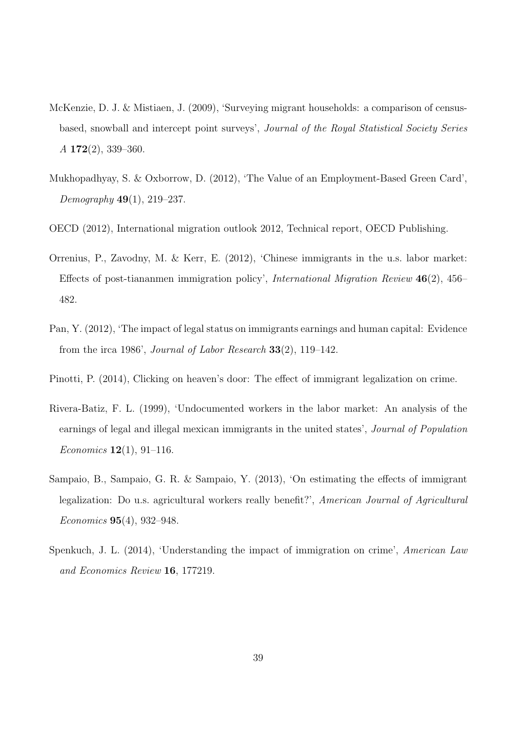McKenzie, D. J. & Mistiaen, J. (2009), 'Surveying migrant households: a comparison of census-based, snowball and intercept point surveys', *Journal of the Royal Statistical Society Series A* **172**(2), 339–360.

Mukhopadhyay, S. & Oxborrow, D. (2012), 'The Value of an Employment-Based Green Card', *Demography* **49**(1), 219–237.

OECD (2012), International migration outlook 2012, Technical report, OECD Publishing.

Orrenius, P., Zavodny, M. & Kerr, E. (2012), 'Chinese immigrants in the u.s. labor market: Effects of post-tiananmen immigration policy', *International Migration Review* **46**(2), 456–482.

Pan, Y. (2012), 'The impact of legal status on immigrants earnings and human capital: Evidence from the irca 1986', *Journal of Labor Research* **33**(2), 119–142.

Pinotti, P. (2014), Clicking on heaven's door: The effect of immigrant legalization on crime.

Rivera-Batiz, F. L. (1999), 'Undocumented workers in the labor market: An analysis of the earnings of legal and illegal mexican immigrants in the united states', *Journal of Population Economics* **12**(1), 91–116.

Sampaio, B., Sampaio, G. R. & Sampaio, Y. (2013), 'On estimating the effects of immigrant legalization: Do u.s. agricultural workers really benefit?', *American Journal of Agricultural Economics* **95**(4), 932–948.

Spenkuch, J. L. (2014), 'Understanding the impact of immigration on crime', *American Law and Economics Review* **16**, 177219.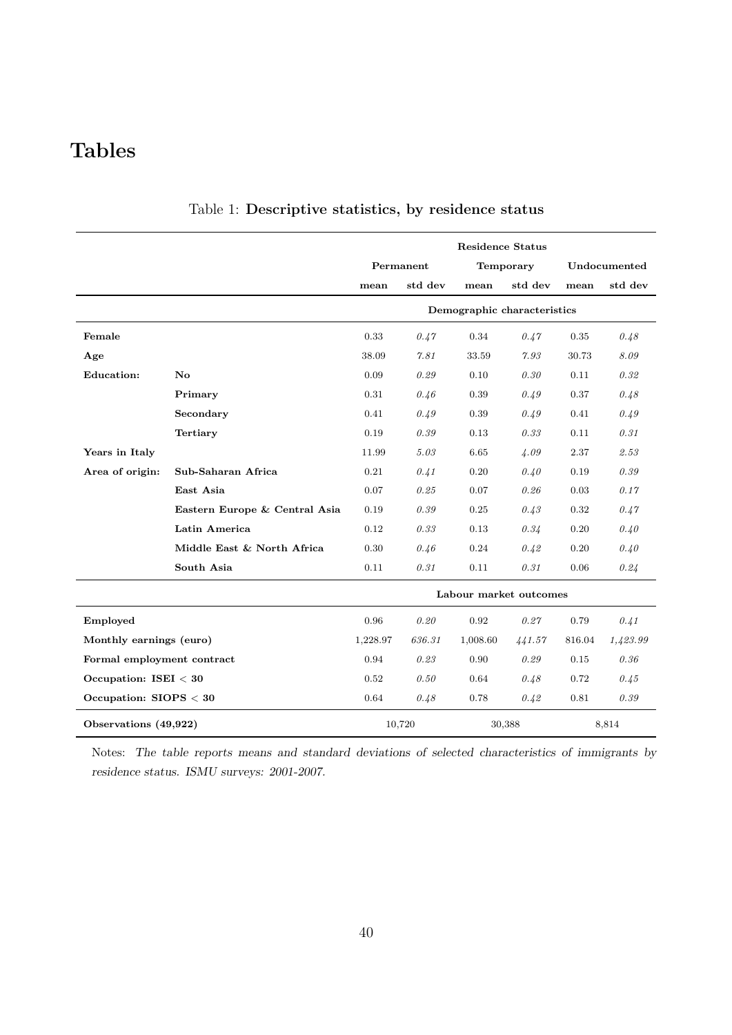# Tables

Table 1: **Descriptive statistics, by residence status**

| | | **Residence Status** | | | | | |
|---|---|---|---|---|---|---|---|
| | | **Permanent** | | **Temporary** | | **Undocumented** | |
| | | **mean** | **std dev** | **mean** | **std dev** | **mean** | **std dev** |
| | | **Demographic characteristics** | | | | | |
| **Female** | | 0.33 | *0.47* | 0.34 | *0.47* | 0.35 | *0.48* |
| **Age** | | 38.09 | *7.81* | 33.59 | *7.93* | 30.73 | *8.09* |
| **Education:** | **No** | 0.09 | *0.29* | 0.10 | *0.30* | 0.11 | *0.32* |
| | **Primary** | 0.31 | *0.46* | 0.39 | *0.49* | 0.37 | *0.48* |
| | **Secondary** | 0.41 | *0.49* | 0.39 | *0.49* | 0.41 | *0.49* |
| | **Tertiary** | 0.19 | *0.39* | 0.13 | *0.33* | 0.11 | *0.31* |
| **Years in Italy** | | 11.99 | *5.03* | 6.65 | *4.09* | 2.37 | *2.53* |
| **Area of origin:** | **Sub-Saharan Africa** | 0.21 | *0.41* | 0.20 | *0.40* | 0.19 | *0.39* |
| | **East Asia** | 0.07 | *0.25* | 0.07 | *0.26* | 0.03 | *0.17* |
| | **Eastern Europe & Central Asia** | 0.19 | *0.39* | 0.25 | *0.43* | 0.32 | *0.47* |
| | **Latin America** | 0.12 | *0.33* | 0.13 | *0.34* | 0.20 | *0.40* |
| | **Middle East & North Africa** | 0.30 | *0.46* | 0.24 | *0.42* | 0.20 | *0.40* |
| | **South Asia** | 0.11 | *0.31* | 0.11 | *0.31* | 0.06 | *0.24* |
| | | **Labour market outcomes** | | | | | |
| **Employed** | | 0.96 | *0.20* | 0.92 | *0.27* | 0.79 | *0.41* |
| **Monthly earnings (euro)** | | 1,228.97 | *636.31* | 1,008.60 | *441.57* | 816.04 | *1,423.99* |
| **Formal employment contract** | | 0.94 | *0.23* | 0.90 | *0.29* | 0.15 | *0.36* |
| **Occupation: ISEI < 30** | | 0.52 | *0.50* | 0.64 | *0.48* | 0.72 | *0.45* |
| **Occupation: SIOPS < 30** | | 0.64 | *0.48* | 0.78 | *0.42* | 0.81 | *0.39* |
| **Observations (49,922)** | | 10,720 | | 30,388 | | 8,814 | |

Notes: *The table reports means and standard deviations of selected characteristics of immigrants by residence status. ISMU surveys: 2001-2007.*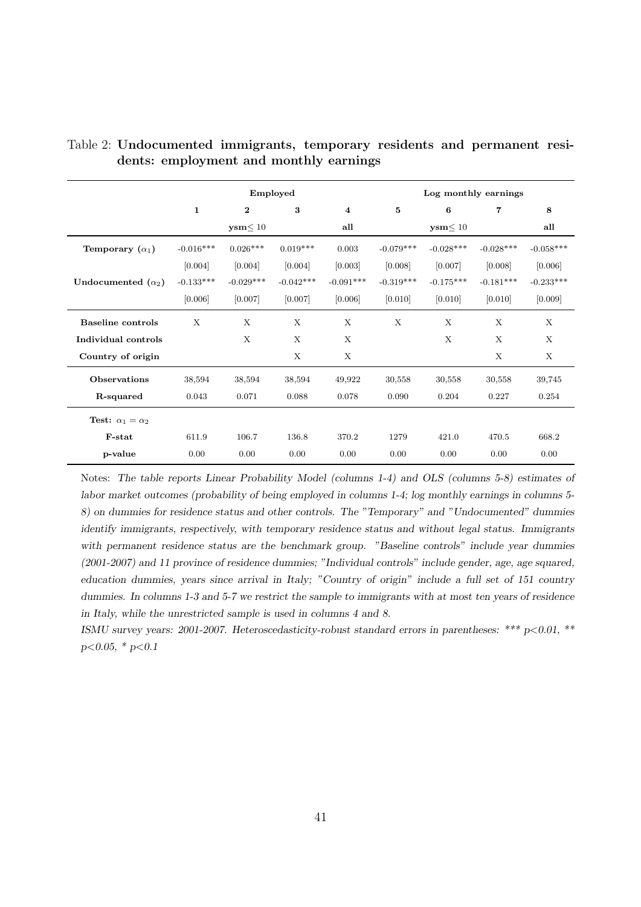Table 2: **Undocumented immigrants, temporary residents and permanent residents: employment and monthly earnings**

| | Employed | | | | Log monthly earnings | | | |
|---|---|---|---|---|---|---|---|---|
| | **1** | **2** | **3** | **4** | **5** | **6** | **7** | **8** |
| | | **ysm**$\leq 10$ | | **all** | | **ysm**$\leq 10$ | | **all** |
| **Temporary ($\alpha_1$)** | -0.016*** | 0.026*** | 0.019*** | 0.003 | -0.079*** | -0.028*** | -0.028*** | -0.058*** |
| | [0.004] | [0.004] | [0.004] | [0.003] | [0.008] | [0.007] | [0.008] | [0.006] |
| **Undocumented ($\alpha_2$)** | -0.133*** | -0.029*** | -0.042*** | -0.091*** | -0.319*** | -0.175*** | -0.181*** | -0.233*** |
| | [0.006] | [0.007] | [0.007] | [0.006] | [0.010] | [0.010] | [0.010] | [0.009] |
| **Baseline controls** | X | X | X | X | X | X | X | X |
| **Individual controls** | | X | X | X | | X | X | X |
| **Country of origin** | | | X | X | | | X | X |
| **Observations** | 38,594 | 38,594 | 38,594 | 49,922 | 30,558 | 30,558 | 30,558 | 39,745 |
| **R-squared** | 0.043 | 0.071 | 0.088 | 0.078 | 0.090 | 0.204 | 0.227 | 0.254 |
| **Test: $\alpha_1 = \alpha_2$** | | | | | | | | |
| **F-stat** | 611.9 | 106.7 | 136.8 | 370.2 | 1279 | 421.0 | 470.5 | 668.2 |
| **p-value** | 0.00 | 0.00 | 0.00 | 0.00 | 0.00 | 0.00 | 0.00 | 0.00 |

Notes: *The table reports Linear Probability Model (columns 1-4) and OLS (columns 5-8) estimates of labor market outcomes (probability of being employed in columns 1-4; log monthly earnings in columns 5-8) on dummies for residence status and other controls. The "Temporary" and "Undocumented" dummies identify immigrants, respectively, with temporary residence status and without legal status. Immigrants with permanent residence status are the benchmark group. "Baseline controls" include year dummies (2001-2007) and 11 province of residence dummies; "Individual controls" include gender, age, age squared, education dummies, years since arrival in Italy; "Country of origin" include a full set of 151 country dummies. In columns 1-3 and 5-7 we restrict the sample to immigrants with at most ten years of residence in Italy, while the unrestricted sample is used in columns 4 and 8.*

*ISMU survey years: 2001-2007. Heteroscedasticity-robust standard errors in parentheses: *** $p<0.01$, ** $p<0.05$, * $p<0.1$*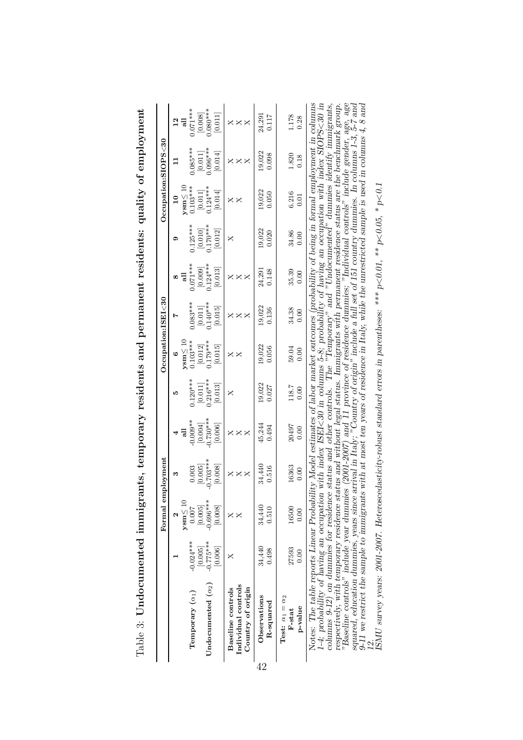Table 3: **Undocumented immigrants, temporary residents and permanent residents: quality of employment**

| | Formal employment | | | | Occupation:ISEI<30 | | | | Occupation:SIOPS<30 | | | |
|---|---|---|---|---|---|---|---|---|---|---|---|---|
| | **1** | **2** | **3** | **4** | **5** | **6** | **7** | **8** | **9** | **10** | **11** | **12** |
| | | **ysm≤ 10** | | **all** | | **ysm≤ 10** | | **all** | | **ysm≤ 10** | | **all** |
| **Temporary** ($\alpha_1$) | -0.024*** | 0.007 | 0.003 | -0.009** | 0.120*** | 0.103*** | 0.083*** | 0.071*** | 0.125*** | 0.103*** | 0.085*** | 0.071*** |
| | [0.005] | [0.005] | [0.005] | [0.004] | [0.011] | [0.012] | [0.011] | [0.009] | [0.010] | [0.011] | [0.011] | [0.008] |
| **Undocumented** ($\alpha_2$) | -0.775*** | -0.696*** | -0.703*** | -0.730*** | 0.216*** | 0.179*** | 0.140*** | 0.124*** | 0.170*** | 0.124*** | 0.096*** | 0.080*** |
| | [0.006] | [0.008] | [0.008] | [0.006] | [0.013] | [0.015] | [0.015] | [0.013] | [0.012] | [0.014] | [0.014] | [0.011] |
| **Baseline controls** | X | X | X | X | X | X | X | X | X | X | X | X |
| **Individual controls** | | X | X | X | | X | X | X | | X | X | X |
| **Country of origin** | | | X | X | | | X | X | | | X | X |
| **Observations** | 34,440 | 34,440 | 34,440 | 45,244 | 19,022 | 19,022 | 19,022 | 24,291 | 19,022 | 19,022 | 19,022 | 24,291 |
| **R-squared** | 0.498 | 0.510 | 0.516 | 0.494 | 0.027 | 0.056 | 0.136 | 0.148 | 0.020 | 0.050 | 0.098 | 0.117 |
| **Test:** $\alpha_1 = \alpha_2$ | | | | | | | | | | | | |
| **F-stat** | 27593 | 16500 | 16363 | 20497 | 118.7 | 59.04 | 34.38 | 35.39 | 34.86 | 6.216 | 1.820 | 1.178 |
| **p-value** | 0.00 | 0.00 | 0.00 | 0.00 | 0.00 | 0.00 | 0.00 | 0.00 | 0.00 | 0.01 | 0.18 | 0.28 |

Notes: *The table reports Linear Probability Model estimates of labor market outcomes (probability of being in formal employment in columns 1-4; probability of having an occupation with index ISEI<30 in columns 5-8; probability of having an occupation with index SIOPS<30 in columns 9-12) on dummies for residence status and other controls. The "Temporary" and "Undocumented" dummies identify immigrants, respectively, with temporary residence status and without legal status. Immigrants with permanent residence status are the benchmark group. "Baseline controls" include year dummies (2001-2007) and 11 province of residence dummies; "Individual controls" include gender, age, age squared, education dummies, years since arrival in Italy; "Country of origin" include a full set of 151 country dummies. In columns 1-3, 5-7 and 9-11 we restrict the sample to immigrants with at most ten years of residence in Italy, while the unrestricted sample is used in columns 4, 8 and 12.*

*ISMU survey years: 2001-2007. Heteroscedasticity-robust standard errors in parentheses: *** p<0.01, ** p<0.05, * p<0.1*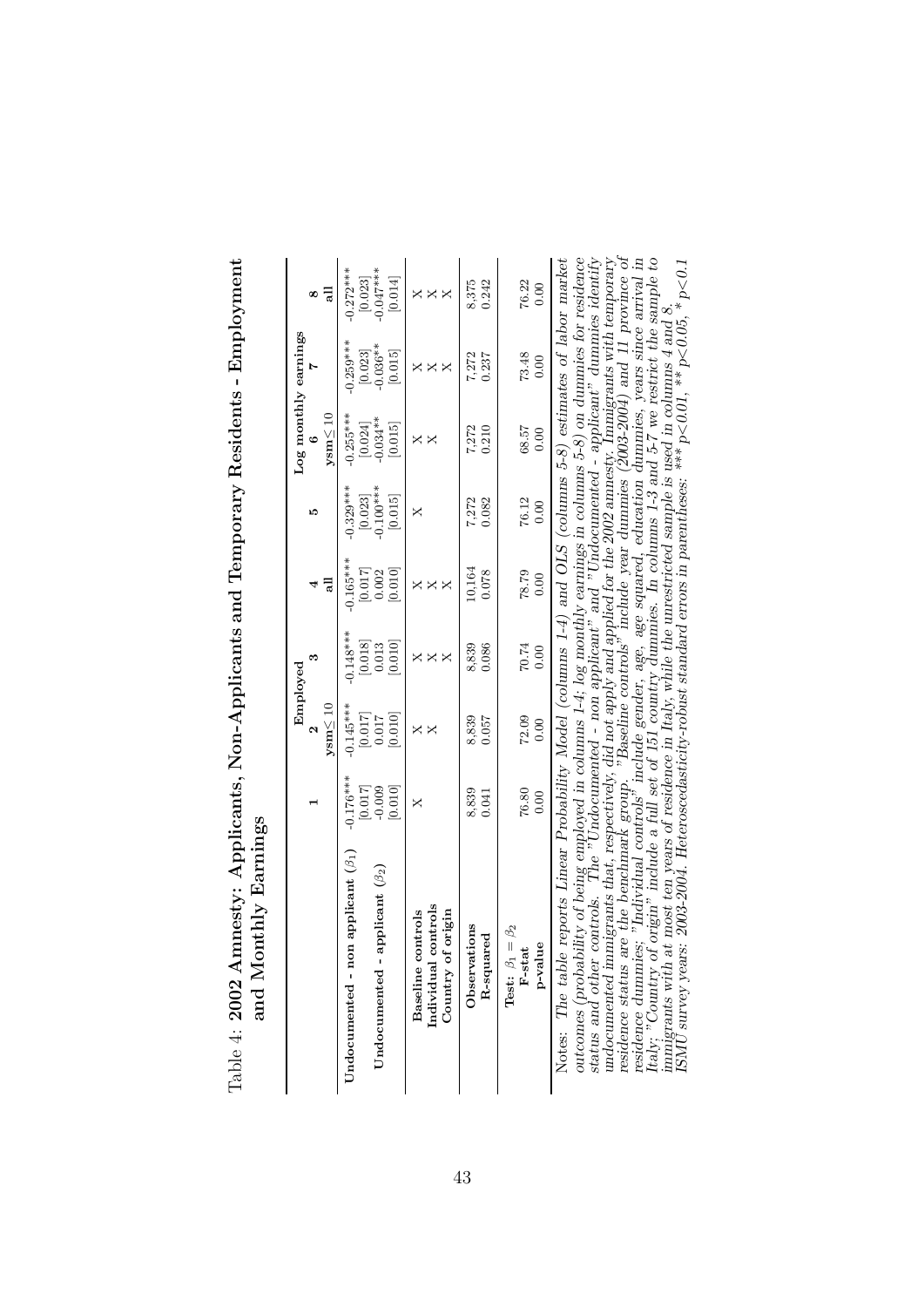Table 4: **2002 Amnesty: Applicants, Non-Applicants and Temporary Residents - Employment and Monthly Earnings**

| | Employed | | | | Log monthly earnings | | | |
|---|---|---|---|---|---|---|---|---|
| | **1** | **2** | **3** | **4** | **5** | **6** | **7** | **8** |
| | | **ysm≤10** | | **all** | | **ysm≤10** | | **all** |
| **Undocumented - non applicant ($\beta_1$)** | -0.176*** | -0.145*** | -0.148*** | -0.165*** | -0.329*** | -0.255*** | -0.259*** | -0.272*** |
| | [0.017] | [0.017] | [0.018] | [0.017] | [0.023] | [0.024] | [0.023] | [0.023] |
| **Undocumented - applicant ($\beta_2$)** | -0.009 | 0.017 | 0.013 | 0.002 | -0.100*** | -0.034** | -0.036** | -0.047*** |
| | [0.010] | [0.010] | [0.010] | [0.010] | [0.015] | [0.015] | [0.015] | [0.014] |
| **Baseline controls** | X | X | X | X | X | X | X | X |
| **Individual controls** | | X | X | X | | X | X | X |
| **Country of origin** | | | X | X | | | X | X |
| **Observations** | 8,839 | 8,839 | 8,839 | 10,164 | 7,272 | 7,272 | 7,272 | 8,375 |
| **R-squared** | 0.041 | 0.057 | 0.086 | 0.078 | 0.082 | 0.210 | 0.237 | 0.242 |
| **Test: $\beta_1 = \beta_2$** | | | | | | | | |
| **F-stat** | 76.80 | 72.09 | 70.74 | 78.79 | 76.12 | 68.57 | 73.48 | 76.22 |
| **p-value** | 0.00 | 0.00 | 0.00 | 0.00 | 0.00 | 0.00 | 0.00 | 0.00 |

*Notes: The table reports Linear Probability Model (columns 1-4) and OLS (columns 5-8) estimates of labor market outcomes (probability of being employed in columns 1-4; log monthly earnings in columns 5-8) on dummies for residence status and other controls. The "Undocumented - non applicant" and "Undocumented - applicant" dummies identify undocumented immigrants that, respectively, did not apply and applied for the 2002 amnesty. Immigrants with temporary residence status are the benchmark group. "Baseline controls" include year dummies (2003-2004) and 11 province of residence dummies; "Individual controls" include gender, age, age squared, education dummies, years since arrival in Italy; "Country of origin" include a full set of 151 country dummies. In columns 1-3 and 5-7 we restrict the sample to immigrants with at most ten years of residence in Italy, while the unrestricted sample is used in columns 4 and 8. ISMU survey years: 2003-2004. Heteroscedasticity-robust standard errors in parentheses: *** p<0.01, ** p<0.05, * p<0.1*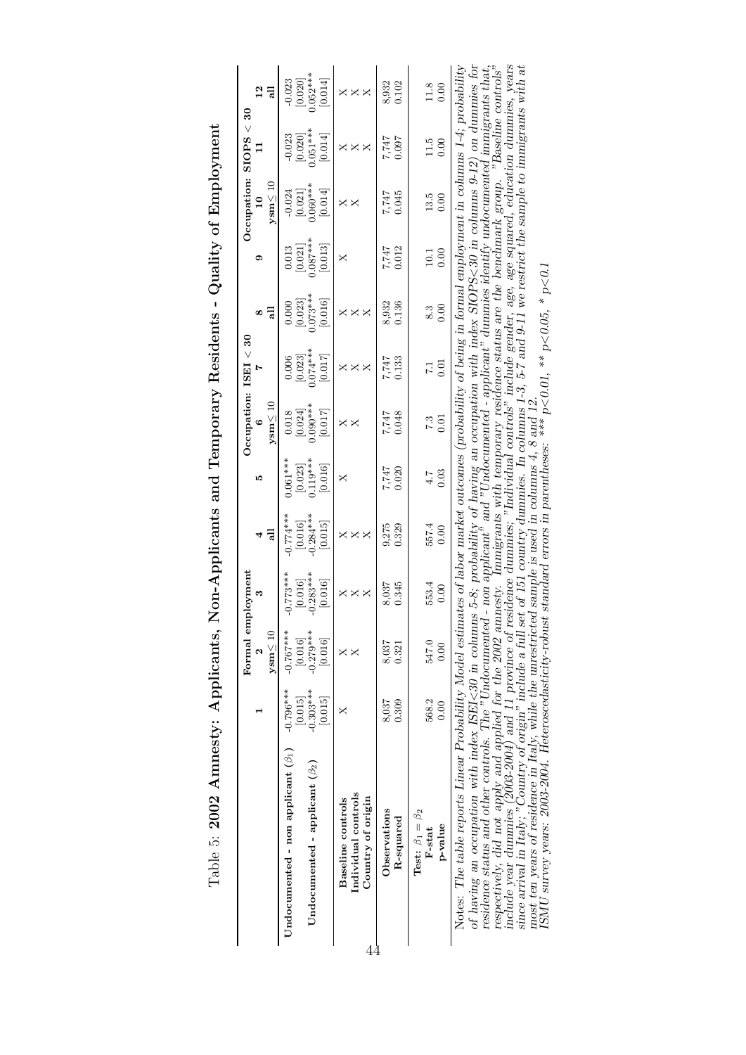Table 5: **2002 Amnesty: Applicants, Non-Applicants and Temporary Residents - Quality of Employment**

| | Formal employment | | | | Occupation: ISEI < 30 | | | | Occupation: SIOPS < 30 | | | |
|---|---|---|---|---|---|---|---|---|---|---|---|---|
| | **1** | **2** | **3** | **4** | **5** | **6** | **7** | **8** | **9** | **10** | **11** | **12** |
| | | **ysm≤ 10** | | **all** | | **ysm≤ 10** | | **all** | | **ysm≤ 10** | | **all** |
| **Undocumented - non applicant** ($\beta_1$) | -0.796*** | -0.767*** | -0.773*** | -0.774*** | 0.061*** | 0.018 | 0.006 | 0.000 | 0.013 | -0.024 | -0.023 | -0.023 |
| | [0.015] | [0.016] | [0.016] | [0.016] | [0.023] | [0.024] | [0.023] | [0.023] | [0.021] | [0.021] | [0.020] | [0.020] |
| **Undocumented - applicant** ($\beta_2$) | -0.303*** | -0.279*** | -0.283*** | -0.284*** | 0.119*** | 0.090*** | 0.074*** | 0.073*** | 0.087*** | 0.060*** | 0.051*** | 0.052*** |
| | [0.015] | [0.016] | [0.016] | [0.015] | [0.016] | [0.017] | [0.017] | [0.016] | [0.013] | [0.014] | [0.014] | [0.014] |
| **Baseline controls** | X | X | X | X | X | X | X | X | X | X | X | X |
| **Individual controls** | | X | X | X | | X | X | X | | X | X | X |
| **Country of origin** | | | X | X | | | X | X | | | X | X |
| **Observations** | 8,037 | 8,037 | 8,037 | 9,275 | 7,747 | 7,747 | 7,747 | 8,932 | 7,747 | 7,747 | 7,747 | 8,932 |
| **R-squared** | 0.309 | 0.321 | 0.345 | 0.329 | 0.020 | 0.048 | 0.133 | 0.136 | 0.012 | 0.045 | 0.097 | 0.102 |
| **Test:** $\beta_1 = \beta_2$ | | | | | | | | | | | | |
| **F-stat** | 568.2 | 547.0 | 553.4 | 557.4 | 4.7 | 7.3 | 7.1 | 8.3 | 10.1 | 13.5 | 11.5 | 11.8 |
| **p-value** | 0.00 | 0.00 | 0.00 | 0.00 | 0.03 | 0.01 | 0.01 | 0.00 | 0.00 | 0.00 | 0.00 | 0.00 |

*Notes: The table reports Linear Probability Model estimates of labor market outcomes (probability of being in formal employment in columns 1-4; probability of having an occupation with index ISEI≤30 in columns 5-8; probability of having an occupation with index SIOPS≤30 in columns 9-12) on dummies for residence status and other controls. The "Undocumented - non applicant" and "Undocumented - applicant" dummies identify undocumented immigrants that, respectively, did not apply and applied for the 2002 amnesty. Immigrants with temporary residence status are the benchmark group. "Baseline controls" include year dummies (2003-2004) and 11 province of residence dummies; "Individual controls" include gender, age, age squared, education dummies, years since arrival in Italy; "Country of origin" include a full set of 151 country dummies. In columns 1-3, 5-7 and 9-11 we restrict the sample to immigrants with at most ten years of residence in Italy, while the unrestricted sample is used in columns 4, 8 and 12. ISMU survey years: 2003-2004. Heteroscedasticity-robust standard errors in parentheses: *** p<0.01, ** p<0.05, * p<0.1*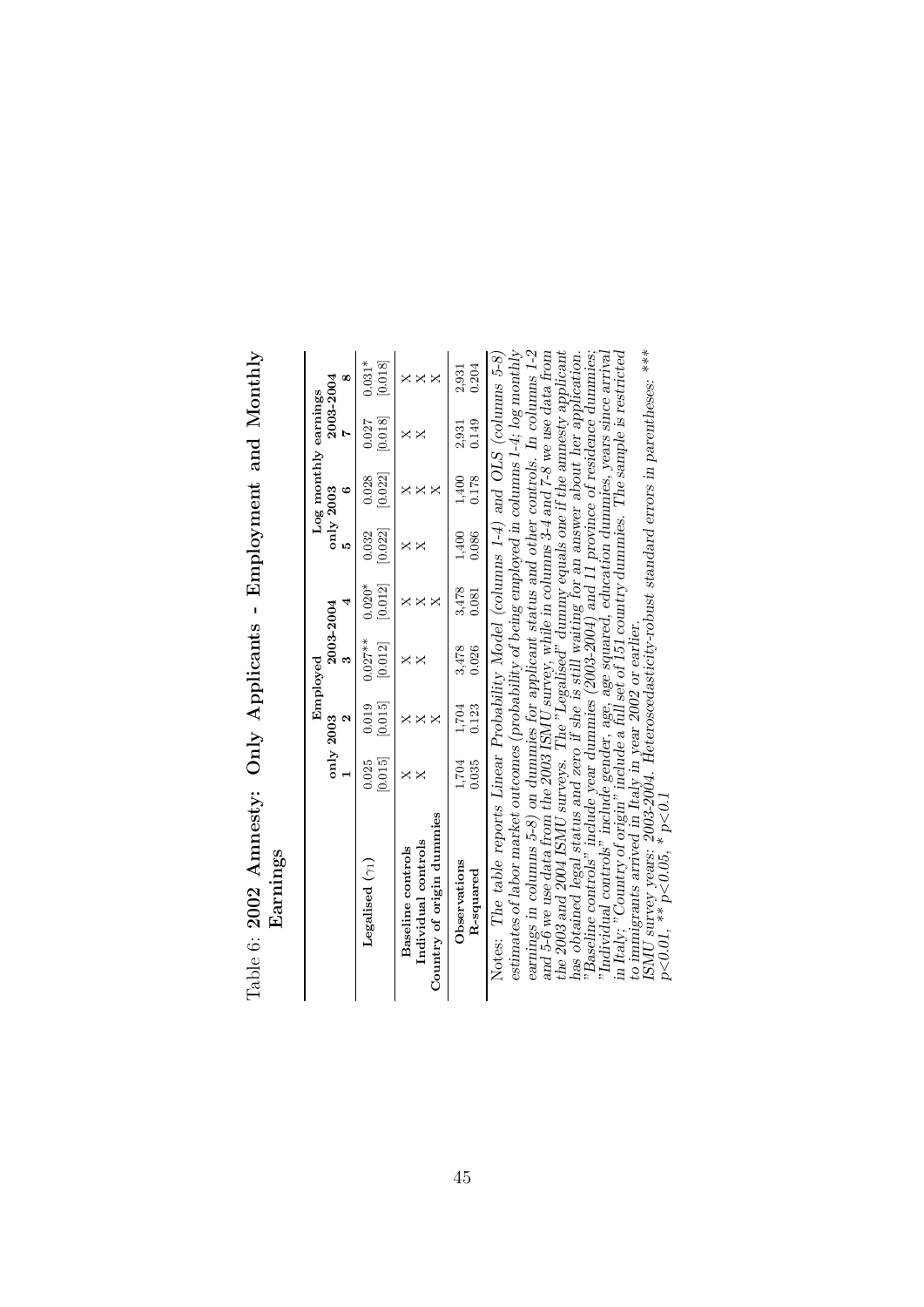Table 6: **2002 Amnesty: Only Applicants - Employment and Monthly Earnings**

| | Employed | | | | Log monthly earnings | | | |
|---|---|---|---|---|---|---|---|---|
| | only 2003 | | 2003-2004 | | only 2003 | | 2003-2004 | |
| | **1** | **2** | **3** | **4** | **5** | **6** | **7** | **8** |
| **Legalised** ($\gamma_1$) | 0.025 | 0.019 | 0.027** | 0.020* | 0.032 | 0.028 | 0.027 | 0.031* |
| | [0.015] | [0.015] | [0.012] | [0.012] | [0.022] | [0.022] | [0.018] | [0.018] |
| **Baseline controls** | X | X | X | X | X | X | X | X |
| **Individual controls** | X | X | X | X | X | X | X | X |
| **Country of origin dummies** | | X | | X | | X | | X |
| **Observations** | 1,704 | 1,704 | 3,478 | 3,478 | 1,400 | 1,400 | 2,931 | 2,931 |
| **R-squared** | 0.035 | 0.123 | 0.026 | 0.081 | 0.086 | 0.178 | 0.149 | 0.204 |

Notes: *The table reports Linear Probability Model (columns 1-4) and OLS (columns 5-8) estimates of labor market outcomes (probability of being employed in columns 1-4; log monthly earnings in columns 5-8) on dummies for applicant status and other controls. In columns 1-2 and 5-6 we use data from the 2003 ISMU survey, while in columns 3-4 and 7-8 we use data from the 2003 and 2004 ISMU surveys. The "Legalised" dummy equals one if the amnesty applicant has obtained legal status and zero if she is still waiting for an answer about her application. "Baseline controls" include year dummies (2003-2004) and 11 province of residence dummies; "Individual controls" include gender, age, age squared, education dummies, years since arrival in Italy; "Country of origin" include a full set of 151 country dummies. The sample is restricted to immigrants arrived in Italy in year 2002 or earlier.*
*ISMU survey years: 2003-2004. Heteroscedasticity-robust standard errors in parentheses: *** p<0.01, ** p<0.05, * p<0.1*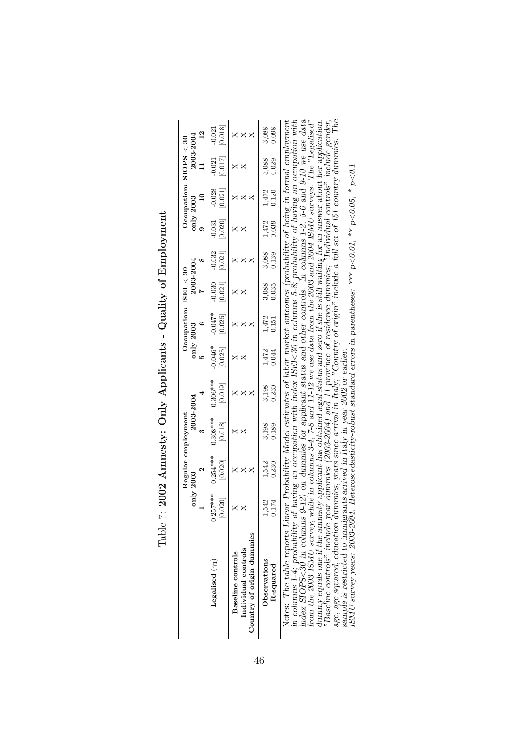Table 7: **2002 Amnesty: Only Applicants - Quality of Employment**

| | Regular employment | | | | Occupation: ISEI < 30 | | | | Occupation: SIOPS < 30 | | | |
|---|---|---|---|---|---|---|---|---|---|---|---|---|
| | only 2003 | | 2003-2004 | | only 2003 | | 2003-2004 | | only 2003 | | 2003-2004 | |
| | **1** | **2** | **3** | **4** | **5** | **6** | **7** | **8** | **9** | **10** | **11** | **12** |
| **Legalised** ($\gamma_1$) | 0.257*** | 0.254*** | 0.308*** | 0.306*** | -0.046* | -0.047* | -0.030 | -0.032 | -0.031 | -0.028 | -0.021 | -0.021 |
| | [0.020] | [0.020] | [0.018] | [0.019] | [0.025] | [0.025] | [0.021] | [0.021] | [0.020] | [0.021] | [0.017] | [0.018] |
| **Baseline controls** | X | X | X | X | X | X | X | X | X | X | X | X |
| **Individual controls** | X | X | X | X | X | X | X | X | X | X | X | X |
| **Country of origin dummies** | | X | | X | | X | | X | | X | | X |
| **Observations** | 1,542 | 1,542 | 3,198 | 3,198 | 1,472 | 1,472 | 3,088 | 3,088 | 1,472 | 1,472 | 3,088 | 3,088 |
| **R-squared** | 0.174 | 0.230 | 0.189 | 0.230 | 0.044 | 0.151 | 0.035 | 0.139 | 0.039 | 0.120 | 0.029 | 0.098 |

*Notes: The table reports Linear Probability Model estimates of labor market outcomes (probability of being in formal employment in columns 1-4; probability of having an occupation with index ISEI<30 in columns 5-8; probability of having an occupation with index SIOPS<30 in columns 9-12) on dummies for applicant status and other controls. In columns 1-2, 5-6 and 9-10 we use data from the 2003 ISMU survey, while in columns 3-4, 7-8 and 11-12 we use data from the 2003 and 2004 ISMU surveys. The "Legalised" dummy equals one if the amnesty applicant has obtained legal status and zero if she is still waiting for an answer about her application. "Baseline controls" include year dummies (2003-2004) and 11 province of residence dummies; "Individual controls" include gender, age, age squared, education dummies, years since arrival in Italy; "Country of origin" include a full set of 151 country dummies. The sample is restricted to immigrants arrived in Italy in year 2002 or earlier.*
*ISMU survey years: 2003-2004. Heteroscedasticity-robust standard errors in parentheses: \*\*\* p<0.01, \*\* p<0.05, \* p<0.1*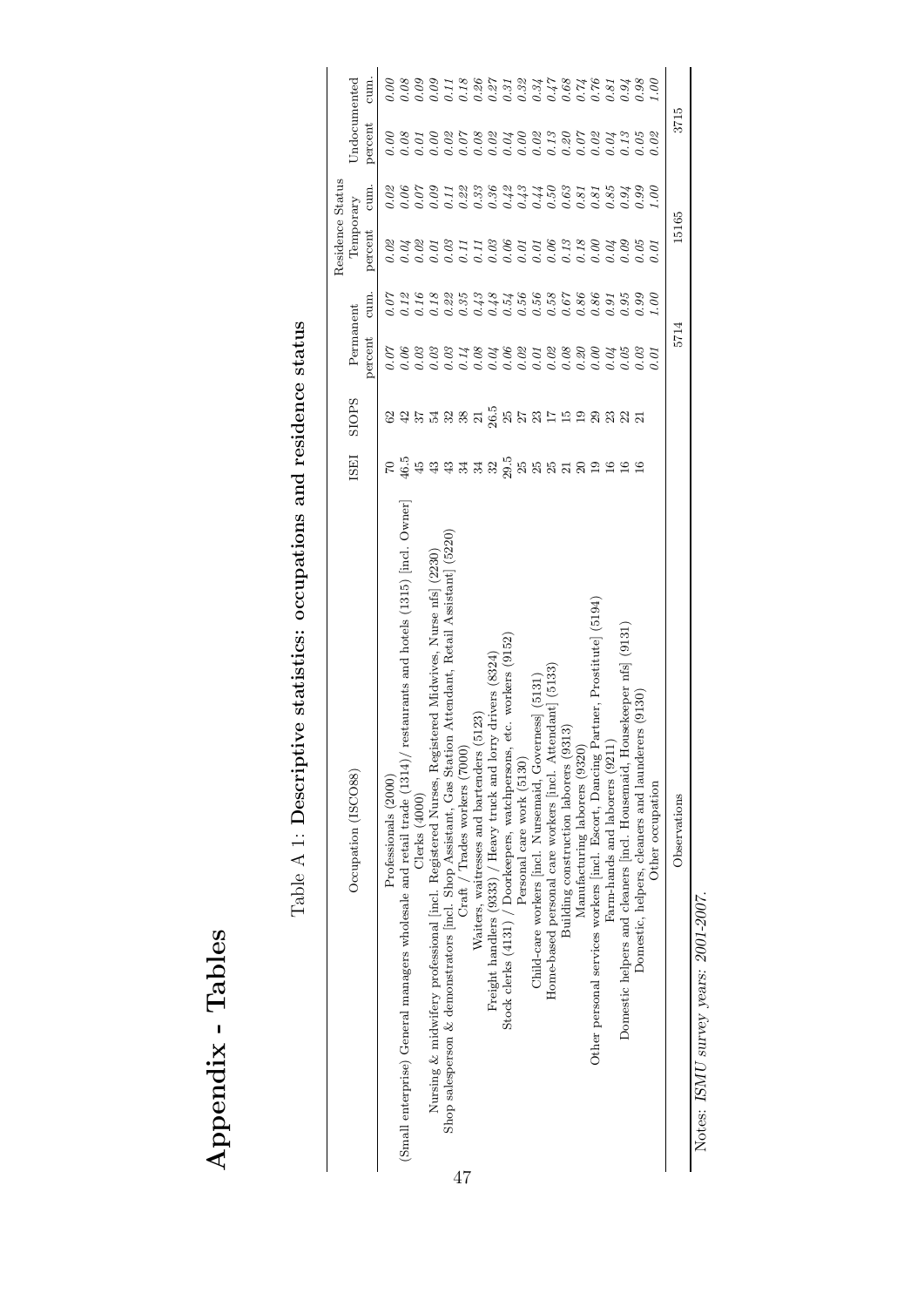# Appendix - Tables

Table A 1: **Descriptive statistics: occupations and residence status**

| Occupation (ISCO88) | ISEI | SIOPS | Residence Status | | | | | |
|---|---|---|---|---|---|---|---|---|
| | | | Permanent | | Temporary | | Undocumented | |
| | | | percent | cum. | percent | cum. | percent | cum. |
| Professionals (2000) | 70 | 62 | *0.07* | *0.07* | *0.02* | *0.02* | *0.00* | *0.00* |
| (Small enterprise) General managers wholesale and retail trade (1314)/ restaurants and hotels (1315) [incl. Owner] | 46.5 | 42 | *0.06* | *0.12* | *0.04* | *0.06* | *0.08* | *0.08* |
| Clerks (4000) | 45 | 37 | *0.03* | *0.16* | *0.02* | *0.07* | *0.01* | *0.09* |
| Nursing & midwifery professional [incl. Registered Nurses, Registered Midwives, Nurse nfs] (2230) | 43 | 54 | *0.03* | *0.18* | *0.01* | *0.09* | *0.00* | *0.09* |
| Shop salesperson & demonstrators [incl. Shop Assistant, Gas Station Attendant, Retail Assistant] (5220) | 43 | 32 | *0.03* | *0.22* | *0.03* | *0.11* | *0.02* | *0.11* |
| Craft / Trades workers (7000) | 34 | 38 | *0.14* | *0.35* | *0.11* | *0.22* | *0.07* | *0.18* |
| Waiters, waitresses and bartenders (5123) | 34 | 21 | *0.08* | *0.43* | *0.11* | *0.33* | *0.08* | *0.26* |
| Freight handlers (9333) / Heavy truck and lorry drivers (8324) | 32 | 26.5 | *0.04* | *0.48* | *0.03* | *0.36* | *0.02* | *0.27* |
| Stock clerks (4131) / Doorkeepers, watchpersons, etc. workers (9152) | 29.5 | 25 | *0.06* | *0.54* | *0.06* | *0.42* | *0.04* | *0.31* |
| Personal care work (5130) | 25 | 27 | *0.02* | *0.56* | *0.01* | *0.43* | *0.00* | *0.32* |
| Child-care workers [incl. Nursemaid, Governess] (5131) | 25 | 23 | *0.01* | *0.56* | *0.01* | *0.44* | *0.02* | *0.34* |
| Home-based personal care workers [incl. Attendant] (5133) | 25 | 17 | *0.02* | *0.58* | *0.06* | *0.50* | *0.13* | *0.47* |
| Building construction laborers (9313) | 21 | 15 | *0.08* | *0.67* | *0.13* | *0.63* | *0.20* | *0.68* |
| Manufacturing laborers (9320) | 20 | 19 | *0.20* | *0.86* | *0.18* | *0.81* | *0.07* | *0.74* |
| Other personal services workers [incl. Escort, Dancing Partner, Prostitute] (5194) | 19 | 29 | *0.00* | *0.86* | *0.00* | *0.81* | *0.02* | *0.76* |
| Farm-hands and laborers (9211) | 16 | 23 | *0.04* | *0.91* | *0.04* | *0.85* | *0.04* | *0.81* |
| Domestic helpers and cleaners [incl. Housemaid, Housekeeper nfs] (9131) | 16 | 22 | *0.05* | *0.95* | *0.09* | *0.94* | *0.13* | *0.94* |
| Domestic, helpers, cleaners and launderers (9130) | 16 | 21 | *0.03* | *0.99* | *0.05* | *0.99* | *0.05* | *0.98* |
| Other occupation | | | *0.01* | *1.00* | *0.01* | *1.00* | *0.02* | *1.00* |
| Observations | | | 5714 | | 15165 | | 3715 | |

Notes: *ISMU survey years: 2001-2007.*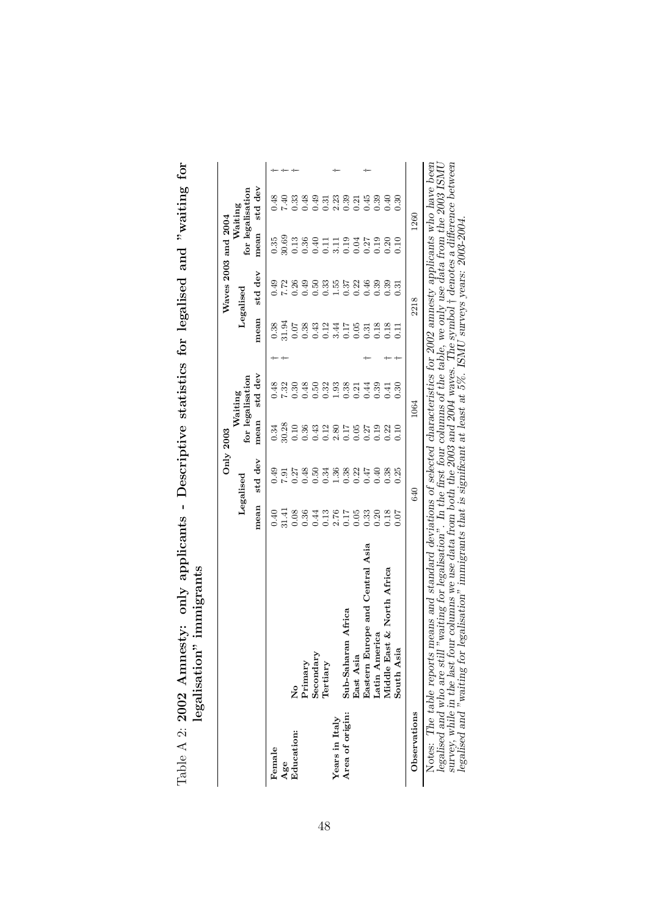Table A 2: **2002 Amnesty: only applicants - Descriptive statistics for legalised and "waiting for legalisation" immigrants**

| | | Only 2003 | | | | | Waves 2003 and 2004 | | | | |
|---|---|---|---|---|---|---|---|---|---|---|---|
| | | Legalised | | Waiting for legalisation | | | Legalised | | Waiting for legalisation | | |
| | | mean | std dev | mean | std dev | | mean | std dev | mean | std dev | |
| **Female** | | 0.40 | 0.49 | 0.34 | 0.48 | † | 0.38 | 0.49 | 0.35 | 0.48 | † |
| **Age** | | 31.41 | 7.91 | 30.28 | 7.32 | † | 31.94 | 7.72 | 30.69 | 7.40 | † |
| **Education:** | **No** | 0.08 | 0.27 | 0.10 | 0.30 | | 0.07 | 0.26 | 0.13 | 0.33 | † |
| | **Primary** | 0.36 | 0.48 | 0.36 | 0.48 | | 0.38 | 0.49 | 0.36 | 0.48 | |
| | **Secondary** | 0.44 | 0.50 | 0.43 | 0.50 | | 0.43 | 0.50 | 0.40 | 0.49 | |
| | **Tertiary** | 0.13 | 0.34 | 0.12 | 0.32 | | 0.12 | 0.33 | 0.11 | 0.31 | |
| **Years in Italy** | | 2.76 | 1.36 | 2.80 | 1.93 | | 3.44 | 1.55 | 3.11 | 2.23 | † |
| **Area of origin:** | **Sub-Saharan Africa** | 0.17 | 0.38 | 0.17 | 0.38 | | 0.17 | 0.37 | 0.19 | 0.39 | |
| | **East Asia** | 0.05 | 0.22 | 0.05 | 0.21 | | 0.05 | 0.22 | 0.04 | 0.21 | |
| | **Eastern Europe and Central Asia** | 0.33 | 0.47 | 0.27 | 0.44 | † | 0.31 | 0.46 | 0.27 | 0.45 | † |
| | **Latin America** | 0.20 | 0.40 | 0.19 | 0.39 | | 0.18 | 0.39 | 0.19 | 0.39 | |
| | **Middle East & North Africa** | 0.18 | 0.38 | 0.22 | 0.41 | † | 0.18 | 0.39 | 0.20 | 0.40 | |
| | **South Asia** | 0.07 | 0.25 | 0.10 | 0.30 | † | 0.11 | 0.31 | 0.10 | 0.30 | |
| **Observations** | | 640 | | 1064 | | | 2218 | | 1260 | | |

*Notes: The table reports means and standard deviations of selected characteristics for 2002 amnesty applicants who have been legalised and who are still "waiting for legalisation". In the first four columns of the table, we only use data from the 2003 ISMU survey, while in the last four columns we use data from both the 2003 and 2004 waves. The symbol † denotes a difference between legalised and "waiting for legalisation" immigrants that is significant at least at 5%. ISMU surveys years: 2003-2004.*